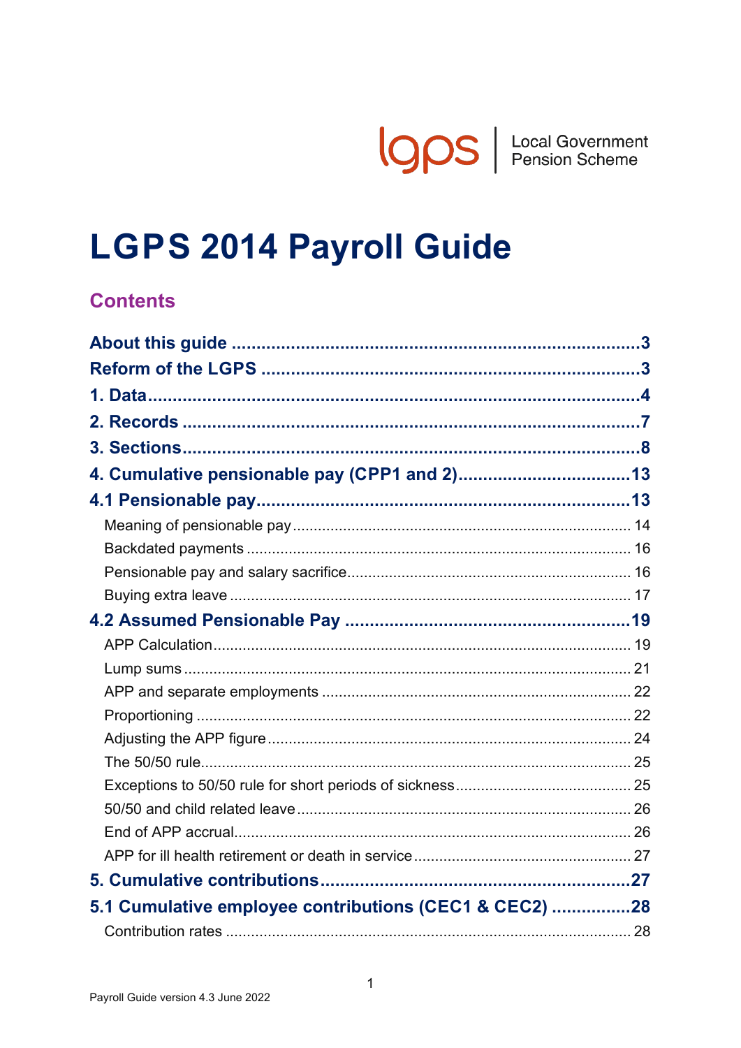lgps | Local Government Pension Scheme

# LGPS 2014 Payroll Guide

## Contents

**About this guide** ... 3
**Reform of the LGPS** ... 3
**1. Data** ... 4
**2. Records** ... 7
**3. Sections** ... 8
**4. Cumulative pensionable pay (CPP1 and 2)** ... 13
**4.1 Pensionable pay** ... 13
- Meaning of pensionable pay ... 14
- Backdated payments ... 16
- Pensionable pay and salary sacrifice ... 16
- Buying extra leave ... 17

**4.2 Assumed Pensionable Pay** ... 19
- APP Calculation ... 19
- Lump sums ... 21
- APP and separate employments ... 22
- Proportioning ... 22
- Adjusting the APP figure ... 24
- The 50/50 rule ... 25
- Exceptions to 50/50 rule for short periods of sickness ... 25
- 50/50 and child related leave ... 26
- End of APP accrual ... 26
- APP for ill health retirement or death in service ... 27

**5. Cumulative contributions** ... 27
**5.1 Cumulative employee contributions (CEC1 & CEC2)** ... 28
- Contribution rates ... 28

Payroll Guide version 4.3 June 2022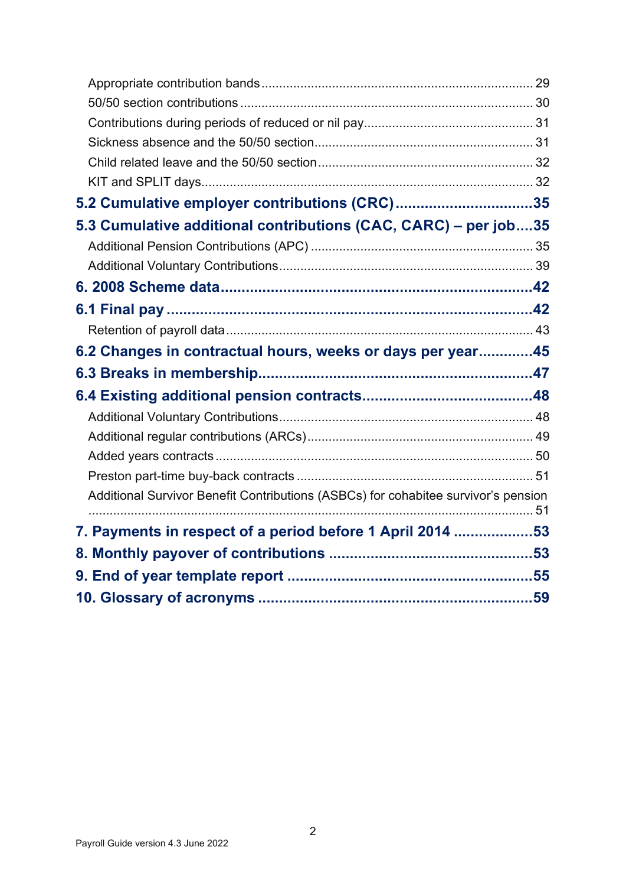Appropriate contribution bands ........ 29
50/50 section contributions ........ 30
Contributions during periods of reduced or nil pay ........ 31
Sickness absence and the 50/50 section ........ 31
Child related leave and the 50/50 section ........ 32
KIT and SPLIT days ........ 32

**5.2 Cumulative employer contributions (CRC) ........ 35**

**5.3 Cumulative additional contributions (CAC, CARC) – per job ........ 35**

Additional Pension Contributions (APC) ........ 35
Additional Voluntary Contributions ........ 39

**6. 2008 Scheme data ........ 42**

**6.1 Final pay ........ 42**

Retention of payroll data ........ 43

**6.2 Changes in contractual hours, weeks or days per year ........ 45**

**6.3 Breaks in membership ........ 47**

**6.4 Existing additional pension contracts ........ 48**

Additional Voluntary Contributions ........ 48
Additional regular contributions (ARCs) ........ 49
Added years contracts ........ 50
Preston part-time buy-back contracts ........ 51
Additional Survivor Benefit Contributions (ASBCs) for cohabitee survivor's pension ........ 51

**7. Payments in respect of a period before 1 April 2014 ........ 53**

**8. Monthly payover of contributions ........ 53**

**9. End of year template report ........ 55**

**10. Glossary of acronyms ........ 59**

Payroll Guide version 4.3 June 2022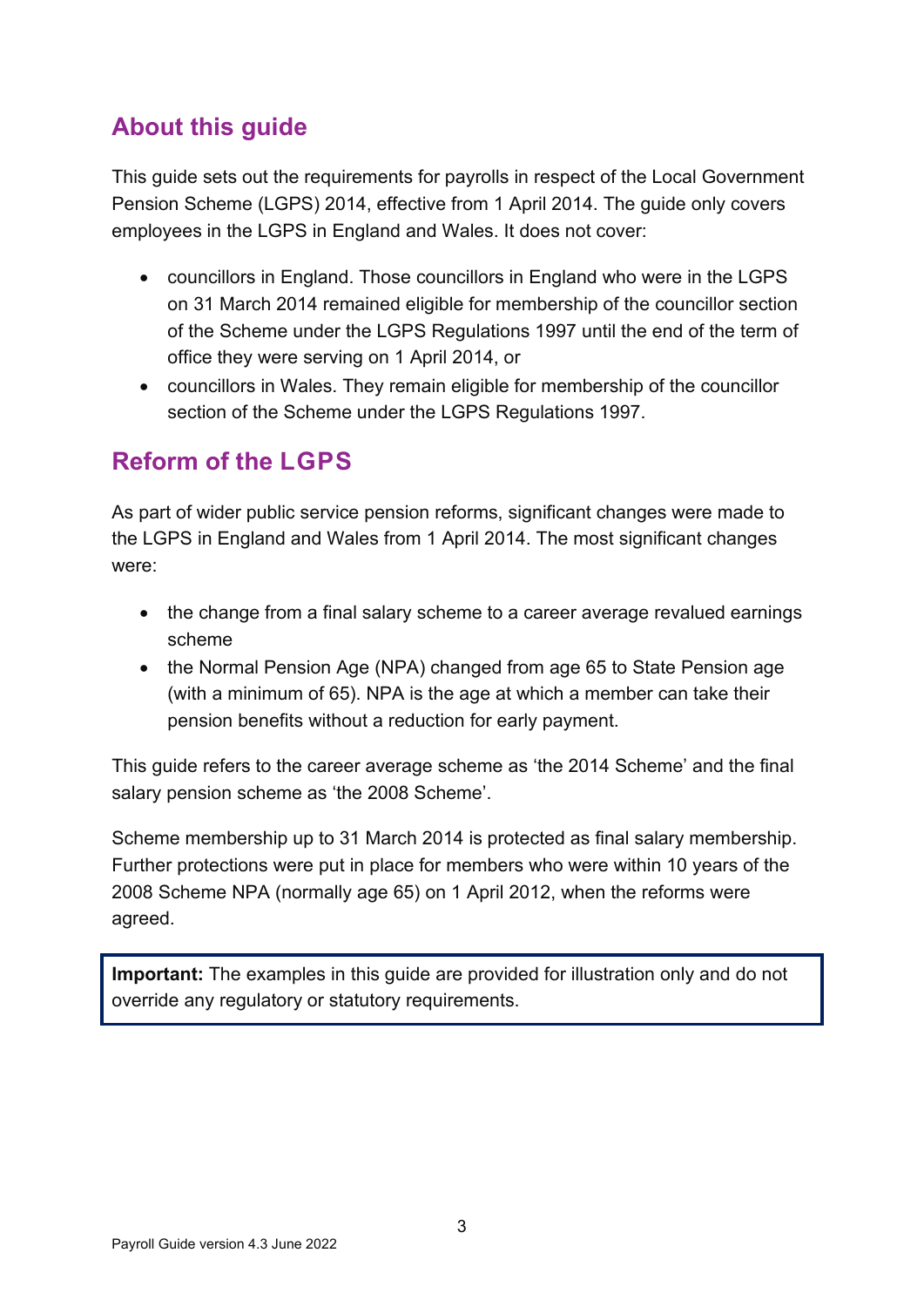## About this guide

This guide sets out the requirements for payrolls in respect of the Local Government Pension Scheme (LGPS) 2014, effective from 1 April 2014. The guide only covers employees in the LGPS in England and Wales. It does not cover:

- councillors in England. Those councillors in England who were in the LGPS on 31 March 2014 remained eligible for membership of the councillor section of the Scheme under the LGPS Regulations 1997 until the end of the term of office they were serving on 1 April 2014, or
- councillors in Wales. They remain eligible for membership of the councillor section of the Scheme under the LGPS Regulations 1997.

## Reform of the LGPS

As part of wider public service pension reforms, significant changes were made to the LGPS in England and Wales from 1 April 2014. The most significant changes were:

- the change from a final salary scheme to a career average revalued earnings scheme
- the Normal Pension Age (NPA) changed from age 65 to State Pension age (with a minimum of 65). NPA is the age at which a member can take their pension benefits without a reduction for early payment.

This guide refers to the career average scheme as 'the 2014 Scheme' and the final salary pension scheme as 'the 2008 Scheme'.

Scheme membership up to 31 March 2014 is protected as final salary membership. Further protections were put in place for members who were within 10 years of the 2008 Scheme NPA (normally age 65) on 1 April 2012, when the reforms were agreed.

**Important:** The examples in this guide are provided for illustration only and do not override any regulatory or statutory requirements.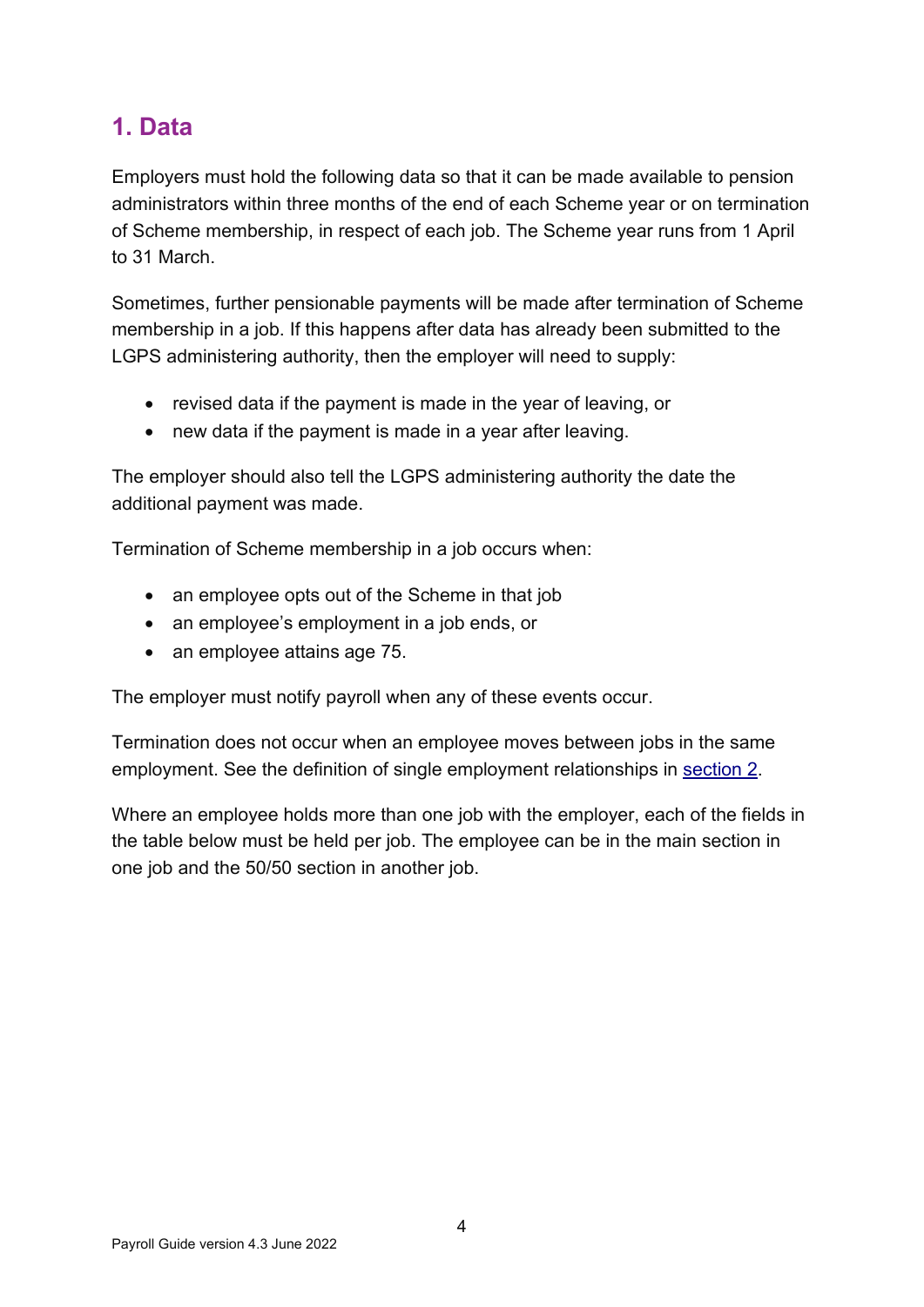# 1. Data

Employers must hold the following data so that it can be made available to pension administrators within three months of the end of each Scheme year or on termination of Scheme membership, in respect of each job. The Scheme year runs from 1 April to 31 March.

Sometimes, further pensionable payments will be made after termination of Scheme membership in a job. If this happens after data has already been submitted to the LGPS administering authority, then the employer will need to supply:

- revised data if the payment is made in the year of leaving, or
- new data if the payment is made in a year after leaving.

The employer should also tell the LGPS administering authority the date the additional payment was made.

Termination of Scheme membership in a job occurs when:

- an employee opts out of the Scheme in that job
- an employee's employment in a job ends, or
- an employee attains age 75.

The employer must notify payroll when any of these events occur.

Termination does not occur when an employee moves between jobs in the same employment. See the definition of single employment relationships in section 2.

Where an employee holds more than one job with the employer, each of the fields in the table below must be held per job. The employee can be in the main section in one job and the 50/50 section in another job.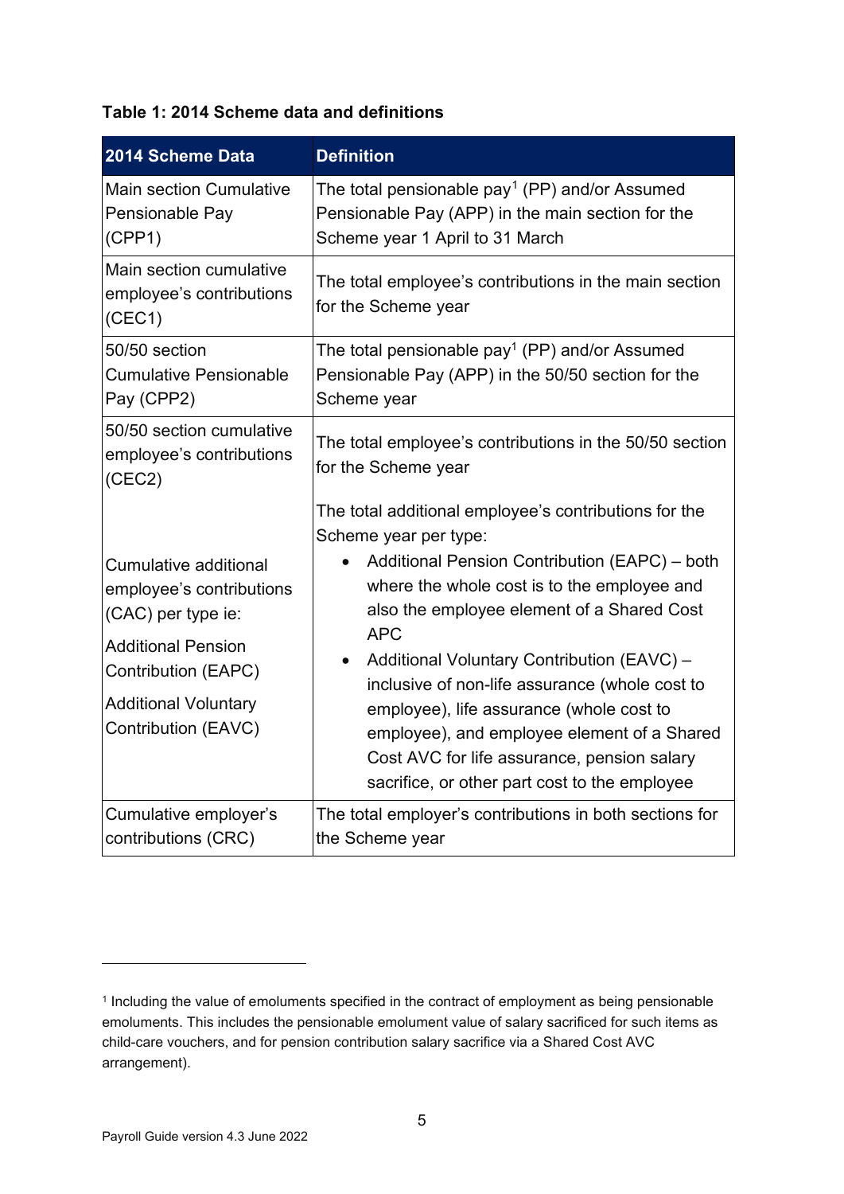**Table 1: 2014 Scheme data and definitions**

| 2014 Scheme Data | Definition |
|---|---|
| Main section Cumulative Pensionable Pay (CPP1) | The total pensionable pay[1] (PP) and/or Assumed Pensionable Pay (APP) in the main section for the Scheme year 1 April to 31 March |
| Main section cumulative employee's contributions (CEC1) | The total employee's contributions in the main section for the Scheme year |
| 50/50 section Cumulative Pensionable Pay (CPP2) | The total pensionable pay[1] (PP) and/or Assumed Pensionable Pay (APP) in the 50/50 section for the Scheme year |
| 50/50 section cumulative employee's contributions (CEC2) | The total employee's contributions in the 50/50 section for the Scheme year |
| Cumulative additional employee's contributions (CAC) per type ie:<br><br>Additional Pension Contribution (EAPC)<br><br>Additional Voluntary Contribution (EAVC) | The total additional employee's contributions for the Scheme year per type:<br>• Additional Pension Contribution (EAPC) – both where the whole cost is to the employee and also the employee element of a Shared Cost APC<br>• Additional Voluntary Contribution (EAVC) – inclusive of non-life assurance (whole cost to employee), life assurance (whole cost to employee), and employee element of a Shared Cost AVC for life assurance, pension salary sacrifice, or other part cost to the employee |
| Cumulative employer's contributions (CRC) | The total employer's contributions in both sections for the Scheme year |

[1] Including the value of emoluments specified in the contract of employment as being pensionable emoluments. This includes the pensionable emolument value of salary sacrificed for such items as child-care vouchers, and for pension contribution salary sacrifice via a Shared Cost AVC arrangement).

Payroll Guide version 4.3 June 2022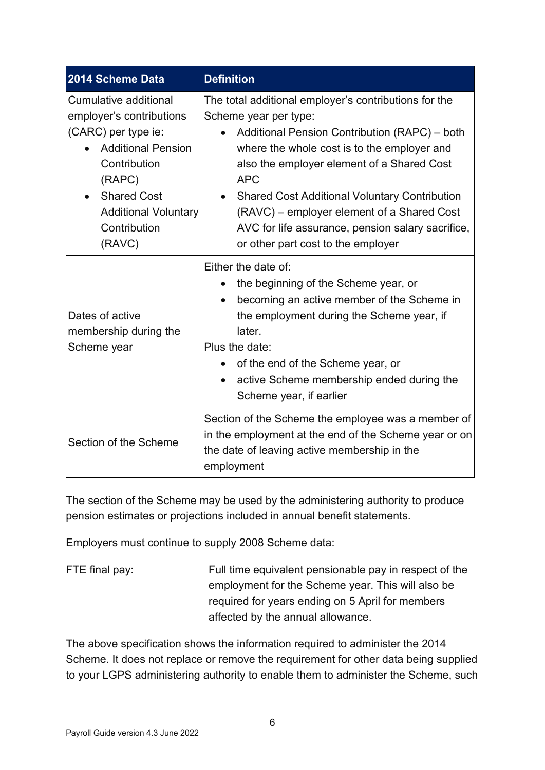| 2014 Scheme Data | Definition |
|---|---|
| Cumulative additional employer's contributions (CARC) per type ie:<br>• Additional Pension Contribution (RAPC)<br>• Shared Cost Additional Voluntary Contribution (RAVC) | The total additional employer's contributions for the Scheme year per type:<br>• Additional Pension Contribution (RAPC) – both where the whole cost is to the employer and also the employer element of a Shared Cost APC<br>• Shared Cost Additional Voluntary Contribution (RAVC) – employer element of a Shared Cost AVC for life assurance, pension salary sacrifice, or other part cost to the employer |
| Dates of active membership during the Scheme year | Either the date of:<br>• the beginning of the Scheme year, or<br>• becoming an active member of the Scheme in the employment during the Scheme year, if later.<br>Plus the date:<br>• of the end of the Scheme year, or<br>• active Scheme membership ended during the Scheme year, if earlier |
| Section of the Scheme | Section of the Scheme the employee was a member of in the employment at the end of the Scheme year or on the date of leaving active membership in the employment |

The section of the Scheme may be used by the administering authority to produce pension estimates or projections included in annual benefit statements.

Employers must continue to supply 2008 Scheme data:

FTE final pay: Full time equivalent pensionable pay in respect of the employment for the Scheme year. This will also be required for years ending on 5 April for members affected by the annual allowance.

The above specification shows the information required to administer the 2014 Scheme. It does not replace or remove the requirement for other data being supplied to your LGPS administering authority to enable them to administer the Scheme, such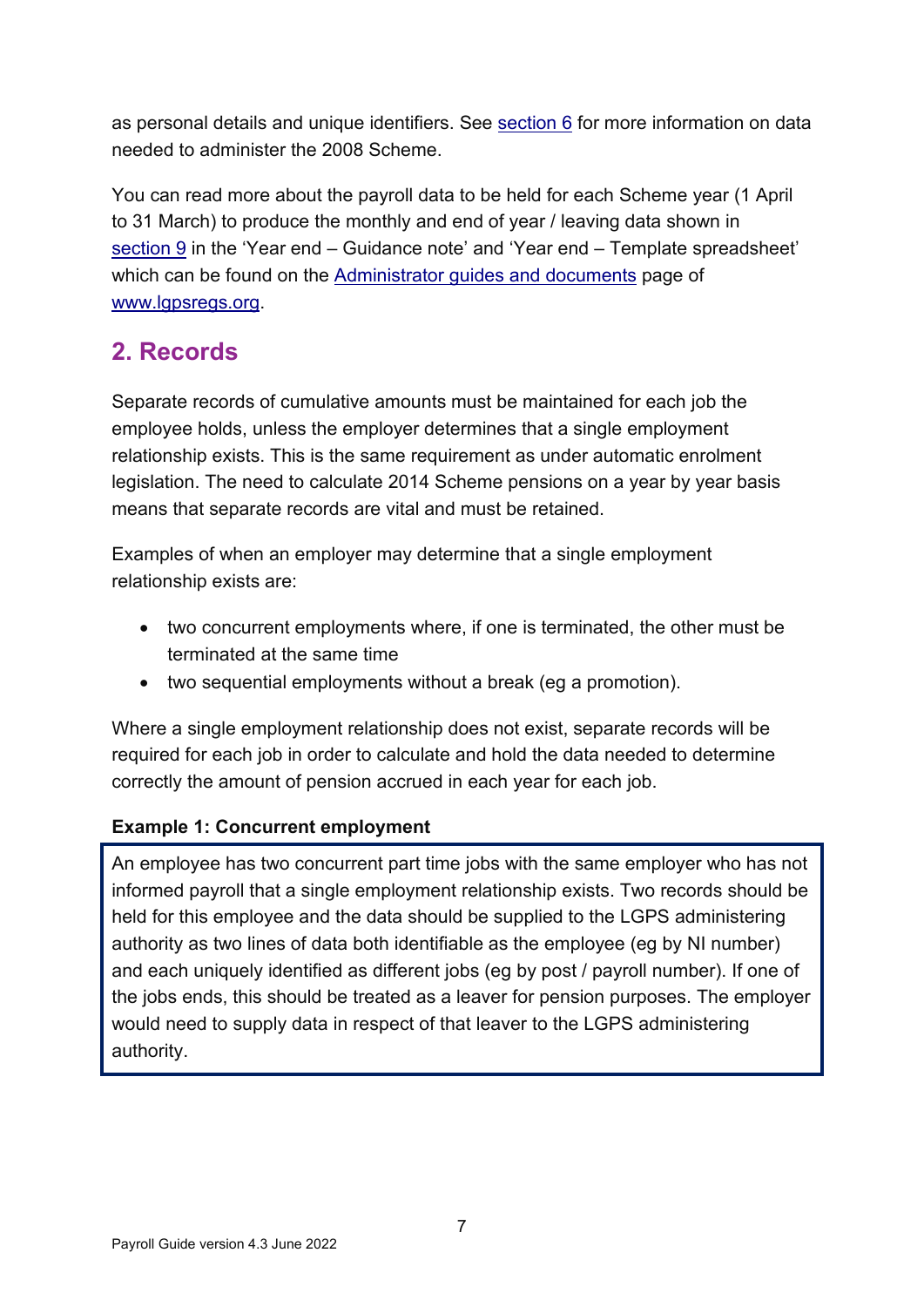as personal details and unique identifiers. See [section 6](#) for more information on data needed to administer the 2008 Scheme.

You can read more about the payroll data to be held for each Scheme year (1 April to 31 March) to produce the monthly and end of year / leaving data shown in [section 9](#) in the 'Year end – Guidance note' and 'Year end – Template spreadsheet' which can be found on the [Administrator guides and documents](#) page of [www.lgpsregs.org](http://www.lgpsregs.org).

## 2. Records

Separate records of cumulative amounts must be maintained for each job the employee holds, unless the employer determines that a single employment relationship exists. This is the same requirement as under automatic enrolment legislation. The need to calculate 2014 Scheme pensions on a year by year basis means that separate records are vital and must be retained.

Examples of when an employer may determine that a single employment relationship exists are:

- two concurrent employments where, if one is terminated, the other must be terminated at the same time
- two sequential employments without a break (eg a promotion).

Where a single employment relationship does not exist, separate records will be required for each job in order to calculate and hold the data needed to determine correctly the amount of pension accrued in each year for each job.

**Example 1: Concurrent employment**

> An employee has two concurrent part time jobs with the same employer who has not informed payroll that a single employment relationship exists. Two records should be held for this employee and the data should be supplied to the LGPS administering authority as two lines of data both identifiable as the employee (eg by NI number) and each uniquely identified as different jobs (eg by post / payroll number). If one of the jobs ends, this should be treated as a leaver for pension purposes. The employer would need to supply data in respect of that leaver to the LGPS administering authority.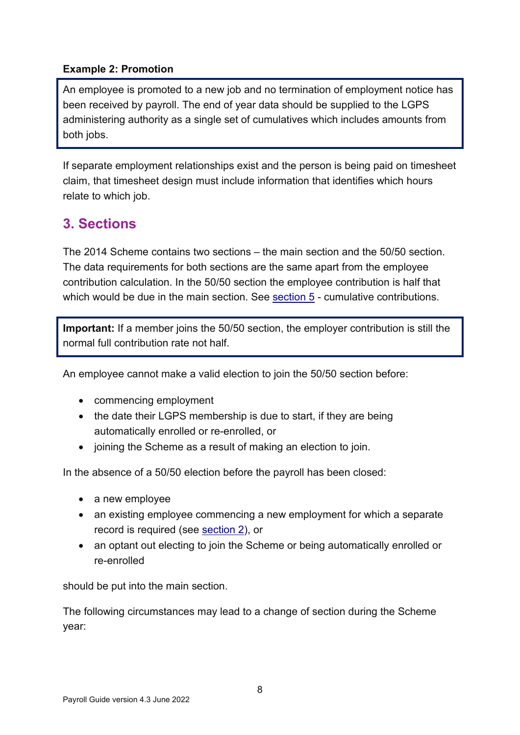**Example 2: Promotion**

An employee is promoted to a new job and no termination of employment notice has been received by payroll. The end of year data should be supplied to the LGPS administering authority as a single set of cumulatives which includes amounts from both jobs.

If separate employment relationships exist and the person is being paid on timesheet claim, that timesheet design must include information that identifies which hours relate to which job.

## 3. Sections

The 2014 Scheme contains two sections – the main section and the 50/50 section. The data requirements for both sections are the same apart from the employee contribution calculation. In the 50/50 section the employee contribution is half that which would be due in the main section. See section 5 - cumulative contributions.

**Important:** If a member joins the 50/50 section, the employer contribution is still the normal full contribution rate not half.

An employee cannot make a valid election to join the 50/50 section before:

- commencing employment
- the date their LGPS membership is due to start, if they are being automatically enrolled or re-enrolled, or
- joining the Scheme as a result of making an election to join.

In the absence of a 50/50 election before the payroll has been closed:

- a new employee
- an existing employee commencing a new employment for which a separate record is required (see section 2), or
- an optant out electing to join the Scheme or being automatically enrolled or re-enrolled

should be put into the main section.

The following circumstances may lead to a change of section during the Scheme year: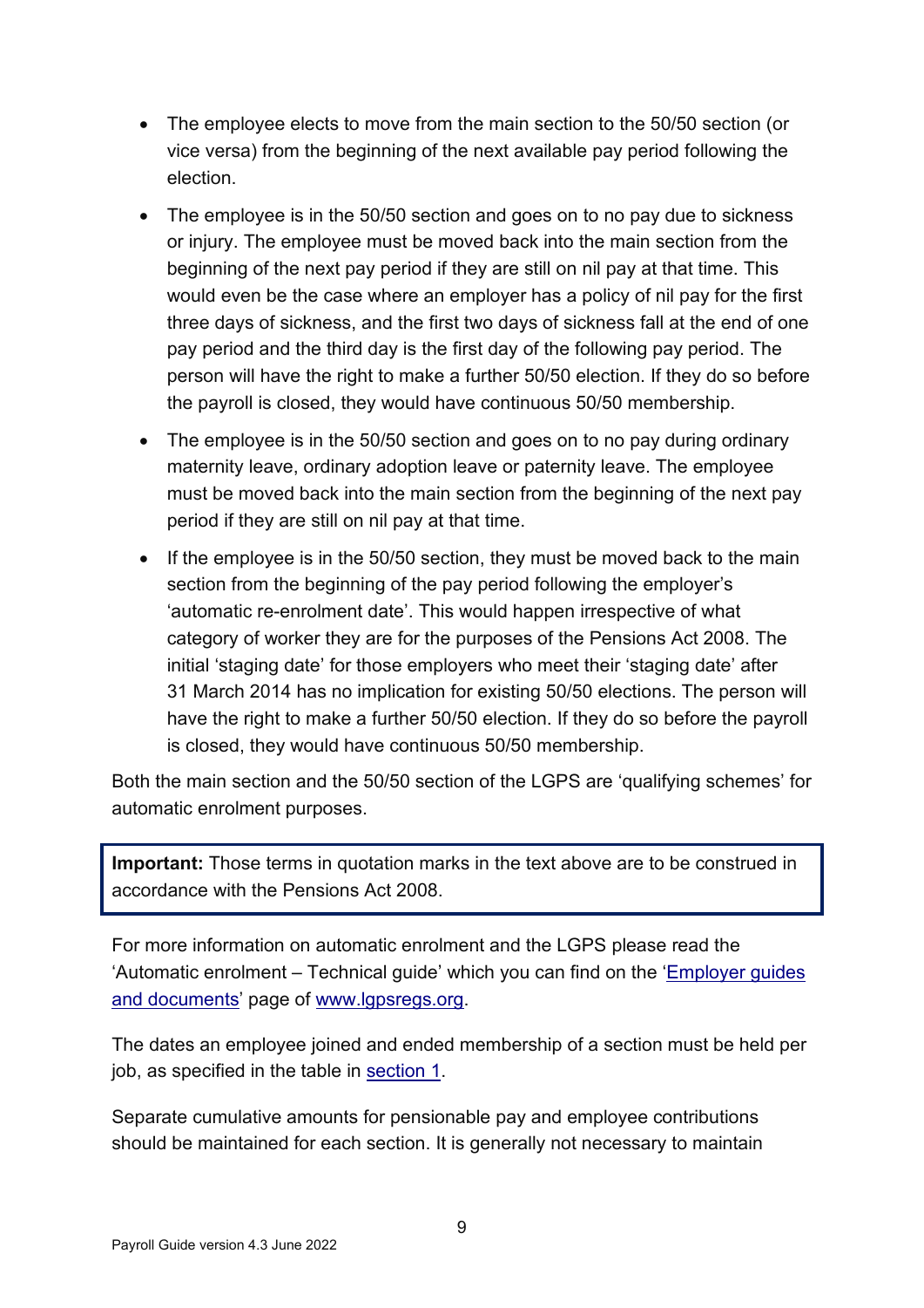- The employee elects to move from the main section to the 50/50 section (or vice versa) from the beginning of the next available pay period following the election.
- The employee is in the 50/50 section and goes on to no pay due to sickness or injury. The employee must be moved back into the main section from the beginning of the next pay period if they are still on nil pay at that time. This would even be the case where an employer has a policy of nil pay for the first three days of sickness, and the first two days of sickness fall at the end of one pay period and the third day is the first day of the following pay period. The person will have the right to make a further 50/50 election. If they do so before the payroll is closed, they would have continuous 50/50 membership.
- The employee is in the 50/50 section and goes on to no pay during ordinary maternity leave, ordinary adoption leave or paternity leave. The employee must be moved back into the main section from the beginning of the next pay period if they are still on nil pay at that time.
- If the employee is in the 50/50 section, they must be moved back to the main section from the beginning of the pay period following the employer's 'automatic re-enrolment date'. This would happen irrespective of what category of worker they are for the purposes of the Pensions Act 2008. The initial 'staging date' for those employers who meet their 'staging date' after 31 March 2014 has no implication for existing 50/50 elections. The person will have the right to make a further 50/50 election. If they do so before the payroll is closed, they would have continuous 50/50 membership.

Both the main section and the 50/50 section of the LGPS are 'qualifying schemes' for automatic enrolment purposes.

> **Important:** Those terms in quotation marks in the text above are to be construed in accordance with the Pensions Act 2008.

For more information on automatic enrolment and the LGPS please read the 'Automatic enrolment – Technical guide' which you can find on the 'Employer guides and documents' page of www.lgpsregs.org.

The dates an employee joined and ended membership of a section must be held per job, as specified in the table in section 1.

Separate cumulative amounts for pensionable pay and employee contributions should be maintained for each section. It is generally not necessary to maintain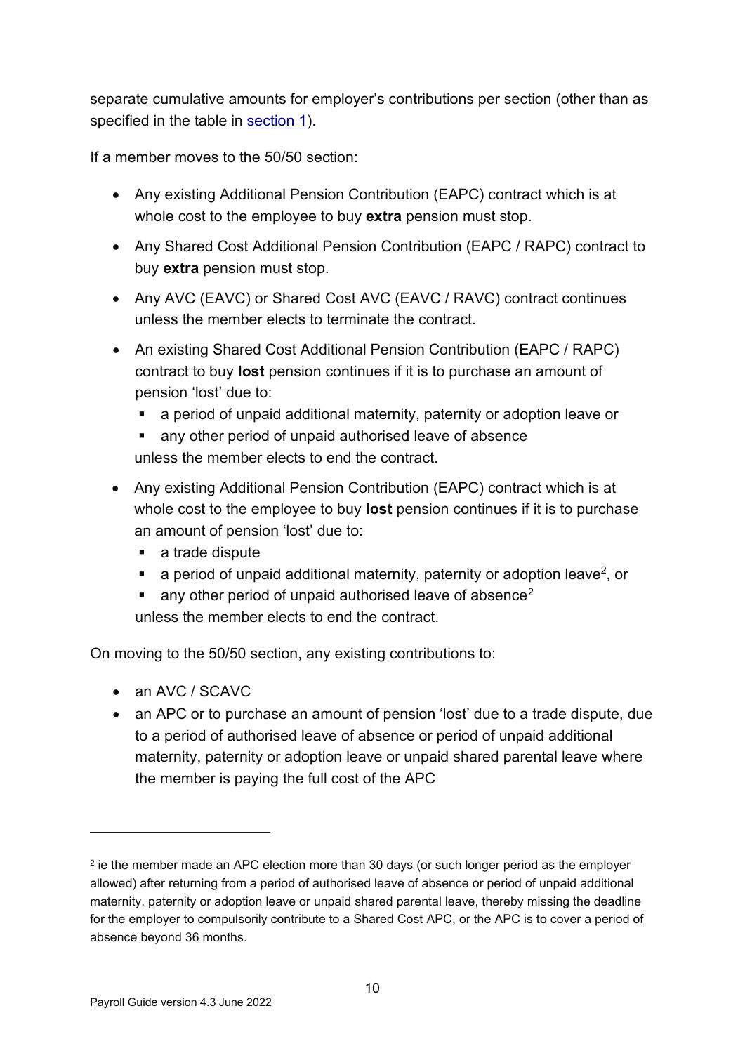separate cumulative amounts for employer's contributions per section (other than as specified in the table in section 1).

If a member moves to the 50/50 section:

- Any existing Additional Pension Contribution (EAPC) contract which is at whole cost to the employee to buy **extra** pension must stop.
- Any Shared Cost Additional Pension Contribution (EAPC / RAPC) contract to buy **extra** pension must stop.
- Any AVC (EAVC) or Shared Cost AVC (EAVC / RAVC) contract continues unless the member elects to terminate the contract.
- An existing Shared Cost Additional Pension Contribution (EAPC / RAPC) contract to buy **lost** pension continues if it is to purchase an amount of pension 'lost' due to:
  - a period of unpaid additional maternity, paternity or adoption leave or
  - any other period of unpaid authorised leave of absence

  unless the member elects to end the contract.
- Any existing Additional Pension Contribution (EAPC) contract which is at whole cost to the employee to buy **lost** pension continues if it is to purchase an amount of pension 'lost' due to:
  - a trade dispute
  - a period of unpaid additional maternity, paternity or adoption leave[2], or
  - any other period of unpaid authorised leave of absence[2]

  unless the member elects to end the contract.

On moving to the 50/50 section, any existing contributions to:

- an AVC / SCAVC
- an APC or to purchase an amount of pension 'lost' due to a trade dispute, due to a period of authorised leave of absence or period of unpaid additional maternity, paternity or adoption leave or unpaid shared parental leave where the member is paying the full cost of the APC

---

[2] ie the member made an APC election more than 30 days (or such longer period as the employer allowed) after returning from a period of authorised leave of absence or period of unpaid additional maternity, paternity or adoption leave or unpaid shared parental leave, thereby missing the deadline for the employer to compulsorily contribute to a Shared Cost APC, or the APC is to cover a period of absence beyond 36 months.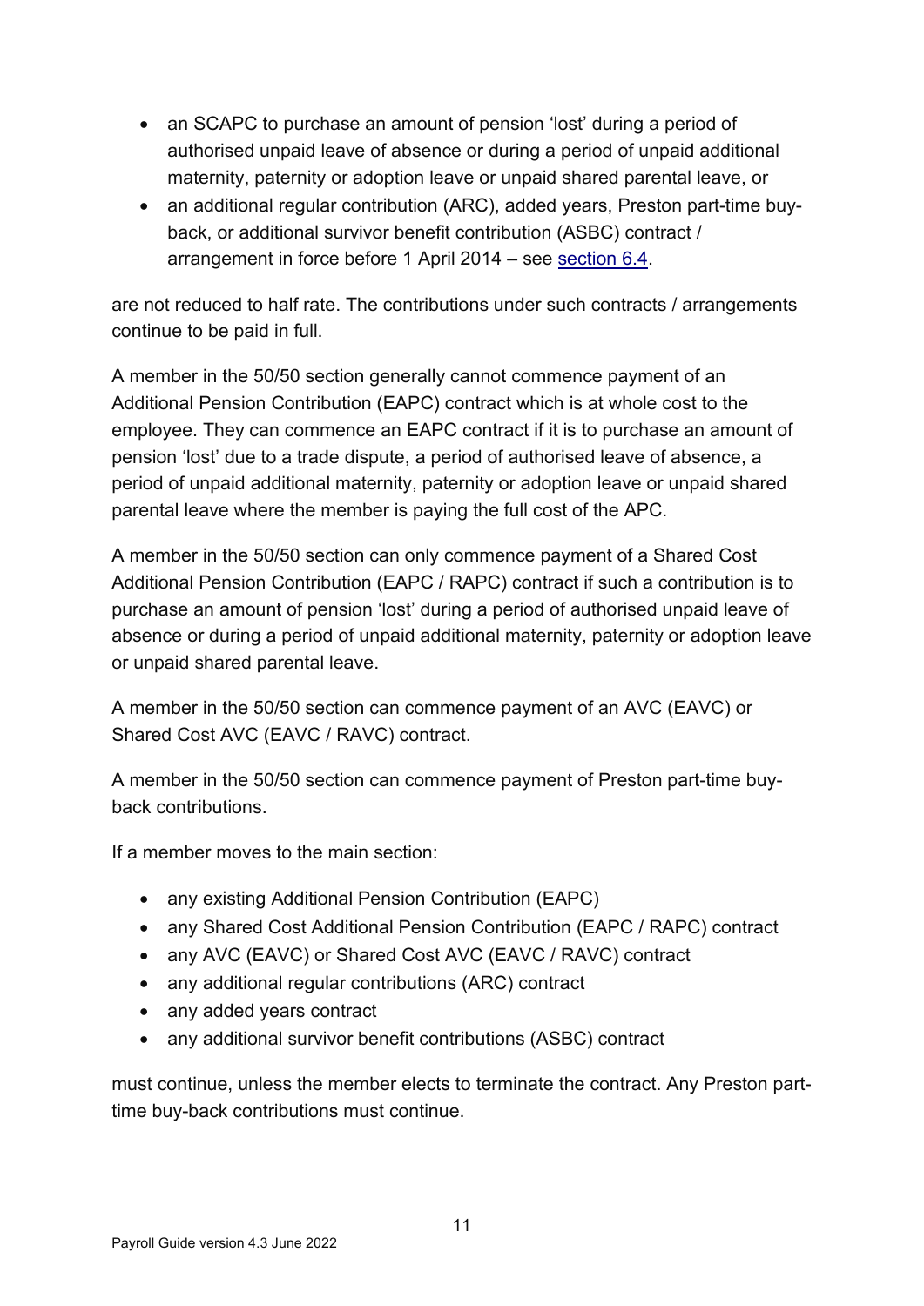- an SCAPC to purchase an amount of pension 'lost' during a period of authorised unpaid leave of absence or during a period of unpaid additional maternity, paternity or adoption leave or unpaid shared parental leave, or
- an additional regular contribution (ARC), added years, Preston part-time buy-back, or additional survivor benefit contribution (ASBC) contract / arrangement in force before 1 April 2014 – see section 6.4.

are not reduced to half rate. The contributions under such contracts / arrangements continue to be paid in full.

A member in the 50/50 section generally cannot commence payment of an Additional Pension Contribution (EAPC) contract which is at whole cost to the employee. They can commence an EAPC contract if it is to purchase an amount of pension 'lost' due to a trade dispute, a period of authorised leave of absence, a period of unpaid additional maternity, paternity or adoption leave or unpaid shared parental leave where the member is paying the full cost of the APC.

A member in the 50/50 section can only commence payment of a Shared Cost Additional Pension Contribution (EAPC / RAPC) contract if such a contribution is to purchase an amount of pension 'lost' during a period of authorised unpaid leave of absence or during a period of unpaid additional maternity, paternity or adoption leave or unpaid shared parental leave.

A member in the 50/50 section can commence payment of an AVC (EAVC) or Shared Cost AVC (EAVC / RAVC) contract.

A member in the 50/50 section can commence payment of Preston part-time buy-back contributions.

If a member moves to the main section:

- any existing Additional Pension Contribution (EAPC)
- any Shared Cost Additional Pension Contribution (EAPC / RAPC) contract
- any AVC (EAVC) or Shared Cost AVC (EAVC / RAVC) contract
- any additional regular contributions (ARC) contract
- any added years contract
- any additional survivor benefit contributions (ASBC) contract

must continue, unless the member elects to terminate the contract. Any Preston part-time buy-back contributions must continue.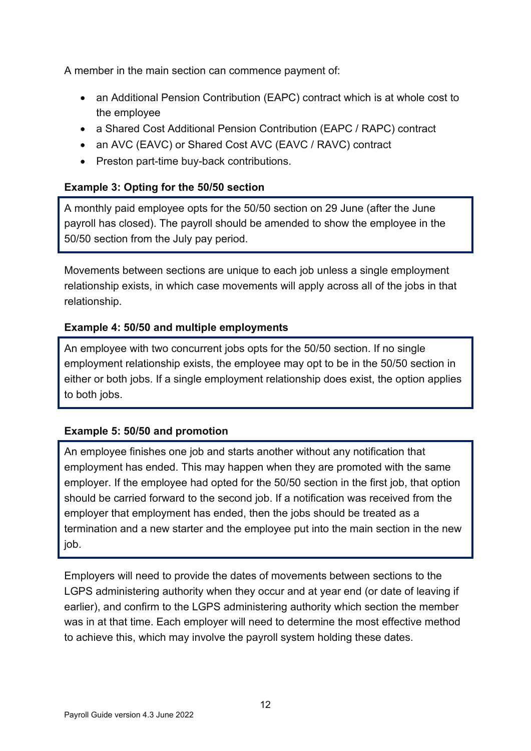A member in the main section can commence payment of:

- an Additional Pension Contribution (EAPC) contract which is at whole cost to the employee
- a Shared Cost Additional Pension Contribution (EAPC / RAPC) contract
- an AVC (EAVC) or Shared Cost AVC (EAVC / RAVC) contract
- Preston part-time buy-back contributions.

**Example 3: Opting for the 50/50 section**

A monthly paid employee opts for the 50/50 section on 29 June (after the June payroll has closed). The payroll should be amended to show the employee in the 50/50 section from the July pay period.

Movements between sections are unique to each job unless a single employment relationship exists, in which case movements will apply across all of the jobs in that relationship.

**Example 4: 50/50 and multiple employments**

An employee with two concurrent jobs opts for the 50/50 section. If no single employment relationship exists, the employee may opt to be in the 50/50 section in either or both jobs. If a single employment relationship does exist, the option applies to both jobs.

**Example 5: 50/50 and promotion**

An employee finishes one job and starts another without any notification that employment has ended. This may happen when they are promoted with the same employer. If the employee had opted for the 50/50 section in the first job, that option should be carried forward to the second job. If a notification was received from the employer that employment has ended, then the jobs should be treated as a termination and a new starter and the employee put into the main section in the new job.

Employers will need to provide the dates of movements between sections to the LGPS administering authority when they occur and at year end (or date of leaving if earlier), and confirm to the LGPS administering authority which section the member was in at that time. Each employer will need to determine the most effective method to achieve this, which may involve the payroll system holding these dates.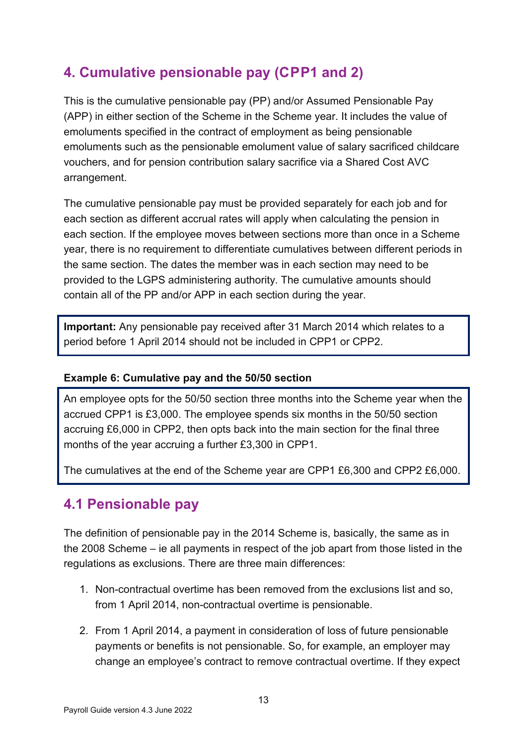## 4. Cumulative pensionable pay (CPP1 and 2)

This is the cumulative pensionable pay (PP) and/or Assumed Pensionable Pay (APP) in either section of the Scheme in the Scheme year. It includes the value of emoluments specified in the contract of employment as being pensionable emoluments such as the pensionable emolument value of salary sacrificed childcare vouchers, and for pension contribution salary sacrifice via a Shared Cost AVC arrangement.

The cumulative pensionable pay must be provided separately for each job and for each section as different accrual rates will apply when calculating the pension in each section. If the employee moves between sections more than once in a Scheme year, there is no requirement to differentiate cumulatives between different periods in the same section. The dates the member was in each section may need to be provided to the LGPS administering authority. The cumulative amounts should contain all of the PP and/or APP in each section during the year.

> **Important:** Any pensionable pay received after 31 March 2014 which relates to a period before 1 April 2014 should not be included in CPP1 or CPP2.

**Example 6: Cumulative pay and the 50/50 section**

> An employee opts for the 50/50 section three months into the Scheme year when the accrued CPP1 is £3,000. The employee spends six months in the 50/50 section accruing £6,000 in CPP2, then opts back into the main section for the final three months of the year accruing a further £3,300 in CPP1.
>
> The cumulatives at the end of the Scheme year are CPP1 £6,300 and CPP2 £6,000.

### 4.1 Pensionable pay

The definition of pensionable pay in the 2014 Scheme is, basically, the same as in the 2008 Scheme – ie all payments in respect of the job apart from those listed in the regulations as exclusions. There are three main differences:

1. Non-contractual overtime has been removed from the exclusions list and so, from 1 April 2014, non-contractual overtime is pensionable.
2. From 1 April 2014, a payment in consideration of loss of future pensionable payments or benefits is not pensionable. So, for example, an employer may change an employee's contract to remove contractual overtime. If they expect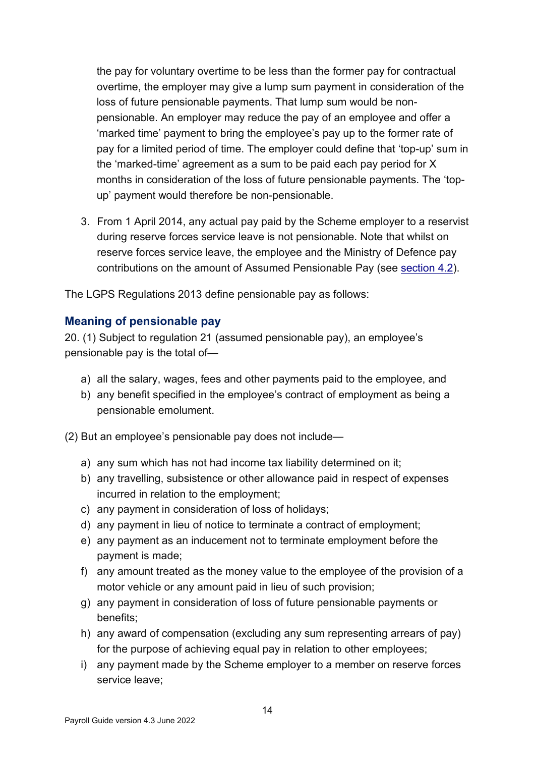the pay for voluntary overtime to be less than the former pay for contractual overtime, the employer may give a lump sum payment in consideration of the loss of future pensionable payments. That lump sum would be non-pensionable. An employer may reduce the pay of an employee and offer a 'marked time' payment to bring the employee's pay up to the former rate of pay for a limited period of time. The employer could define that 'top-up' sum in the 'marked-time' agreement as a sum to be paid each pay period for X months in consideration of the loss of future pensionable payments. The 'top-up' payment would therefore be non-pensionable.

3. From 1 April 2014, any actual pay paid by the Scheme employer to a reservist during reserve forces service leave is not pensionable. Note that whilst on reserve forces service leave, the employee and the Ministry of Defence pay contributions on the amount of Assumed Pensionable Pay (see section 4.2).

The LGPS Regulations 2013 define pensionable pay as follows:

### Meaning of pensionable pay

20. (1) Subject to regulation 21 (assumed pensionable pay), an employee's pensionable pay is the total of—

a) all the salary, wages, fees and other payments paid to the employee, and
b) any benefit specified in the employee's contract of employment as being a pensionable emolument.

(2) But an employee's pensionable pay does not include—

a) any sum which has not had income tax liability determined on it;
b) any travelling, subsistence or other allowance paid in respect of expenses incurred in relation to the employment;
c) any payment in consideration of loss of holidays;
d) any payment in lieu of notice to terminate a contract of employment;
e) any payment as an inducement not to terminate employment before the payment is made;
f) any amount treated as the money value to the employee of the provision of a motor vehicle or any amount paid in lieu of such provision;
g) any payment in consideration of loss of future pensionable payments or benefits;
h) any award of compensation (excluding any sum representing arrears of pay) for the purpose of achieving equal pay in relation to other employees;
i) any payment made by the Scheme employer to a member on reserve forces service leave;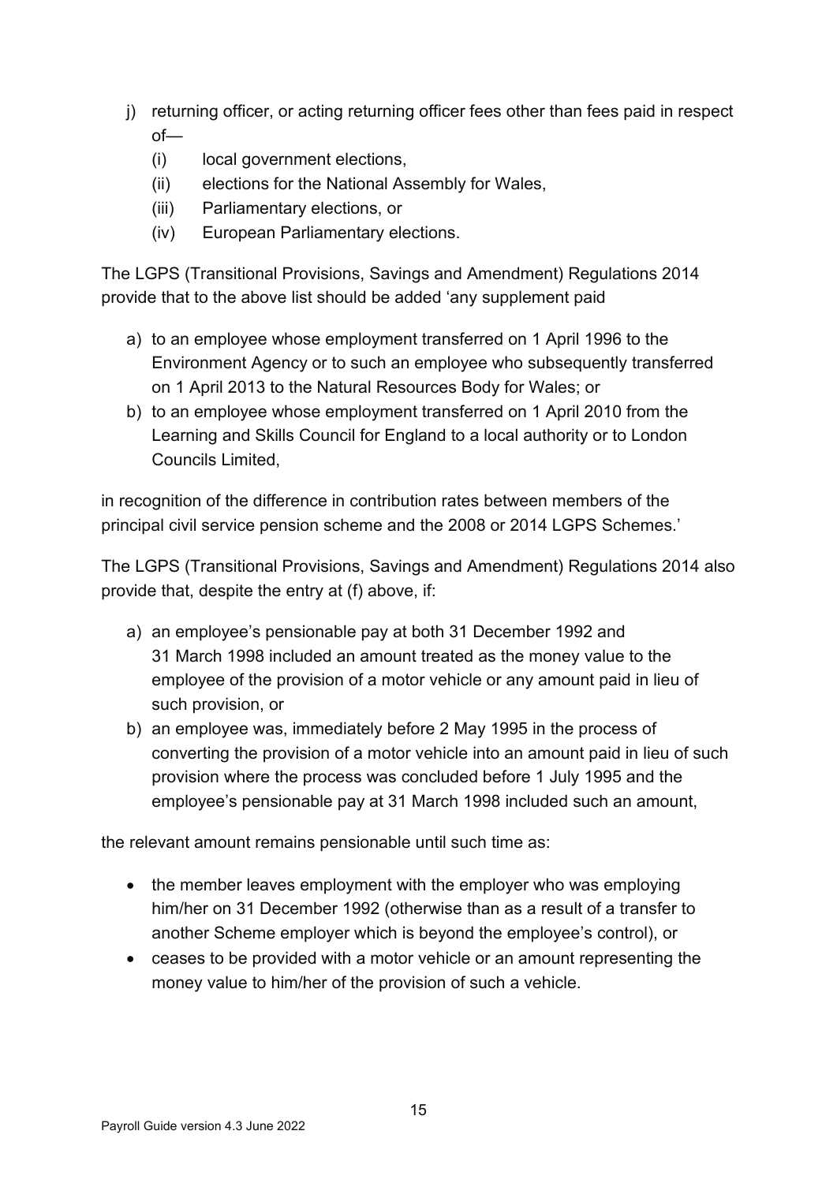j) returning officer, or acting returning officer fees other than fees paid in respect of—
   (i) local government elections,
   (ii) elections for the National Assembly for Wales,
   (iii) Parliamentary elections, or
   (iv) European Parliamentary elections.

The LGPS (Transitional Provisions, Savings and Amendment) Regulations 2014 provide that to the above list should be added 'any supplement paid

a) to an employee whose employment transferred on 1 April 1996 to the Environment Agency or to such an employee who subsequently transferred on 1 April 2013 to the Natural Resources Body for Wales; or
b) to an employee whose employment transferred on 1 April 2010 from the Learning and Skills Council for England to a local authority or to London Councils Limited,

in recognition of the difference in contribution rates between members of the principal civil service pension scheme and the 2008 or 2014 LGPS Schemes.'

The LGPS (Transitional Provisions, Savings and Amendment) Regulations 2014 also provide that, despite the entry at (f) above, if:

a) an employee's pensionable pay at both 31 December 1992 and 31 March 1998 included an amount treated as the money value to the employee of the provision of a motor vehicle or any amount paid in lieu of such provision, or
b) an employee was, immediately before 2 May 1995 in the process of converting the provision of a motor vehicle into an amount paid in lieu of such provision where the process was concluded before 1 July 1995 and the employee's pensionable pay at 31 March 1998 included such an amount,

the relevant amount remains pensionable until such time as:

- the member leaves employment with the employer who was employing him/her on 31 December 1992 (otherwise than as a result of a transfer to another Scheme employer which is beyond the employee's control), or
- ceases to be provided with a motor vehicle or an amount representing the money value to him/her of the provision of such a vehicle.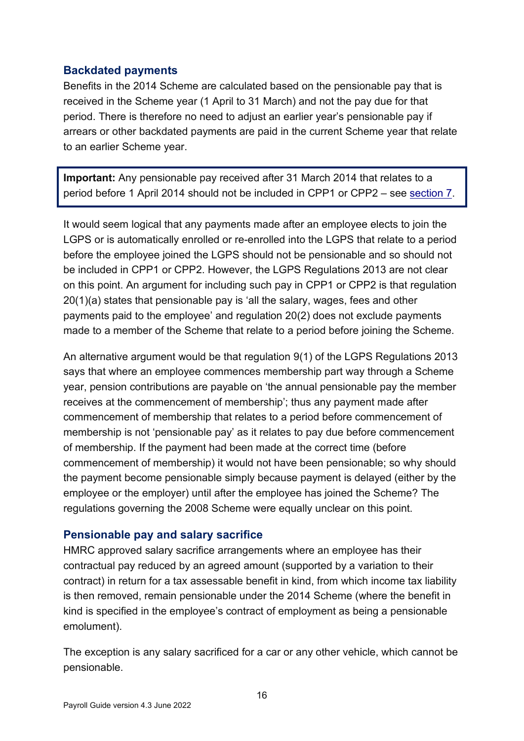### Backdated payments

Benefits in the 2014 Scheme are calculated based on the pensionable pay that is received in the Scheme year (1 April to 31 March) and not the pay due for that period. There is therefore no need to adjust an earlier year's pensionable pay if arrears or other backdated payments are paid in the current Scheme year that relate to an earlier Scheme year.

> **Important:** Any pensionable pay received after 31 March 2014 that relates to a period before 1 April 2014 should not be included in CPP1 or CPP2 – see section 7.

It would seem logical that any payments made after an employee elects to join the LGPS or is automatically enrolled or re-enrolled into the LGPS that relate to a period before the employee joined the LGPS should not be pensionable and so should not be included in CPP1 or CPP2. However, the LGPS Regulations 2013 are not clear on this point. An argument for including such pay in CPP1 or CPP2 is that regulation 20(1)(a) states that pensionable pay is 'all the salary, wages, fees and other payments paid to the employee' and regulation 20(2) does not exclude payments made to a member of the Scheme that relate to a period before joining the Scheme.

An alternative argument would be that regulation 9(1) of the LGPS Regulations 2013 says that where an employee commences membership part way through a Scheme year, pension contributions are payable on 'the annual pensionable pay the member receives at the commencement of membership'; thus any payment made after commencement of membership that relates to a period before commencement of membership is not 'pensionable pay' as it relates to pay due before commencement of membership. If the payment had been made at the correct time (before commencement of membership) it would not have been pensionable; so why should the payment become pensionable simply because payment is delayed (either by the employee or the employer) until after the employee has joined the Scheme? The regulations governing the 2008 Scheme were equally unclear on this point.

### Pensionable pay and salary sacrifice

HMRC approved salary sacrifice arrangements where an employee has their contractual pay reduced by an agreed amount (supported by a variation to their contract) in return for a tax assessable benefit in kind, from which income tax liability is then removed, remain pensionable under the 2014 Scheme (where the benefit in kind is specified in the employee's contract of employment as being a pensionable emolument).

The exception is any salary sacrificed for a car or any other vehicle, which cannot be pensionable.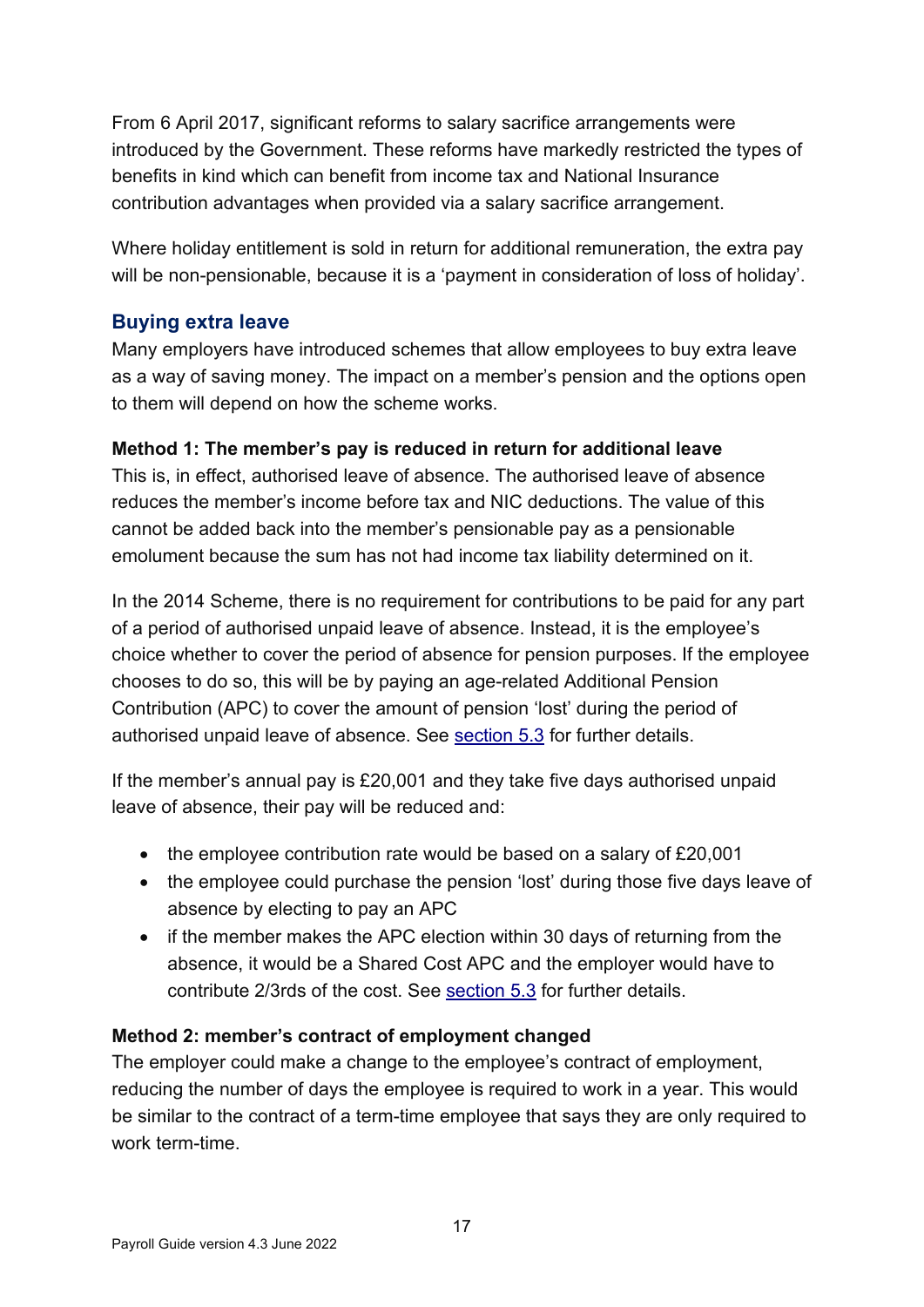From 6 April 2017, significant reforms to salary sacrifice arrangements were introduced by the Government. These reforms have markedly restricted the types of benefits in kind which can benefit from income tax and National Insurance contribution advantages when provided via a salary sacrifice arrangement.

Where holiday entitlement is sold in return for additional remuneration, the extra pay will be non-pensionable, because it is a 'payment in consideration of loss of holiday'.

### Buying extra leave

Many employers have introduced schemes that allow employees to buy extra leave as a way of saving money. The impact on a member's pension and the options open to them will depend on how the scheme works.

**Method 1: The member's pay is reduced in return for additional leave**

This is, in effect, authorised leave of absence. The authorised leave of absence reduces the member's income before tax and NIC deductions. The value of this cannot be added back into the member's pensionable pay as a pensionable emolument because the sum has not had income tax liability determined on it.

In the 2014 Scheme, there is no requirement for contributions to be paid for any part of a period of authorised unpaid leave of absence. Instead, it is the employee's choice whether to cover the period of absence for pension purposes. If the employee chooses to do so, this will be by paying an age-related Additional Pension Contribution (APC) to cover the amount of pension 'lost' during the period of authorised unpaid leave of absence. See section 5.3 for further details.

If the member's annual pay is £20,001 and they take five days authorised unpaid leave of absence, their pay will be reduced and:

- the employee contribution rate would be based on a salary of £20,001
- the employee could purchase the pension 'lost' during those five days leave of absence by electing to pay an APC
- if the member makes the APC election within 30 days of returning from the absence, it would be a Shared Cost APC and the employer would have to contribute 2/3rds of the cost. See section 5.3 for further details.

**Method 2: member's contract of employment changed**

The employer could make a change to the employee's contract of employment, reducing the number of days the employee is required to work in a year. This would be similar to the contract of a term-time employee that says they are only required to work term-time.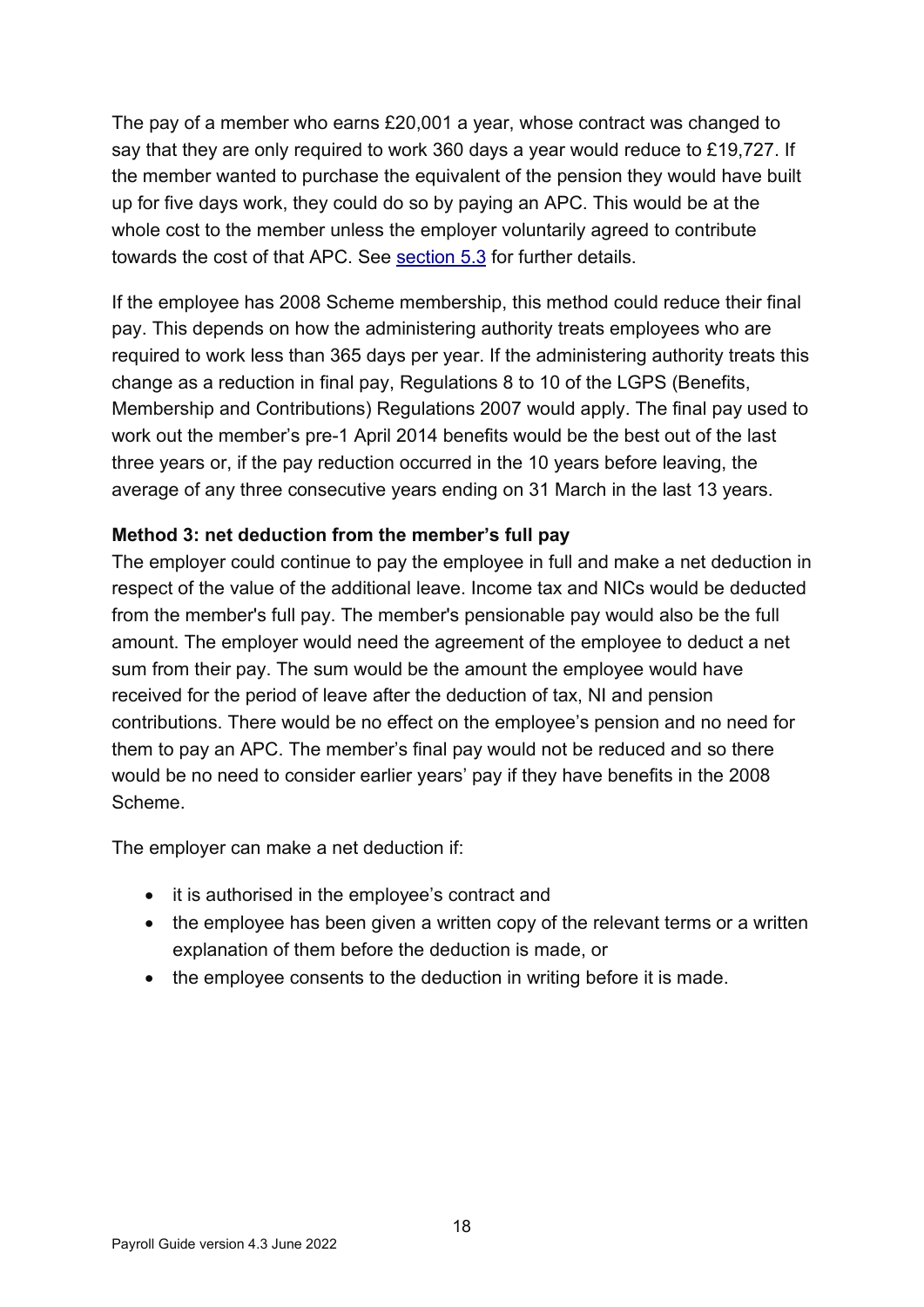The pay of a member who earns £20,001 a year, whose contract was changed to say that they are only required to work 360 days a year would reduce to £19,727. If the member wanted to purchase the equivalent of the pension they would have built up for five days work, they could do so by paying an APC. This would be at the whole cost to the member unless the employer voluntarily agreed to contribute towards the cost of that APC. See section 5.3 for further details.

If the employee has 2008 Scheme membership, this method could reduce their final pay. This depends on how the administering authority treats employees who are required to work less than 365 days per year. If the administering authority treats this change as a reduction in final pay, Regulations 8 to 10 of the LGPS (Benefits, Membership and Contributions) Regulations 2007 would apply. The final pay used to work out the member's pre-1 April 2014 benefits would be the best out of the last three years or, if the pay reduction occurred in the 10 years before leaving, the average of any three consecutive years ending on 31 March in the last 13 years.

**Method 3: net deduction from the member's full pay**

The employer could continue to pay the employee in full and make a net deduction in respect of the value of the additional leave. Income tax and NICs would be deducted from the member's full pay. The member's pensionable pay would also be the full amount. The employer would need the agreement of the employee to deduct a net sum from their pay. The sum would be the amount the employee would have received for the period of leave after the deduction of tax, NI and pension contributions. There would be no effect on the employee's pension and no need for them to pay an APC. The member's final pay would not be reduced and so there would be no need to consider earlier years' pay if they have benefits in the 2008 Scheme.

The employer can make a net deduction if:

- it is authorised in the employee's contract and
- the employee has been given a written copy of the relevant terms or a written explanation of them before the deduction is made, or
- the employee consents to the deduction in writing before it is made.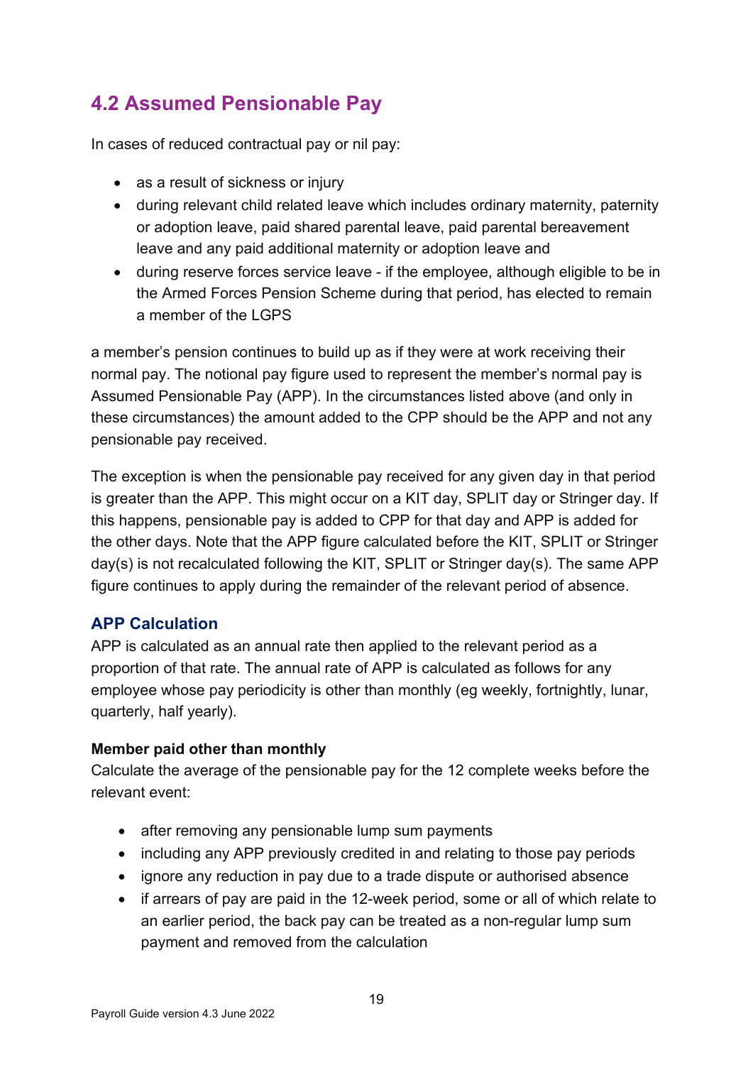## 4.2 Assumed Pensionable Pay

In cases of reduced contractual pay or nil pay:

- as a result of sickness or injury
- during relevant child related leave which includes ordinary maternity, paternity or adoption leave, paid shared parental leave, paid parental bereavement leave and any paid additional maternity or adoption leave and
- during reserve forces service leave - if the employee, although eligible to be in the Armed Forces Pension Scheme during that period, has elected to remain a member of the LGPS

a member's pension continues to build up as if they were at work receiving their normal pay. The notional pay figure used to represent the member's normal pay is Assumed Pensionable Pay (APP). In the circumstances listed above (and only in these circumstances) the amount added to the CPP should be the APP and not any pensionable pay received.

The exception is when the pensionable pay received for any given day in that period is greater than the APP. This might occur on a KIT day, SPLIT day or Stringer day. If this happens, pensionable pay is added to CPP for that day and APP is added for the other days. Note that the APP figure calculated before the KIT, SPLIT or Stringer day(s) is not recalculated following the KIT, SPLIT or Stringer day(s). The same APP figure continues to apply during the remainder of the relevant period of absence.

### APP Calculation

APP is calculated as an annual rate then applied to the relevant period as a proportion of that rate. The annual rate of APP is calculated as follows for any employee whose pay periodicity is other than monthly (eg weekly, fortnightly, lunar, quarterly, half yearly).

**Member paid other than monthly**

Calculate the average of the pensionable pay for the 12 complete weeks before the relevant event:

- after removing any pensionable lump sum payments
- including any APP previously credited in and relating to those pay periods
- ignore any reduction in pay due to a trade dispute or authorised absence
- if arrears of pay are paid in the 12-week period, some or all of which relate to an earlier period, the back pay can be treated as a non-regular lump sum payment and removed from the calculation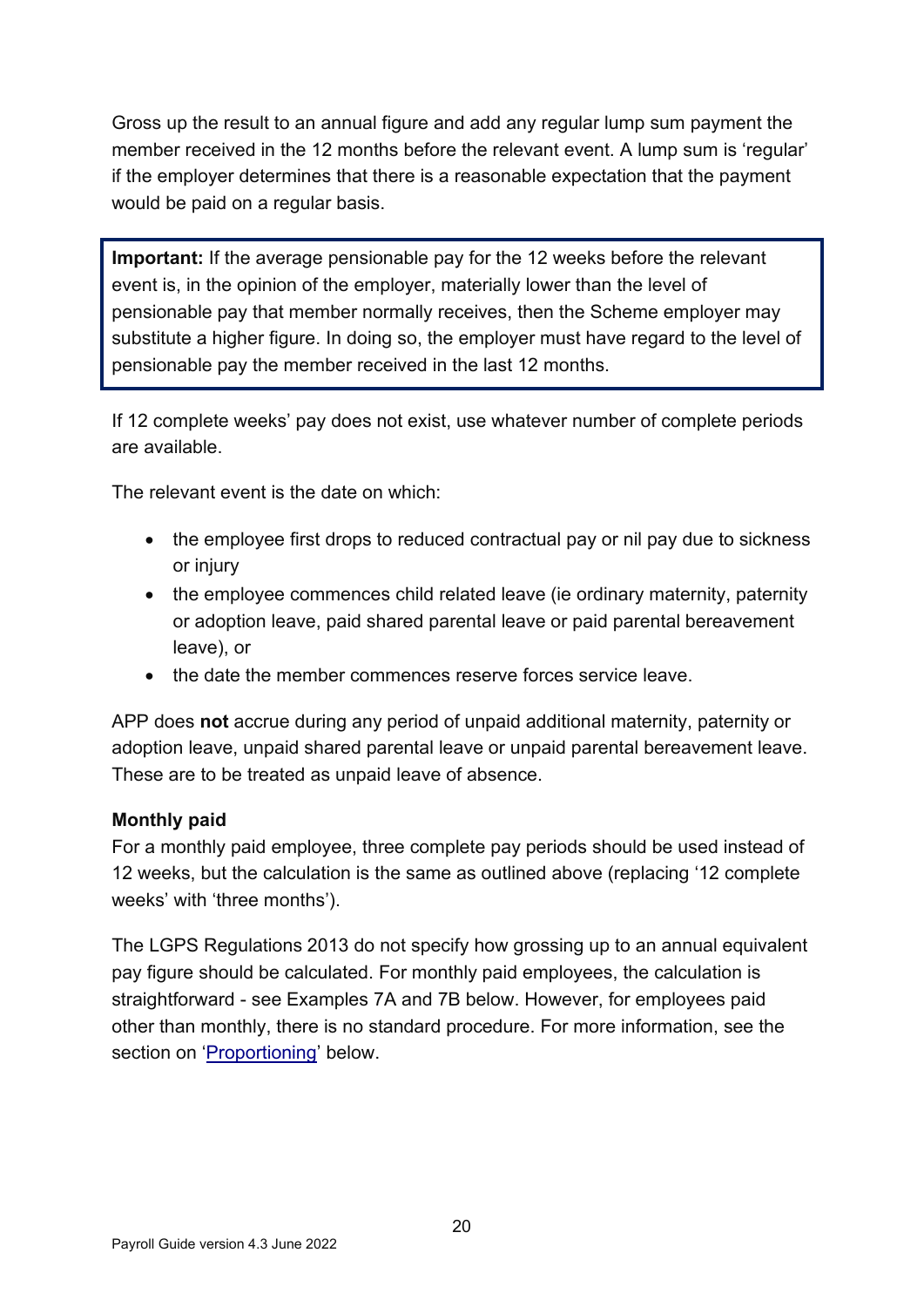Gross up the result to an annual figure and add any regular lump sum payment the member received in the 12 months before the relevant event. A lump sum is 'regular' if the employer determines that there is a reasonable expectation that the payment would be paid on a regular basis.

> **Important:** If the average pensionable pay for the 12 weeks before the relevant event is, in the opinion of the employer, materially lower than the level of pensionable pay that member normally receives, then the Scheme employer may substitute a higher figure. In doing so, the employer must have regard to the level of pensionable pay the member received in the last 12 months.

If 12 complete weeks' pay does not exist, use whatever number of complete periods are available.

The relevant event is the date on which:

- the employee first drops to reduced contractual pay or nil pay due to sickness or injury
- the employee commences child related leave (ie ordinary maternity, paternity or adoption leave, paid shared parental leave or paid parental bereavement leave), or
- the date the member commences reserve forces service leave.

APP does **not** accrue during any period of unpaid additional maternity, paternity or adoption leave, unpaid shared parental leave or unpaid parental bereavement leave. These are to be treated as unpaid leave of absence.

**Monthly paid**

For a monthly paid employee, three complete pay periods should be used instead of 12 weeks, but the calculation is the same as outlined above (replacing '12 complete weeks' with 'three months').

The LGPS Regulations 2013 do not specify how grossing up to an annual equivalent pay figure should be calculated. For monthly paid employees, the calculation is straightforward - see Examples 7A and 7B below. However, for employees paid other than monthly, there is no standard procedure. For more information, see the section on 'Proportioning' below.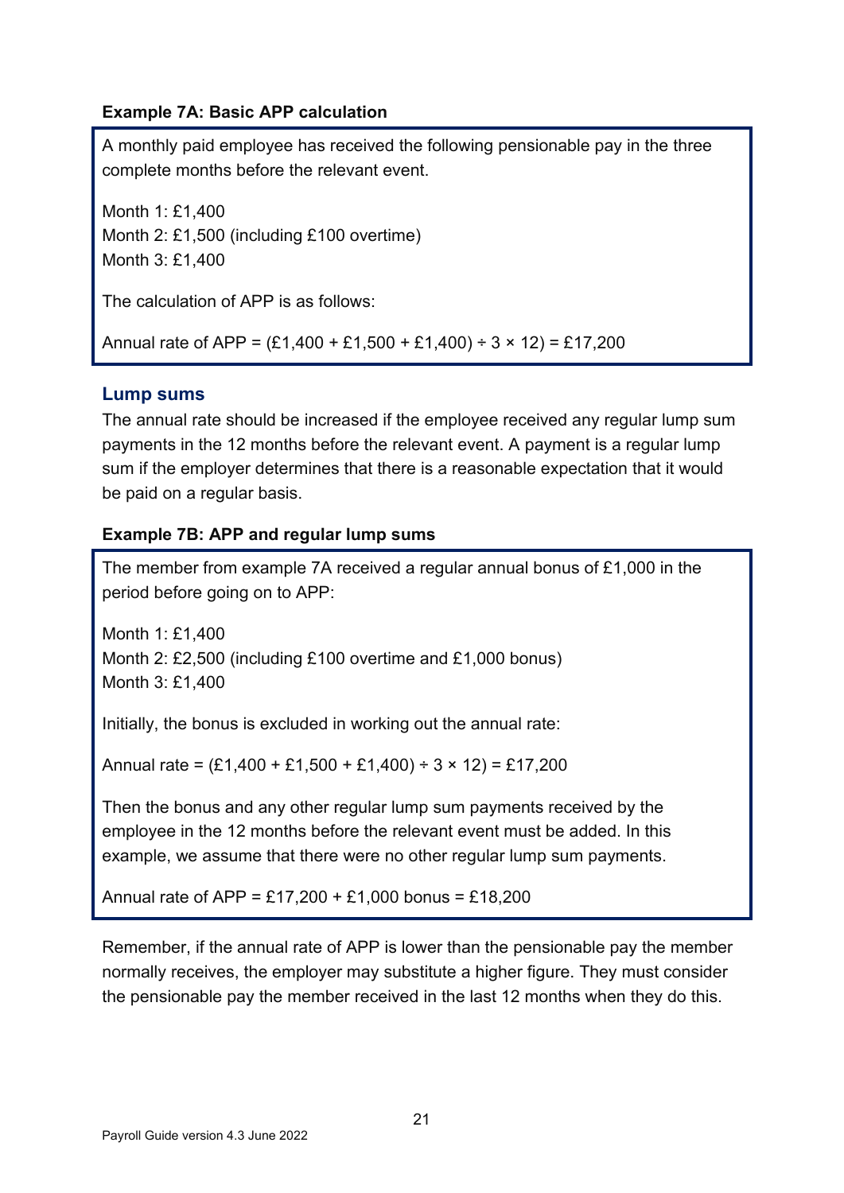**Example 7A: Basic APP calculation**

A monthly paid employee has received the following pensionable pay in the three complete months before the relevant event.

Month 1: £1,400
Month 2: £1,500 (including £100 overtime)
Month 3: £1,400

The calculation of APP is as follows:

Annual rate of APP = (£1,400 + £1,500 + £1,400) ÷ 3 × 12) = £17,200

### Lump sums

The annual rate should be increased if the employee received any regular lump sum payments in the 12 months before the relevant event. A payment is a regular lump sum if the employer determines that there is a reasonable expectation that it would be paid on a regular basis.

**Example 7B: APP and regular lump sums**

The member from example 7A received a regular annual bonus of £1,000 in the period before going on to APP:

Month 1: £1,400
Month 2: £2,500 (including £100 overtime and £1,000 bonus)
Month 3: £1,400

Initially, the bonus is excluded in working out the annual rate:

Annual rate = (£1,400 + £1,500 + £1,400) ÷ 3 × 12) = £17,200

Then the bonus and any other regular lump sum payments received by the employee in the 12 months before the relevant event must be added. In this example, we assume that there were no other regular lump sum payments.

Annual rate of APP = £17,200 + £1,000 bonus = £18,200

Remember, if the annual rate of APP is lower than the pensionable pay the member normally receives, the employer may substitute a higher figure. They must consider the pensionable pay the member received in the last 12 months when they do this.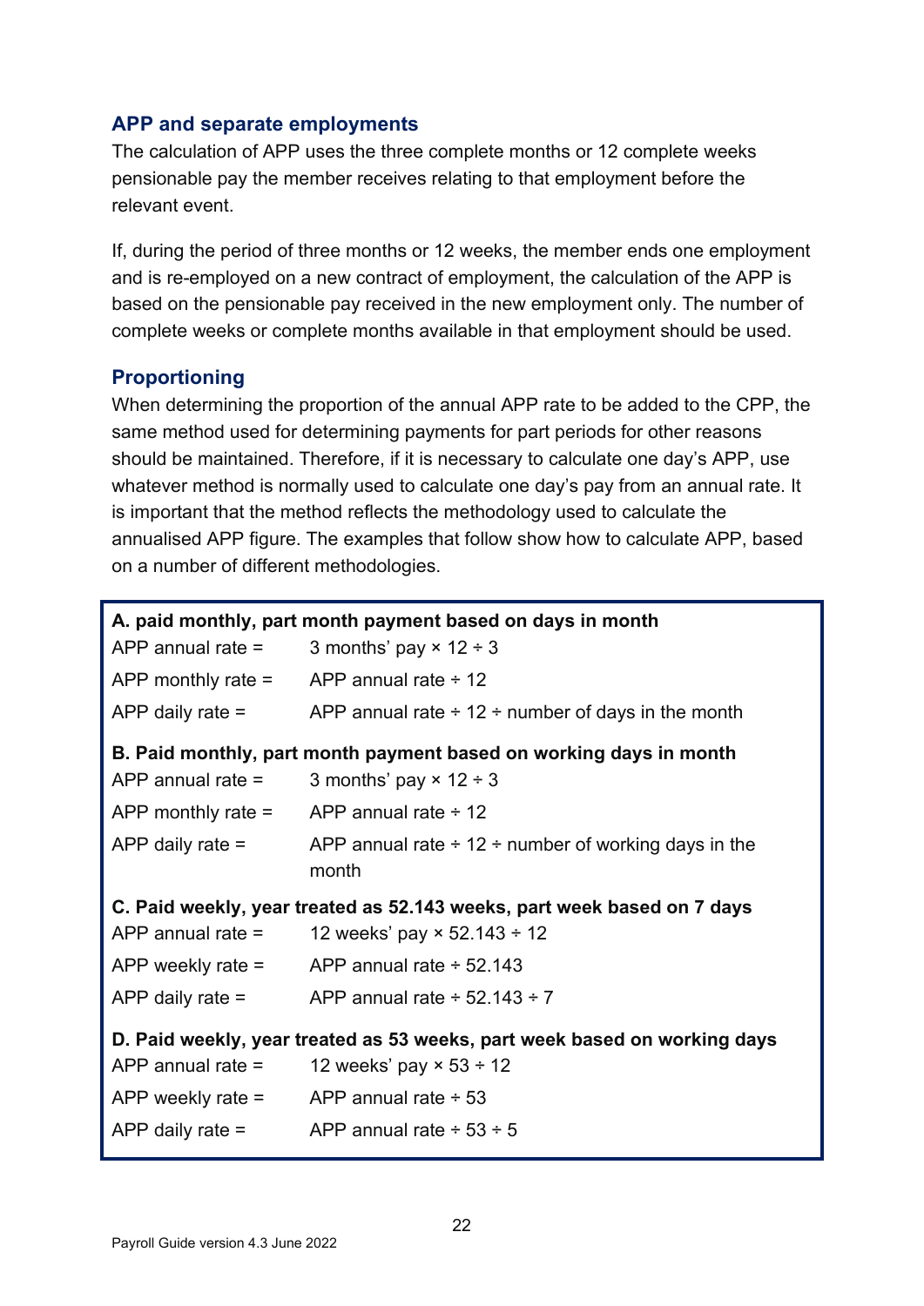### APP and separate employments

The calculation of APP uses the three complete months or 12 complete weeks pensionable pay the member receives relating to that employment before the relevant event.

If, during the period of three months or 12 weeks, the member ends one employment and is re-employed on a new contract of employment, the calculation of the APP is based on the pensionable pay received in the new employment only. The number of complete weeks or complete months available in that employment should be used.

### Proportioning

When determining the proportion of the annual APP rate to be added to the CPP, the same method used for determining payments for part periods for other reasons should be maintained. Therefore, if it is necessary to calculate one day's APP, use whatever method is normally used to calculate one day's pay from an annual rate. It is important that the method reflects the methodology used to calculate the annualised APP figure. The examples that follow show how to calculate APP, based on a number of different methodologies.

**A. paid monthly, part month payment based on days in month**

| | |
|---|---|
| APP annual rate = | 3 months' pay × 12 ÷ 3 |
| APP monthly rate = | APP annual rate ÷ 12 |
| APP daily rate = | APP annual rate ÷ 12 ÷ number of days in the month |

**B. Paid monthly, part month payment based on working days in month**

| | |
|---|---|
| APP annual rate = | 3 months' pay × 12 ÷ 3 |
| APP monthly rate = | APP annual rate ÷ 12 |
| APP daily rate = | APP annual rate ÷ 12 ÷ number of working days in the month |

**C. Paid weekly, year treated as 52.143 weeks, part week based on 7 days**

| | |
|---|---|
| APP annual rate = | 12 weeks' pay × 52.143 ÷ 12 |
| APP weekly rate = | APP annual rate ÷ 52.143 |
| APP daily rate = | APP annual rate ÷ 52.143 ÷ 7 |

**D. Paid weekly, year treated as 53 weeks, part week based on working days**

| | |
|---|---|
| APP annual rate = | 12 weeks' pay × 53 ÷ 12 |
| APP weekly rate = | APP annual rate ÷ 53 |
| APP daily rate = | APP annual rate ÷ 53 ÷ 5 |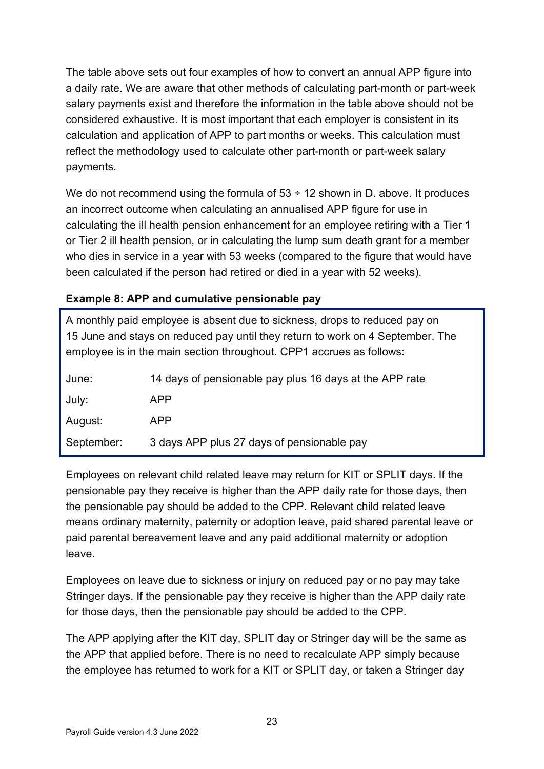The table above sets out four examples of how to convert an annual APP figure into a daily rate. We are aware that other methods of calculating part-month or part-week salary payments exist and therefore the information in the table above should not be considered exhaustive. It is most important that each employer is consistent in its calculation and application of APP to part months or weeks. This calculation must reflect the methodology used to calculate other part-month or part-week salary payments.

We do not recommend using the formula of 53 ÷ 12 shown in D. above. It produces an incorrect outcome when calculating an annualised APP figure for use in calculating the ill health pension enhancement for an employee retiring with a Tier 1 or Tier 2 ill health pension, or in calculating the lump sum death grant for a member who dies in service in a year with 53 weeks (compared to the figure that would have been calculated if the person had retired or died in a year with 52 weeks).

**Example 8: APP and cumulative pensionable pay**

A monthly paid employee is absent due to sickness, drops to reduced pay on 15 June and stays on reduced pay until they return to work on 4 September. The employee is in the main section throughout. CPP1 accrues as follows:

| | |
|---|---|
| June: | 14 days of pensionable pay plus 16 days at the APP rate |
| July: | APP |
| August: | APP |
| September: | 3 days APP plus 27 days of pensionable pay |

Employees on relevant child related leave may return for KIT or SPLIT days. If the pensionable pay they receive is higher than the APP daily rate for those days, then the pensionable pay should be added to the CPP. Relevant child related leave means ordinary maternity, paternity or adoption leave, paid shared parental leave or paid parental bereavement leave and any paid additional maternity or adoption leave.

Employees on leave due to sickness or injury on reduced pay or no pay may take Stringer days. If the pensionable pay they receive is higher than the APP daily rate for those days, then the pensionable pay should be added to the CPP.

The APP applying after the KIT day, SPLIT day or Stringer day will be the same as the APP that applied before. There is no need to recalculate APP simply because the employee has returned to work for a KIT or SPLIT day, or taken a Stringer day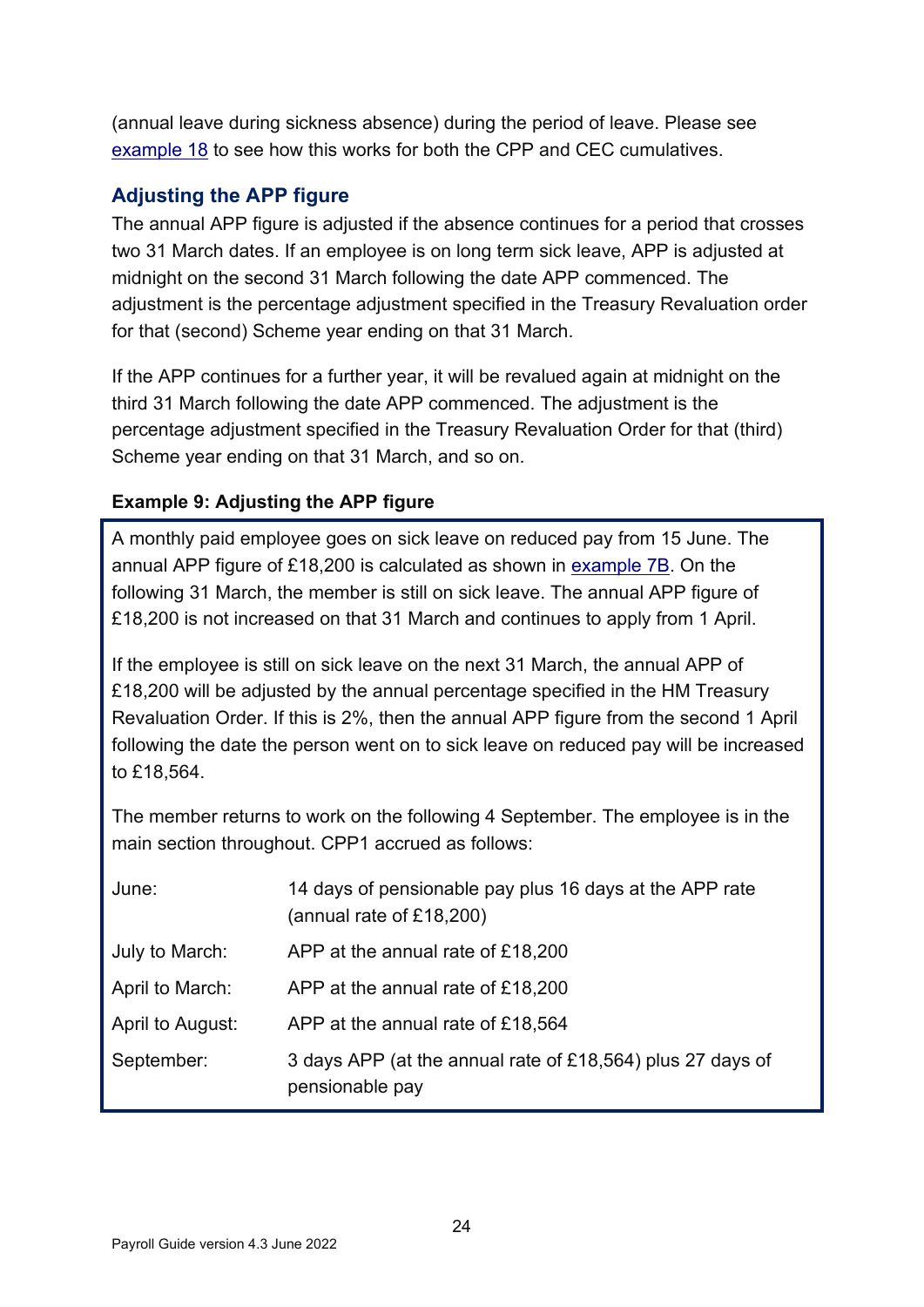(annual leave during sickness absence) during the period of leave. Please see example 18 to see how this works for both the CPP and CEC cumulatives.

## Adjusting the APP figure

The annual APP figure is adjusted if the absence continues for a period that crosses two 31 March dates. If an employee is on long term sick leave, APP is adjusted at midnight on the second 31 March following the date APP commenced. The adjustment is the percentage adjustment specified in the Treasury Revaluation order for that (second) Scheme year ending on that 31 March.

If the APP continues for a further year, it will be revalued again at midnight on the third 31 March following the date APP commenced. The adjustment is the percentage adjustment specified in the Treasury Revaluation Order for that (third) Scheme year ending on that 31 March, and so on.

**Example 9: Adjusting the APP figure**

A monthly paid employee goes on sick leave on reduced pay from 15 June. The annual APP figure of £18,200 is calculated as shown in example 7B. On the following 31 March, the member is still on sick leave. The annual APP figure of £18,200 is not increased on that 31 March and continues to apply from 1 April.

If the employee is still on sick leave on the next 31 March, the annual APP of £18,200 will be adjusted by the annual percentage specified in the HM Treasury Revaluation Order. If this is 2%, then the annual APP figure from the second 1 April following the date the person went on to sick leave on reduced pay will be increased to £18,564.

The member returns to work on the following 4 September. The employee is in the main section throughout. CPP1 accrued as follows:

| | |
|---|---|
| June: | 14 days of pensionable pay plus 16 days at the APP rate (annual rate of £18,200) |
| July to March: | APP at the annual rate of £18,200 |
| April to March: | APP at the annual rate of £18,200 |
| April to August: | APP at the annual rate of £18,564 |
| September: | 3 days APP (at the annual rate of £18,564) plus 27 days of pensionable pay |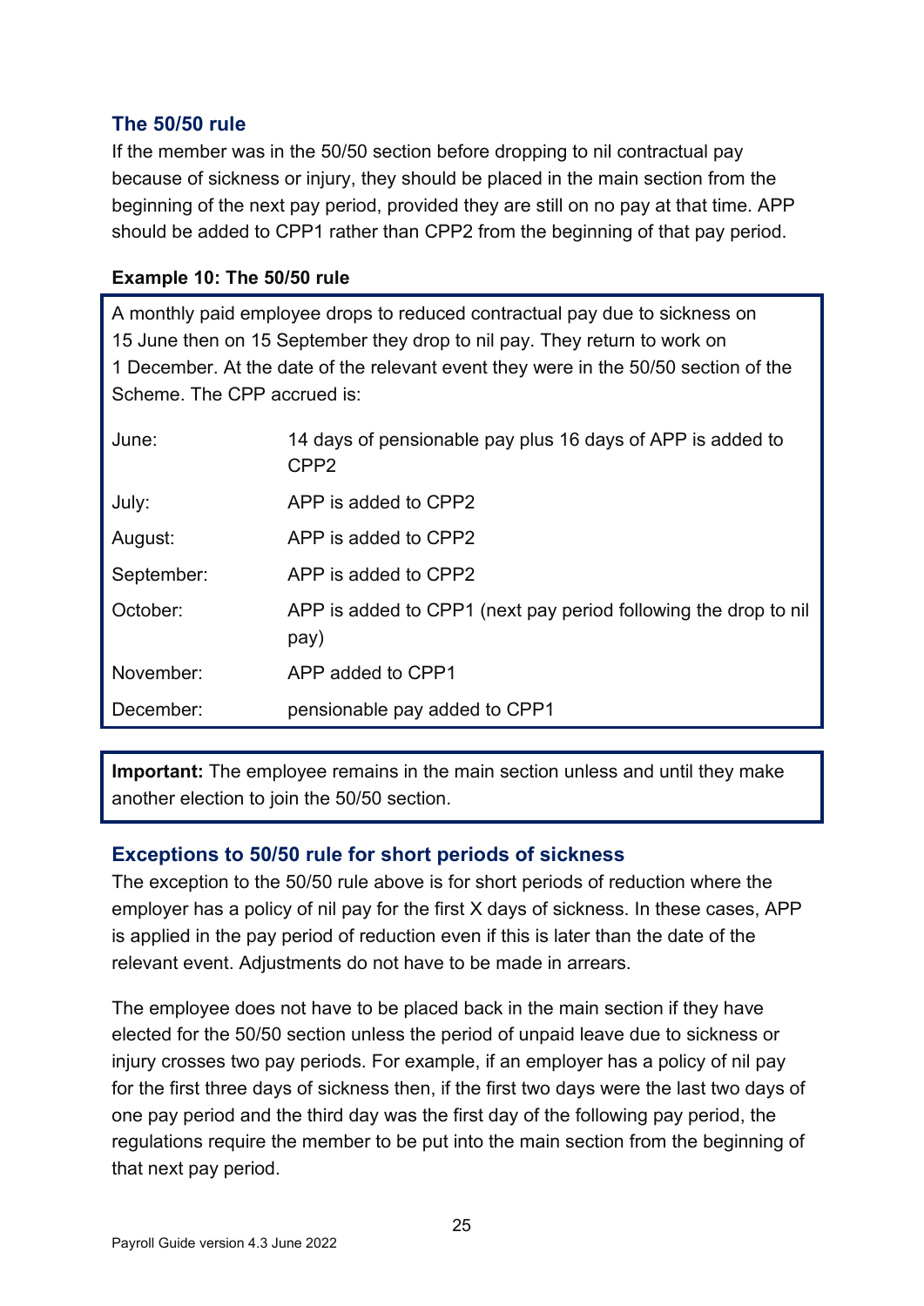### The 50/50 rule

If the member was in the 50/50 section before dropping to nil contractual pay because of sickness or injury, they should be placed in the main section from the beginning of the next pay period, provided they are still on no pay at that time. APP should be added to CPP1 rather than CPP2 from the beginning of that pay period.

**Example 10: The 50/50 rule**

A monthly paid employee drops to reduced contractual pay due to sickness on 15 June then on 15 September they drop to nil pay. They return to work on 1 December. At the date of the relevant event they were in the 50/50 section of the Scheme. The CPP accrued is:

| | |
|---|---|
| June: | 14 days of pensionable pay plus 16 days of APP is added to CPP2 |
| July: | APP is added to CPP2 |
| August: | APP is added to CPP2 |
| September: | APP is added to CPP2 |
| October: | APP is added to CPP1 (next pay period following the drop to nil pay) |
| November: | APP added to CPP1 |
| December: | pensionable pay added to CPP1 |

**Important:** The employee remains in the main section unless and until they make another election to join the 50/50 section.

### Exceptions to 50/50 rule for short periods of sickness

The exception to the 50/50 rule above is for short periods of reduction where the employer has a policy of nil pay for the first X days of sickness. In these cases, APP is applied in the pay period of reduction even if this is later than the date of the relevant event. Adjustments do not have to be made in arrears.

The employee does not have to be placed back in the main section if they have elected for the 50/50 section unless the period of unpaid leave due to sickness or injury crosses two pay periods. For example, if an employer has a policy of nil pay for the first three days of sickness then, if the first two days were the last two days of one pay period and the third day was the first day of the following pay period, the regulations require the member to be put into the main section from the beginning of that next pay period.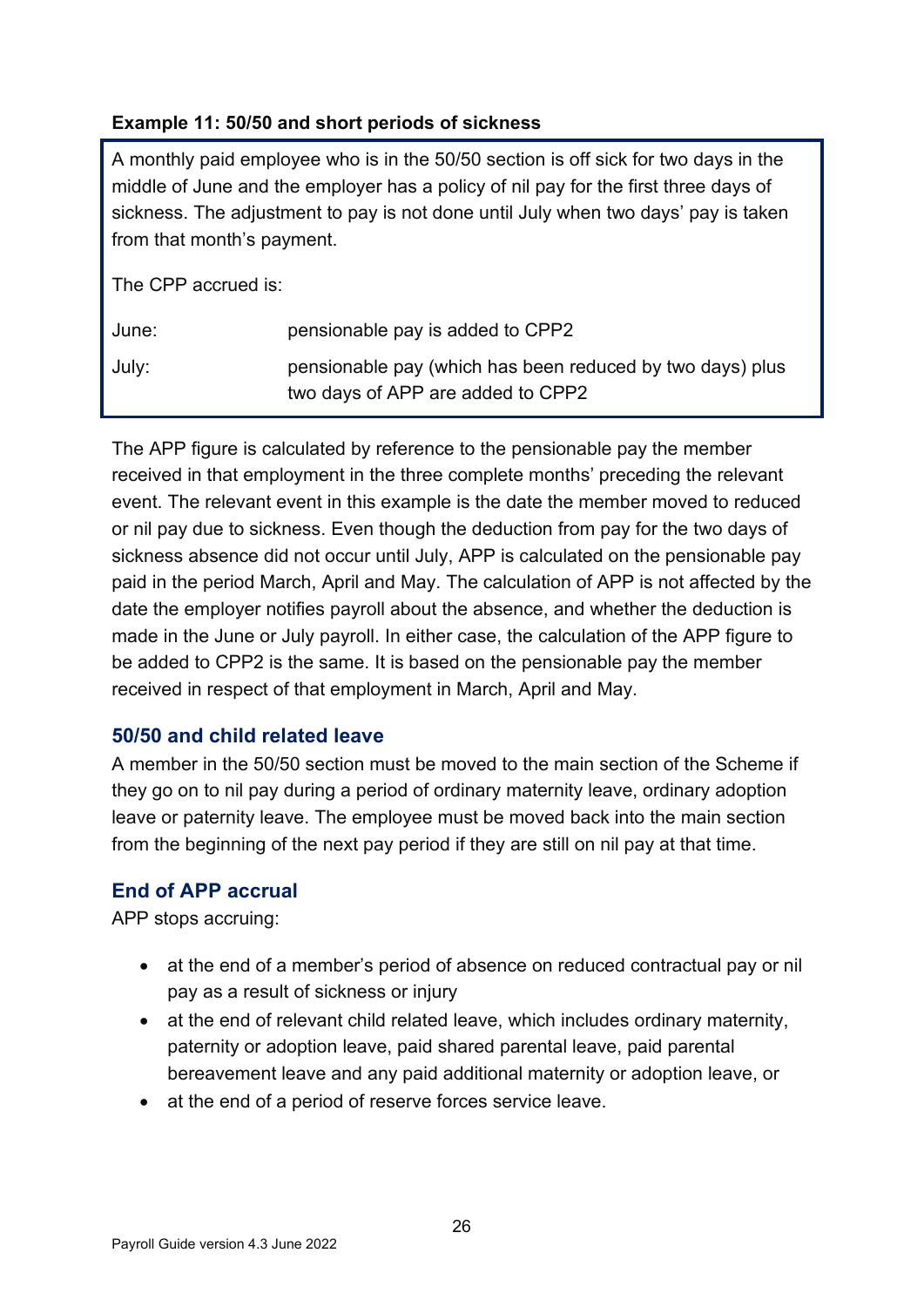**Example 11: 50/50 and short periods of sickness**

A monthly paid employee who is in the 50/50 section is off sick for two days in the middle of June and the employer has a policy of nil pay for the first three days of sickness. The adjustment to pay is not done until July when two days' pay is taken from that month's payment.

The CPP accrued is:

| | |
|---|---|
| June: | pensionable pay is added to CPP2 |
| July: | pensionable pay (which has been reduced by two days) plus two days of APP are added to CPP2 |

The APP figure is calculated by reference to the pensionable pay the member received in that employment in the three complete months' preceding the relevant event. The relevant event in this example is the date the member moved to reduced or nil pay due to sickness. Even though the deduction from pay for the two days of sickness absence did not occur until July, APP is calculated on the pensionable pay paid in the period March, April and May. The calculation of APP is not affected by the date the employer notifies payroll about the absence, and whether the deduction is made in the June or July payroll. In either case, the calculation of the APP figure to be added to CPP2 is the same. It is based on the pensionable pay the member received in respect of that employment in March, April and May.

## 50/50 and child related leave

A member in the 50/50 section must be moved to the main section of the Scheme if they go on to nil pay during a period of ordinary maternity leave, ordinary adoption leave or paternity leave. The employee must be moved back into the main section from the beginning of the next pay period if they are still on nil pay at that time.

## End of APP accrual

APP stops accruing:

- at the end of a member's period of absence on reduced contractual pay or nil pay as a result of sickness or injury
- at the end of relevant child related leave, which includes ordinary maternity, paternity or adoption leave, paid shared parental leave, paid parental bereavement leave and any paid additional maternity or adoption leave, or
- at the end of a period of reserve forces service leave.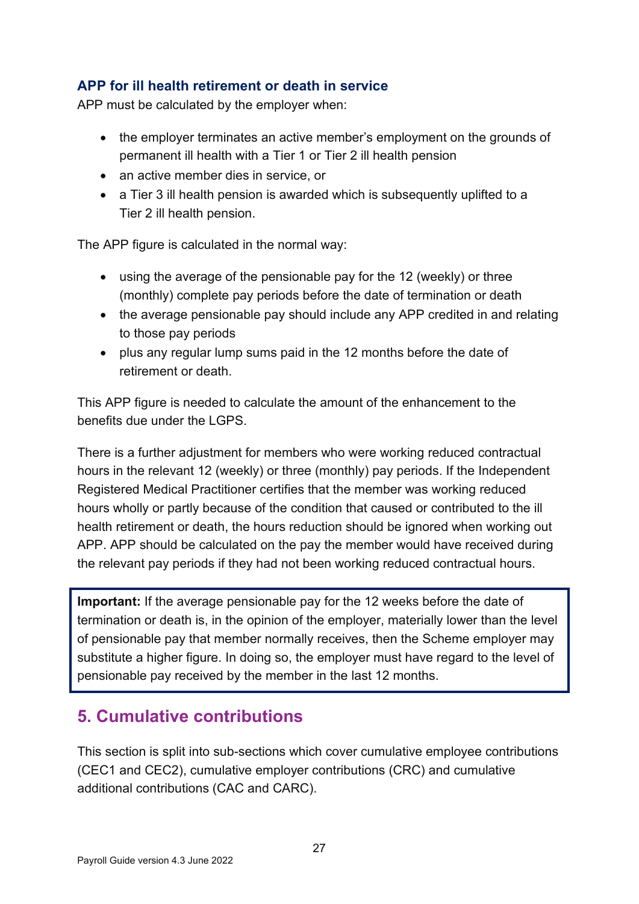### APP for ill health retirement or death in service

APP must be calculated by the employer when:

- the employer terminates an active member's employment on the grounds of permanent ill health with a Tier 1 or Tier 2 ill health pension
- an active member dies in service, or
- a Tier 3 ill health pension is awarded which is subsequently uplifted to a Tier 2 ill health pension.

The APP figure is calculated in the normal way:

- using the average of the pensionable pay for the 12 (weekly) or three (monthly) complete pay periods before the date of termination or death
- the average pensionable pay should include any APP credited in and relating to those pay periods
- plus any regular lump sums paid in the 12 months before the date of retirement or death.

This APP figure is needed to calculate the amount of the enhancement to the benefits due under the LGPS.

There is a further adjustment for members who were working reduced contractual hours in the relevant 12 (weekly) or three (monthly) pay periods. If the Independent Registered Medical Practitioner certifies that the member was working reduced hours wholly or partly because of the condition that caused or contributed to the ill health retirement or death, the hours reduction should be ignored when working out APP. APP should be calculated on the pay the member would have received during the relevant pay periods if they had not been working reduced contractual hours.

> **Important:** If the average pensionable pay for the 12 weeks before the date of termination or death is, in the opinion of the employer, materially lower than the level of pensionable pay that member normally receives, then the Scheme employer may substitute a higher figure. In doing so, the employer must have regard to the level of pensionable pay received by the member in the last 12 months.

## 5. Cumulative contributions

This section is split into sub-sections which cover cumulative employee contributions (CEC1 and CEC2), cumulative employer contributions (CRC) and cumulative additional contributions (CAC and CARC).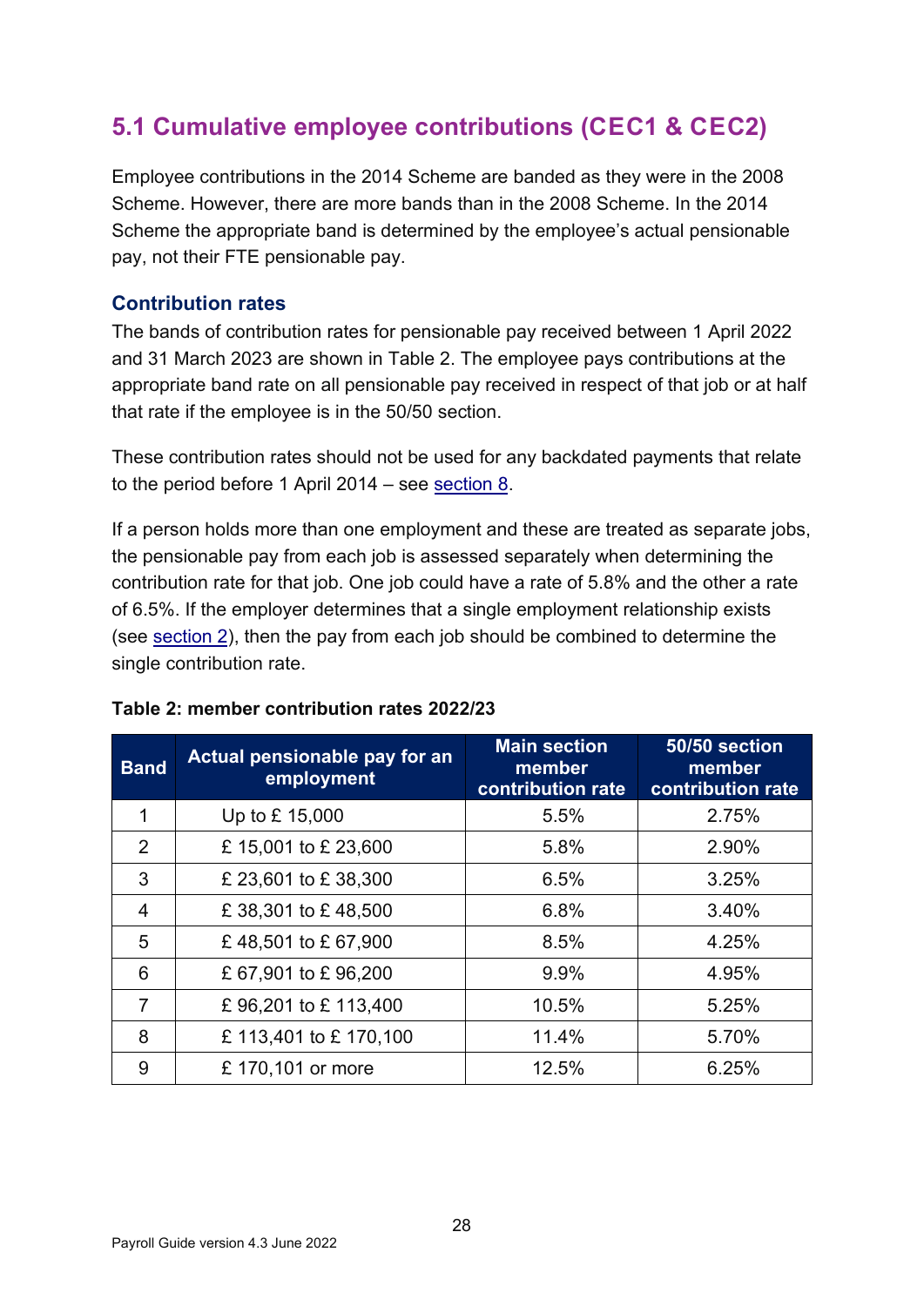## 5.1 Cumulative employee contributions (CEC1 & CEC2)

Employee contributions in the 2014 Scheme are banded as they were in the 2008 Scheme. However, there are more bands than in the 2008 Scheme. In the 2014 Scheme the appropriate band is determined by the employee's actual pensionable pay, not their FTE pensionable pay.

### Contribution rates

The bands of contribution rates for pensionable pay received between 1 April 2022 and 31 March 2023 are shown in Table 2. The employee pays contributions at the appropriate band rate on all pensionable pay received in respect of that job or at half that rate if the employee is in the 50/50 section.

These contribution rates should not be used for any backdated payments that relate to the period before 1 April 2014 – see section 8.

If a person holds more than one employment and these are treated as separate jobs, the pensionable pay from each job is assessed separately when determining the contribution rate for that job. One job could have a rate of 5.8% and the other a rate of 6.5%. If the employer determines that a single employment relationship exists (see section 2), then the pay from each job should be combined to determine the single contribution rate.

**Table 2: member contribution rates 2022/23**

| Band | Actual pensionable pay for an employment | Main section member contribution rate | 50/50 section member contribution rate |
|---|---|---|---|
| 1 | Up to £ 15,000 | 5.5% | 2.75% |
| 2 | £ 15,001 to £ 23,600 | 5.8% | 2.90% |
| 3 | £ 23,601 to £ 38,300 | 6.5% | 3.25% |
| 4 | £ 38,301 to £ 48,500 | 6.8% | 3.40% |
| 5 | £ 48,501 to £ 67,900 | 8.5% | 4.25% |
| 6 | £ 67,901 to £ 96,200 | 9.9% | 4.95% |
| 7 | £ 96,201 to £ 113,400 | 10.5% | 5.25% |
| 8 | £ 113,401 to £ 170,100 | 11.4% | 5.70% |
| 9 | £ 170,101 or more | 12.5% | 6.25% |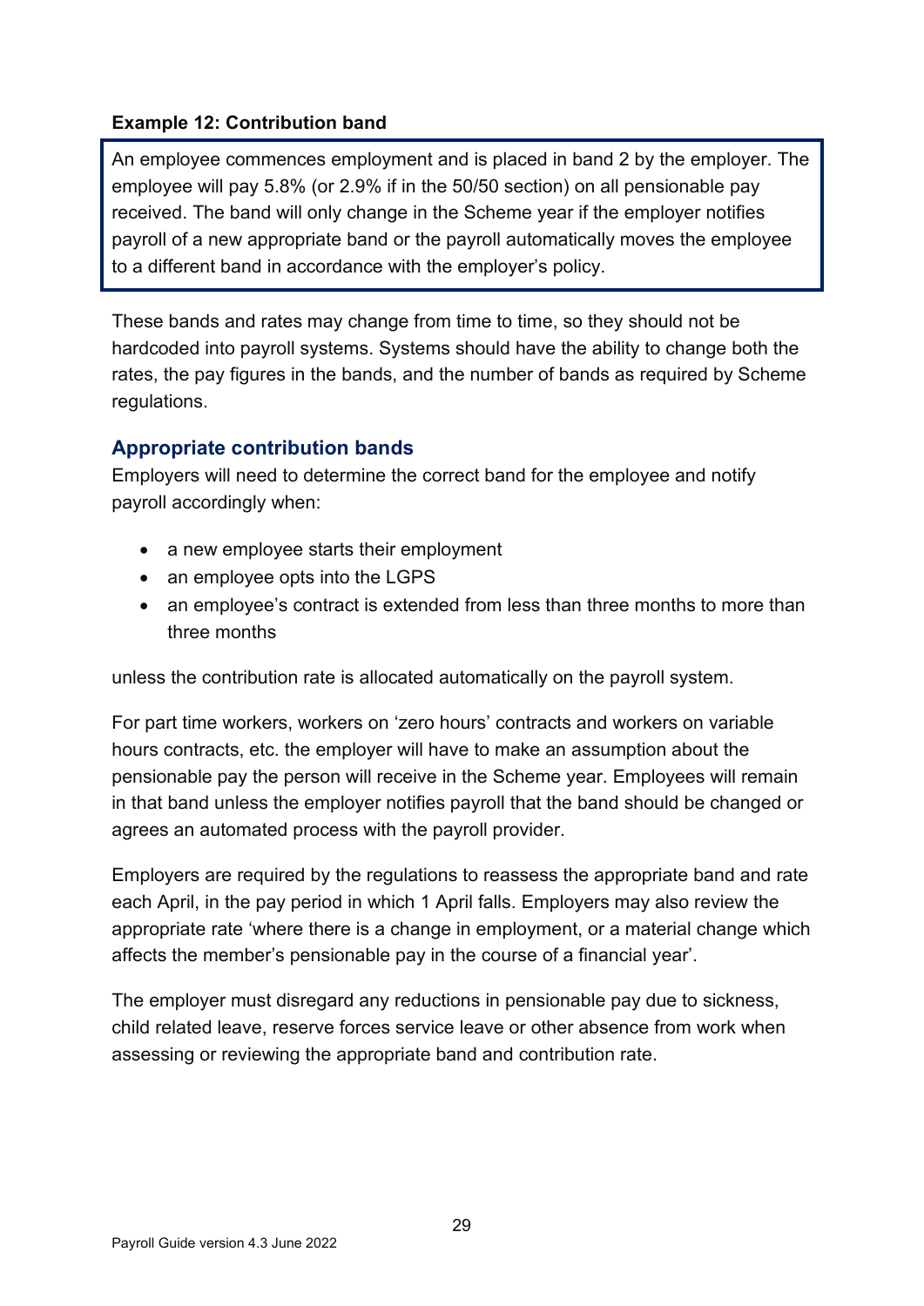**Example 12: Contribution band**

> An employee commences employment and is placed in band 2 by the employer. The employee will pay 5.8% (or 2.9% if in the 50/50 section) on all pensionable pay received. The band will only change in the Scheme year if the employer notifies payroll of a new appropriate band or the payroll automatically moves the employee to a different band in accordance with the employer's policy.

These bands and rates may change from time to time, so they should not be hardcoded into payroll systems. Systems should have the ability to change both the rates, the pay figures in the bands, and the number of bands as required by Scheme regulations.

### Appropriate contribution bands

Employers will need to determine the correct band for the employee and notify payroll accordingly when:

- a new employee starts their employment
- an employee opts into the LGPS
- an employee's contract is extended from less than three months to more than three months

unless the contribution rate is allocated automatically on the payroll system.

For part time workers, workers on 'zero hours' contracts and workers on variable hours contracts, etc. the employer will have to make an assumption about the pensionable pay the person will receive in the Scheme year. Employees will remain in that band unless the employer notifies payroll that the band should be changed or agrees an automated process with the payroll provider.

Employers are required by the regulations to reassess the appropriate band and rate each April, in the pay period in which 1 April falls. Employers may also review the appropriate rate 'where there is a change in employment, or a material change which affects the member's pensionable pay in the course of a financial year'.

The employer must disregard any reductions in pensionable pay due to sickness, child related leave, reserve forces service leave or other absence from work when assessing or reviewing the appropriate band and contribution rate.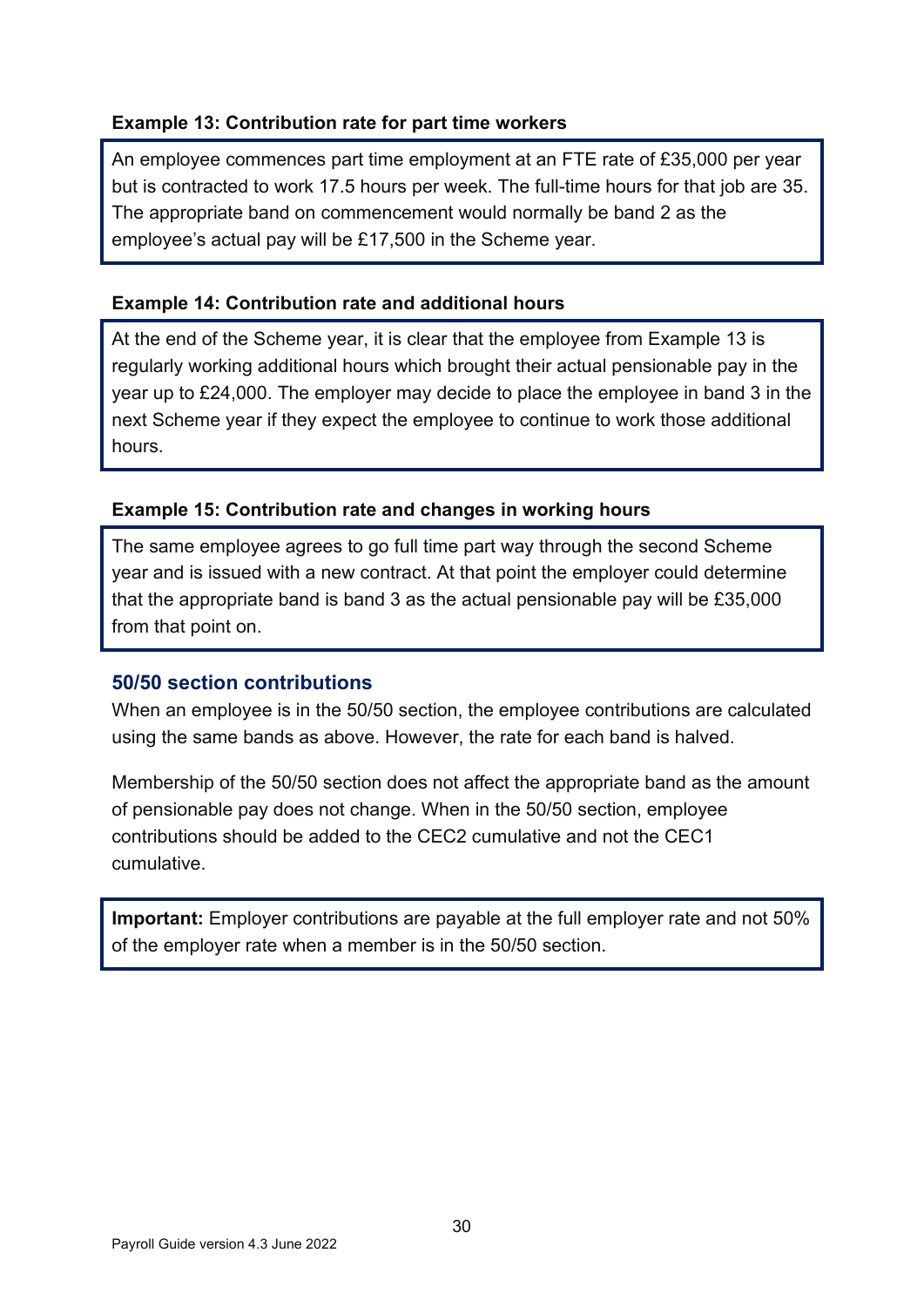**Example 13: Contribution rate for part time workers**

An employee commences part time employment at an FTE rate of £35,000 per year but is contracted to work 17.5 hours per week. The full-time hours for that job are 35. The appropriate band on commencement would normally be band 2 as the employee's actual pay will be £17,500 in the Scheme year.

**Example 14: Contribution rate and additional hours**

At the end of the Scheme year, it is clear that the employee from Example 13 is regularly working additional hours which brought their actual pensionable pay in the year up to £24,000. The employer may decide to place the employee in band 3 in the next Scheme year if they expect the employee to continue to work those additional hours.

**Example 15: Contribution rate and changes in working hours**

The same employee agrees to go full time part way through the second Scheme year and is issued with a new contract. At that point the employer could determine that the appropriate band is band 3 as the actual pensionable pay will be £35,000 from that point on.

## 50/50 section contributions

When an employee is in the 50/50 section, the employee contributions are calculated using the same bands as above. However, the rate for each band is halved.

Membership of the 50/50 section does not affect the appropriate band as the amount of pensionable pay does not change. When in the 50/50 section, employee contributions should be added to the CEC2 cumulative and not the CEC1 cumulative.

**Important:** Employer contributions are payable at the full employer rate and not 50% of the employer rate when a member is in the 50/50 section.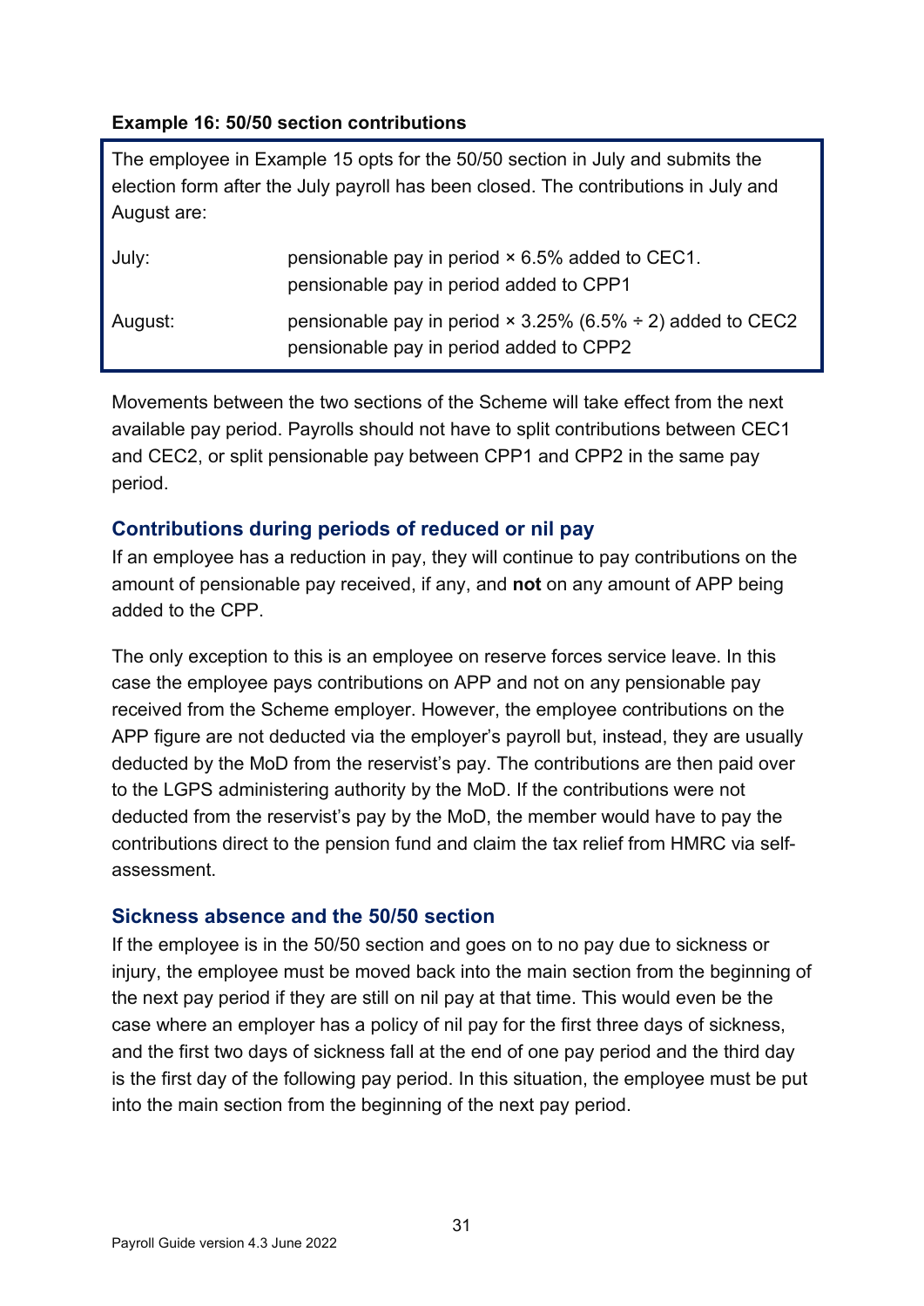**Example 16: 50/50 section contributions**

The employee in Example 15 opts for the 50/50 section in July and submits the election form after the July payroll has been closed. The contributions in July and August are:

| | |
|---|---|
| July: | pensionable pay in period × 6.5% added to CEC1.<br>pensionable pay in period added to CPP1 |
| August: | pensionable pay in period × 3.25% (6.5% ÷ 2) added to CEC2<br>pensionable pay in period added to CPP2 |

Movements between the two sections of the Scheme will take effect from the next available pay period. Payrolls should not have to split contributions between CEC1 and CEC2, or split pensionable pay between CPP1 and CPP2 in the same pay period.

## Contributions during periods of reduced or nil pay

If an employee has a reduction in pay, they will continue to pay contributions on the amount of pensionable pay received, if any, and **not** on any amount of APP being added to the CPP.

The only exception to this is an employee on reserve forces service leave. In this case the employee pays contributions on APP and not on any pensionable pay received from the Scheme employer. However, the employee contributions on the APP figure are not deducted via the employer's payroll but, instead, they are usually deducted by the MoD from the reservist's pay. The contributions are then paid over to the LGPS administering authority by the MoD. If the contributions were not deducted from the reservist's pay by the MoD, the member would have to pay the contributions direct to the pension fund and claim the tax relief from HMRC via self-assessment.

## Sickness absence and the 50/50 section

If the employee is in the 50/50 section and goes on to no pay due to sickness or injury, the employee must be moved back into the main section from the beginning of the next pay period if they are still on nil pay at that time. This would even be the case where an employer has a policy of nil pay for the first three days of sickness, and the first two days of sickness fall at the end of one pay period and the third day is the first day of the following pay period. In this situation, the employee must be put into the main section from the beginning of the next pay period.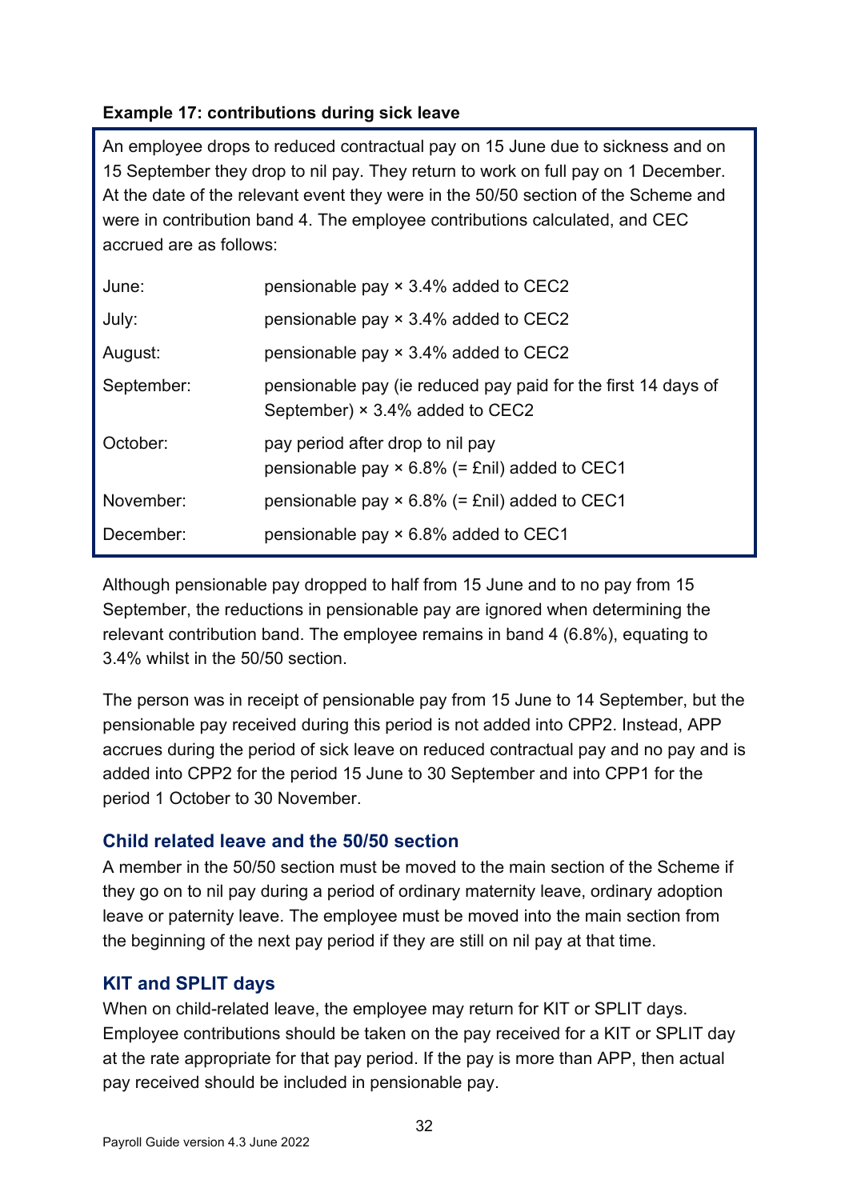**Example 17: contributions during sick leave**

An employee drops to reduced contractual pay on 15 June due to sickness and on 15 September they drop to nil pay. They return to work on full pay on 1 December. At the date of the relevant event they were in the 50/50 section of the Scheme and were in contribution band 4. The employee contributions calculated, and CEC accrued are as follows:

| | |
|---|---|
| June: | pensionable pay × 3.4% added to CEC2 |
| July: | pensionable pay × 3.4% added to CEC2 |
| August: | pensionable pay × 3.4% added to CEC2 |
| September: | pensionable pay (ie reduced pay paid for the first 14 days of September) × 3.4% added to CEC2 |
| October: | pay period after drop to nil pay<br>pensionable pay × 6.8% (= £nil) added to CEC1 |
| November: | pensionable pay × 6.8% (= £nil) added to CEC1 |
| December: | pensionable pay × 6.8% added to CEC1 |

Although pensionable pay dropped to half from 15 June and to no pay from 15 September, the reductions in pensionable pay are ignored when determining the relevant contribution band. The employee remains in band 4 (6.8%), equating to 3.4% whilst in the 50/50 section.

The person was in receipt of pensionable pay from 15 June to 14 September, but the pensionable pay received during this period is not added into CPP2. Instead, APP accrues during the period of sick leave on reduced contractual pay and no pay and is added into CPP2 for the period 15 June to 30 September and into CPP1 for the period 1 October to 30 November.

## Child related leave and the 50/50 section

A member in the 50/50 section must be moved to the main section of the Scheme if they go on to nil pay during a period of ordinary maternity leave, ordinary adoption leave or paternity leave. The employee must be moved into the main section from the beginning of the next pay period if they are still on nil pay at that time.

## KIT and SPLIT days

When on child-related leave, the employee may return for KIT or SPLIT days. Employee contributions should be taken on the pay received for a KIT or SPLIT day at the rate appropriate for that pay period. If the pay is more than APP, then actual pay received should be included in pensionable pay.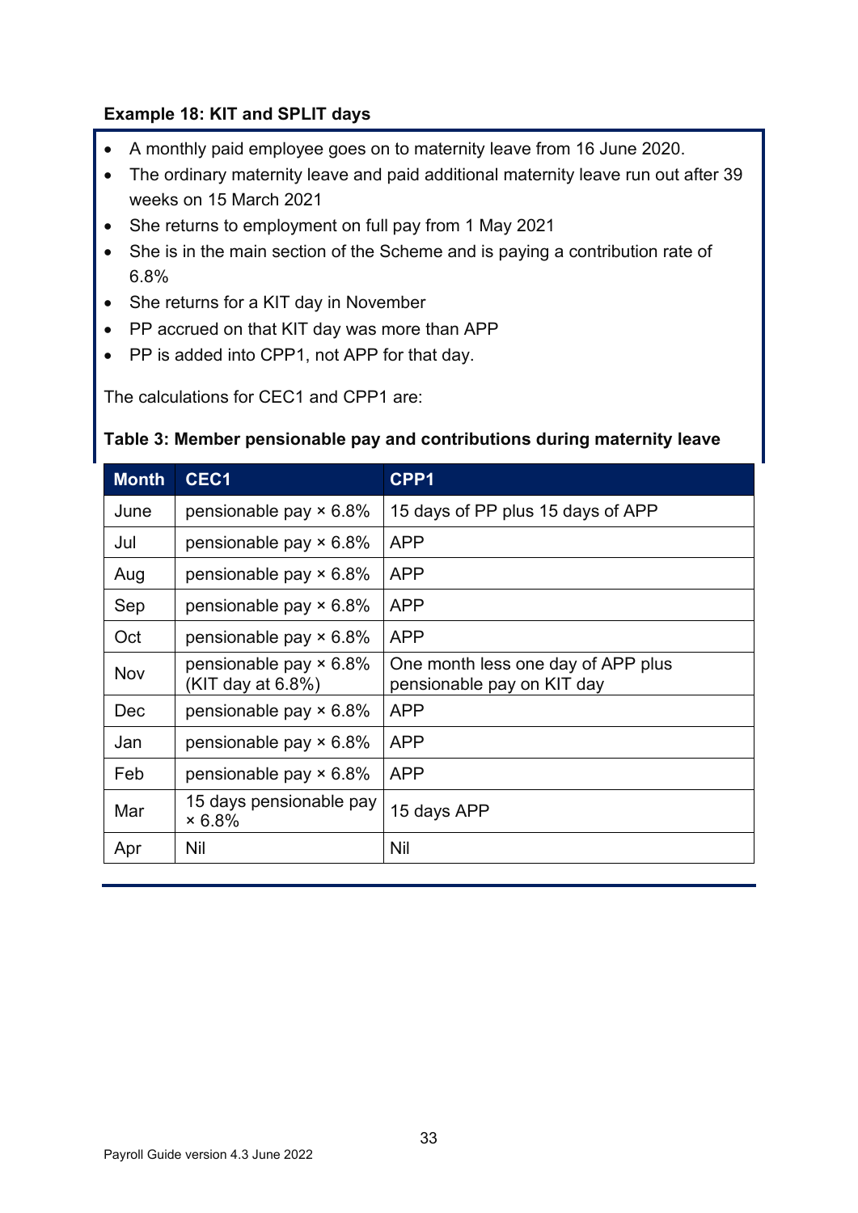**Example 18: KIT and SPLIT days**

- A monthly paid employee goes on to maternity leave from 16 June 2020.
- The ordinary maternity leave and paid additional maternity leave run out after 39 weeks on 15 March 2021
- She returns to employment on full pay from 1 May 2021
- She is in the main section of the Scheme and is paying a contribution rate of 6.8%
- She returns for a KIT day in November
- PP accrued on that KIT day was more than APP
- PP is added into CPP1, not APP for that day.

The calculations for CEC1 and CPP1 are:

**Table 3: Member pensionable pay and contributions during maternity leave**

| Month | CEC1 | CPP1 |
|---|---|---|
| June | pensionable pay × 6.8% | 15 days of PP plus 15 days of APP |
| Jul | pensionable pay × 6.8% | APP |
| Aug | pensionable pay × 6.8% | APP |
| Sep | pensionable pay × 6.8% | APP |
| Oct | pensionable pay × 6.8% | APP |
| Nov | pensionable pay × 6.8% (KIT day at 6.8%) | One month less one day of APP plus pensionable pay on KIT day |
| Dec | pensionable pay × 6.8% | APP |
| Jan | pensionable pay × 6.8% | APP |
| Feb | pensionable pay × 6.8% | APP |
| Mar | 15 days pensionable pay × 6.8% | 15 days APP |
| Apr | Nil | Nil |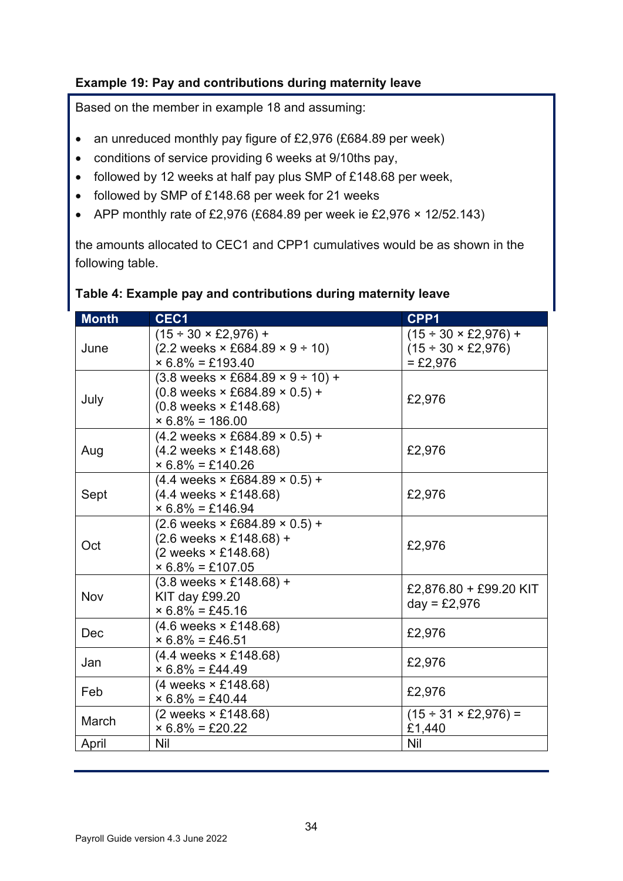### Example 19: Pay and contributions during maternity leave

Based on the member in example 18 and assuming:

- an unreduced monthly pay figure of £2,976 (£684.89 per week)
- conditions of service providing 6 weeks at 9/10ths pay,
- followed by 12 weeks at half pay plus SMP of £148.68 per week,
- followed by SMP of £148.68 per week for 21 weeks
- APP monthly rate of £2,976 (£684.89 per week ie £2,976 × 12/52.143)

the amounts allocated to CEC1 and CPP1 cumulatives would be as shown in the following table.

**Table 4: Example pay and contributions during maternity leave**

| Month | CEC1 | CPP1 |
|---|---|---|
| June | (15 ÷ 30 × £2,976) + (2.2 weeks × £684.89 × 9 ÷ 10) × 6.8% = £193.40 | (15 ÷ 30 × £2,976) + (15 ÷ 30 × £2,976) = £2,976 |
| July | (3.8 weeks × £684.89 × 9 ÷ 10) + (0.8 weeks × £684.89 × 0.5) + (0.8 weeks × £148.68) × 6.8% = 186.00 | £2,976 |
| Aug | (4.2 weeks × £684.89 × 0.5) + (4.2 weeks × £148.68) × 6.8% = £140.26 | £2,976 |
| Sept | (4.4 weeks × £684.89 × 0.5) + (4.4 weeks × £148.68) × 6.8% = £146.94 | £2,976 |
| Oct | (2.6 weeks × £684.89 × 0.5) + (2.6 weeks × £148.68) + (2 weeks × £148.68) × 6.8% = £107.05 | £2,976 |
| Nov | (3.8 weeks × £148.68) + KIT day £99.20 × 6.8% = £45.16 | £2,876.80 + £99.20 KIT day = £2,976 |
| Dec | (4.6 weeks × £148.68) × 6.8% = £46.51 | £2,976 |
| Jan | (4.4 weeks × £148.68) × 6.8% = £44.49 | £2,976 |
| Feb | (4 weeks × £148.68) × 6.8% = £40.44 | £2,976 |
| March | (2 weeks × £148.68) × 6.8% = £20.22 | (15 ÷ 31 × £2,976) = £1,440 |
| April | Nil | Nil |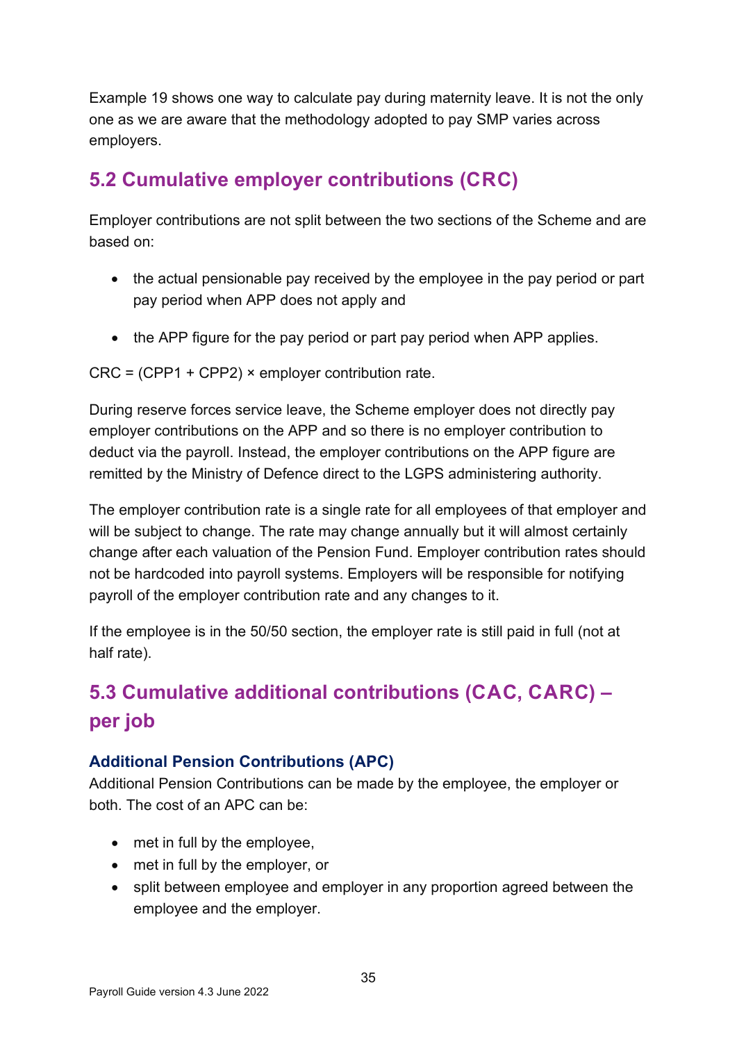Example 19 shows one way to calculate pay during maternity leave. It is not the only one as we are aware that the methodology adopted to pay SMP varies across employers.

## 5.2 Cumulative employer contributions (CRC)

Employer contributions are not split between the two sections of the Scheme and are based on:

- the actual pensionable pay received by the employee in the pay period or part pay period when APP does not apply and
- the APP figure for the pay period or part pay period when APP applies.

CRC = (CPP1 + CPP2) × employer contribution rate.

During reserve forces service leave, the Scheme employer does not directly pay employer contributions on the APP and so there is no employer contribution to deduct via the payroll. Instead, the employer contributions on the APP figure are remitted by the Ministry of Defence direct to the LGPS administering authority.

The employer contribution rate is a single rate for all employees of that employer and will be subject to change. The rate may change annually but it will almost certainly change after each valuation of the Pension Fund. Employer contribution rates should not be hardcoded into payroll systems. Employers will be responsible for notifying payroll of the employer contribution rate and any changes to it.

If the employee is in the 50/50 section, the employer rate is still paid in full (not at half rate).

## 5.3 Cumulative additional contributions (CAC, CARC) – per job

### Additional Pension Contributions (APC)

Additional Pension Contributions can be made by the employee, the employer or both. The cost of an APC can be:

- met in full by the employee,
- met in full by the employer, or
- split between employee and employer in any proportion agreed between the employee and the employer.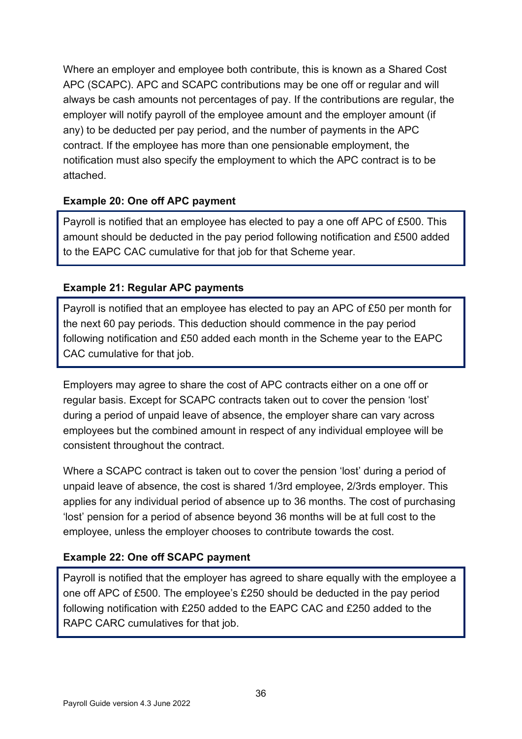Where an employer and employee both contribute, this is known as a Shared Cost APC (SCAPC). APC and SCAPC contributions may be one off or regular and will always be cash amounts not percentages of pay. If the contributions are regular, the employer will notify payroll of the employee amount and the employer amount (if any) to be deducted per pay period, and the number of payments in the APC contract. If the employee has more than one pensionable employment, the notification must also specify the employment to which the APC contract is to be attached.

**Example 20: One off APC payment**

> Payroll is notified that an employee has elected to pay a one off APC of £500. This amount should be deducted in the pay period following notification and £500 added to the EAPC CAC cumulative for that job for that Scheme year.

**Example 21: Regular APC payments**

> Payroll is notified that an employee has elected to pay an APC of £50 per month for the next 60 pay periods. This deduction should commence in the pay period following notification and £50 added each month in the Scheme year to the EAPC CAC cumulative for that job.

Employers may agree to share the cost of APC contracts either on a one off or regular basis. Except for SCAPC contracts taken out to cover the pension 'lost' during a period of unpaid leave of absence, the employer share can vary across employees but the combined amount in respect of any individual employee will be consistent throughout the contract.

Where a SCAPC contract is taken out to cover the pension 'lost' during a period of unpaid leave of absence, the cost is shared 1/3rd employee, 2/3rds employer. This applies for any individual period of absence up to 36 months. The cost of purchasing 'lost' pension for a period of absence beyond 36 months will be at full cost to the employee, unless the employer chooses to contribute towards the cost.

**Example 22: One off SCAPC payment**

> Payroll is notified that the employer has agreed to share equally with the employee a one off APC of £500. The employee's £250 should be deducted in the pay period following notification with £250 added to the EAPC CAC and £250 added to the RAPC CARC cumulatives for that job.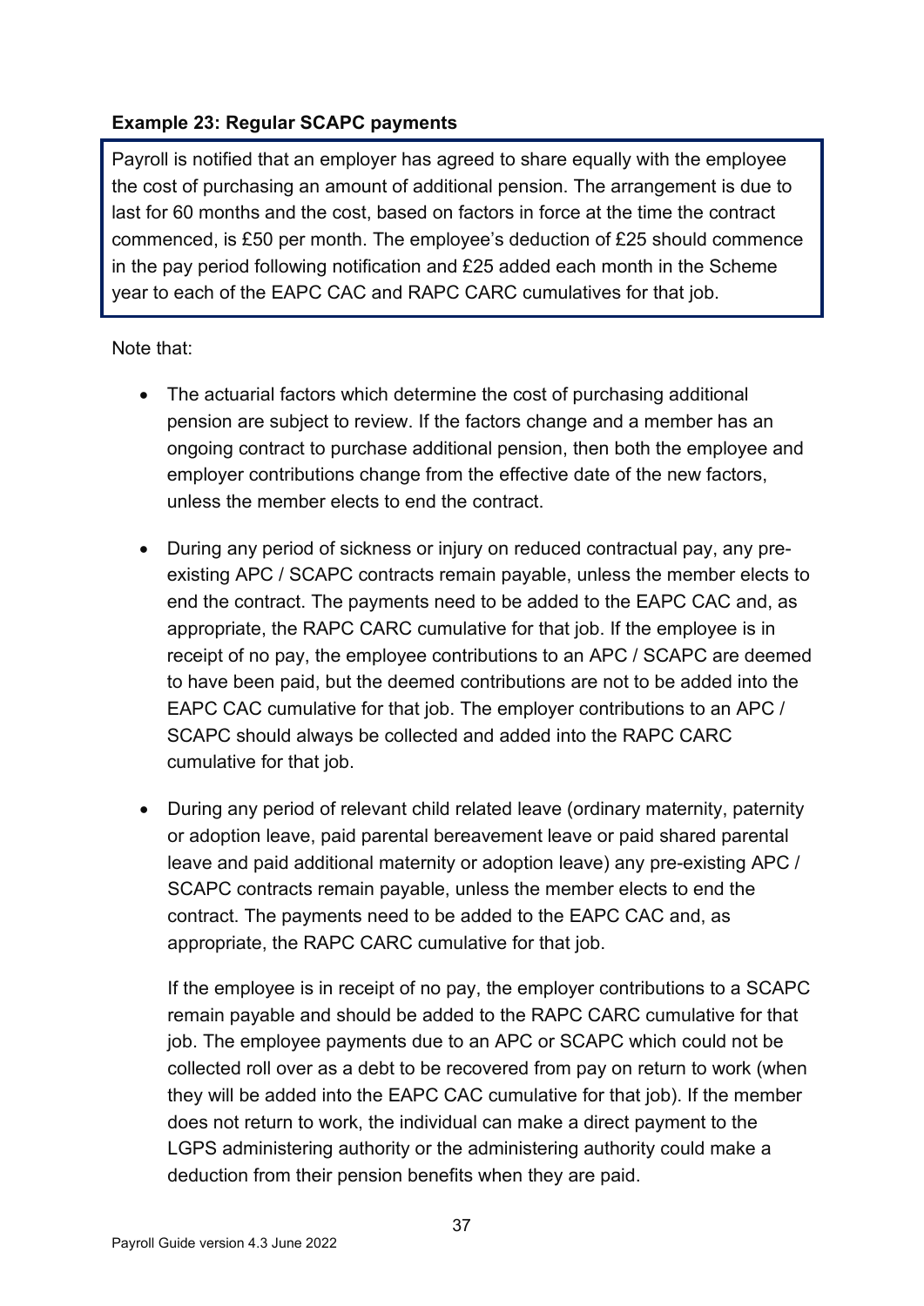**Example 23: Regular SCAPC payments**

> Payroll is notified that an employer has agreed to share equally with the employee the cost of purchasing an amount of additional pension. The arrangement is due to last for 60 months and the cost, based on factors in force at the time the contract commenced, is £50 per month. The employee's deduction of £25 should commence in the pay period following notification and £25 added each month in the Scheme year to each of the EAPC CAC and RAPC CARC cumulatives for that job.

Note that:

- The actuarial factors which determine the cost of purchasing additional pension are subject to review. If the factors change and a member has an ongoing contract to purchase additional pension, then both the employee and employer contributions change from the effective date of the new factors, unless the member elects to end the contract.

- During any period of sickness or injury on reduced contractual pay, any pre-existing APC / SCAPC contracts remain payable, unless the member elects to end the contract. The payments need to be added to the EAPC CAC and, as appropriate, the RAPC CARC cumulative for that job. If the employee is in receipt of no pay, the employee contributions to an APC / SCAPC are deemed to have been paid, but the deemed contributions are not to be added into the EAPC CAC cumulative for that job. The employer contributions to an APC / SCAPC should always be collected and added into the RAPC CARC cumulative for that job.

- During any period of relevant child related leave (ordinary maternity, paternity or adoption leave, paid parental bereavement leave or paid shared parental leave and paid additional maternity or adoption leave) any pre-existing APC / SCAPC contracts remain payable, unless the member elects to end the contract. The payments need to be added to the EAPC CAC and, as appropriate, the RAPC CARC cumulative for that job.

  If the employee is in receipt of no pay, the employer contributions to a SCAPC remain payable and should be added to the RAPC CARC cumulative for that job. The employee payments due to an APC or SCAPC which could not be collected roll over as a debt to be recovered from pay on return to work (when they will be added into the EAPC CAC cumulative for that job). If the member does not return to work, the individual can make a direct payment to the LGPS administering authority or the administering authority could make a deduction from their pension benefits when they are paid.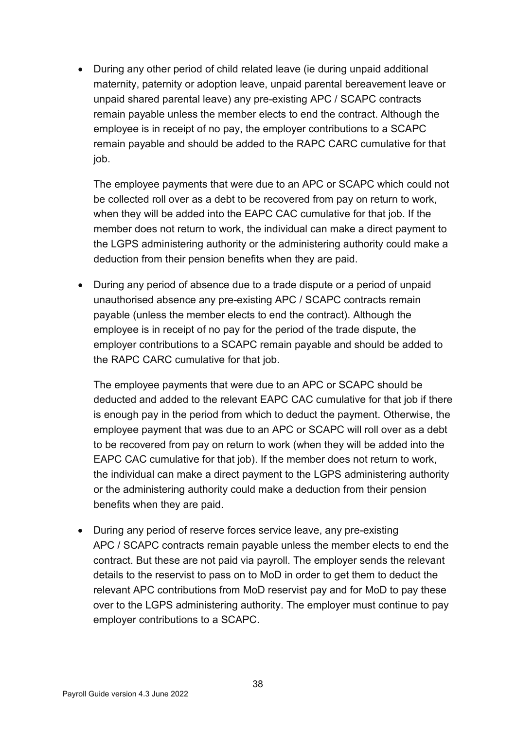- During any other period of child related leave (ie during unpaid additional maternity, paternity or adoption leave, unpaid parental bereavement leave or unpaid shared parental leave) any pre-existing APC / SCAPC contracts remain payable unless the member elects to end the contract. Although the employee is in receipt of no pay, the employer contributions to a SCAPC remain payable and should be added to the RAPC CARC cumulative for that job.

  The employee payments that were due to an APC or SCAPC which could not be collected roll over as a debt to be recovered from pay on return to work, when they will be added into the EAPC CAC cumulative for that job. If the member does not return to work, the individual can make a direct payment to the LGPS administering authority or the administering authority could make a deduction from their pension benefits when they are paid.

- During any period of absence due to a trade dispute or a period of unpaid unauthorised absence any pre-existing APC / SCAPC contracts remain payable (unless the member elects to end the contract). Although the employee is in receipt of no pay for the period of the trade dispute, the employer contributions to a SCAPC remain payable and should be added to the RAPC CARC cumulative for that job.

  The employee payments that were due to an APC or SCAPC should be deducted and added to the relevant EAPC CAC cumulative for that job if there is enough pay in the period from which to deduct the payment. Otherwise, the employee payment that was due to an APC or SCAPC will roll over as a debt to be recovered from pay on return to work (when they will be added into the EAPC CAC cumulative for that job). If the member does not return to work, the individual can make a direct payment to the LGPS administering authority or the administering authority could make a deduction from their pension benefits when they are paid.

- During any period of reserve forces service leave, any pre-existing APC / SCAPC contracts remain payable unless the member elects to end the contract. But these are not paid via payroll. The employer sends the relevant details to the reservist to pass on to MoD in order to get them to deduct the relevant APC contributions from MoD reservist pay and for MoD to pay these over to the LGPS administering authority. The employer must continue to pay employer contributions to a SCAPC.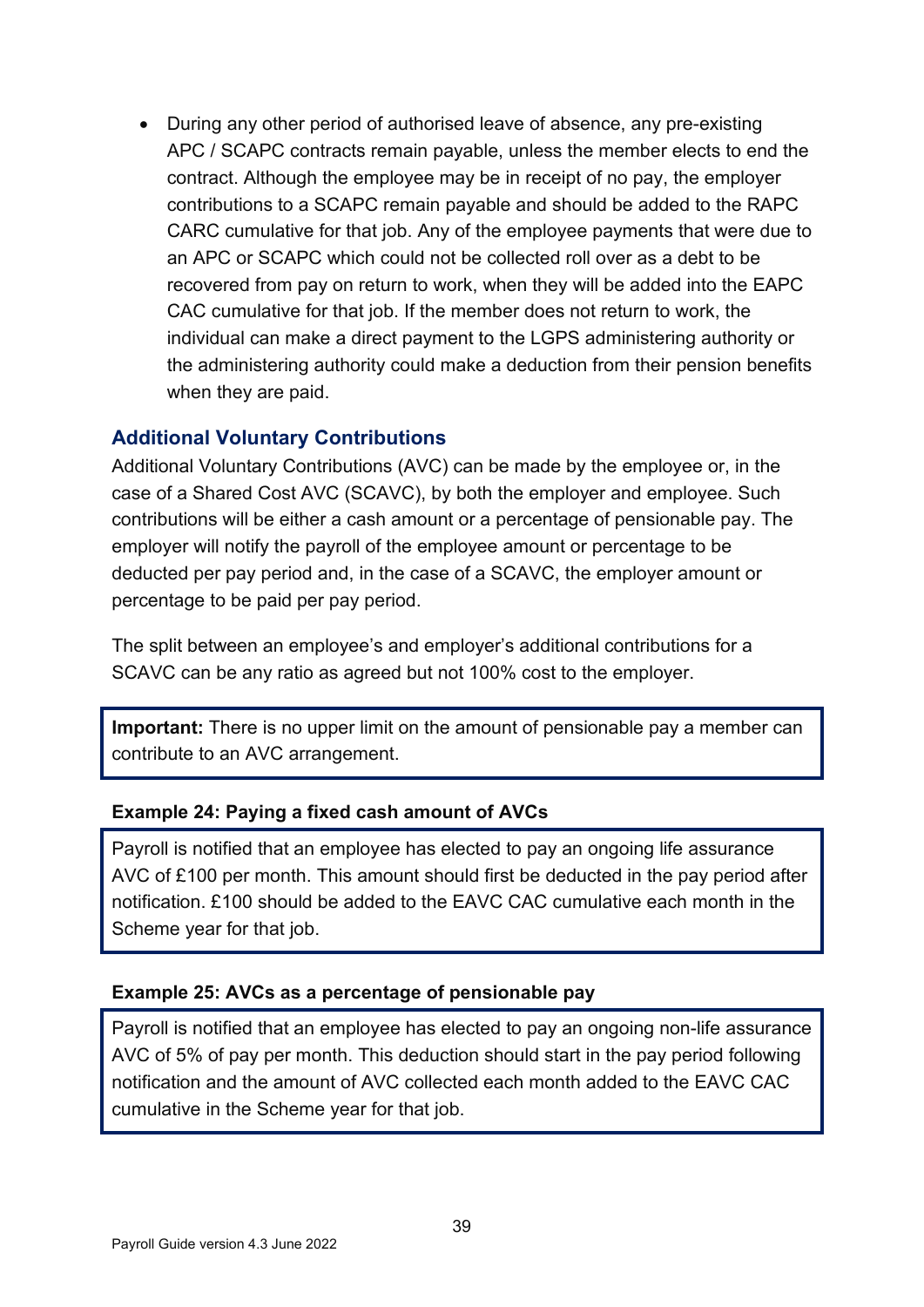- During any other period of authorised leave of absence, any pre-existing APC / SCAPC contracts remain payable, unless the member elects to end the contract. Although the employee may be in receipt of no pay, the employer contributions to a SCAPC remain payable and should be added to the RAPC CARC cumulative for that job. Any of the employee payments that were due to an APC or SCAPC which could not be collected roll over as a debt to be recovered from pay on return to work, when they will be added into the EAPC CAC cumulative for that job. If the member does not return to work, the individual can make a direct payment to the LGPS administering authority or the administering authority could make a deduction from their pension benefits when they are paid.

### Additional Voluntary Contributions

Additional Voluntary Contributions (AVC) can be made by the employee or, in the case of a Shared Cost AVC (SCAVC), by both the employer and employee. Such contributions will be either a cash amount or a percentage of pensionable pay. The employer will notify the payroll of the employee amount or percentage to be deducted per pay period and, in the case of a SCAVC, the employer amount or percentage to be paid per pay period.

The split between an employee's and employer's additional contributions for a SCAVC can be any ratio as agreed but not 100% cost to the employer.

**Important:** There is no upper limit on the amount of pensionable pay a member can contribute to an AVC arrangement.

**Example 24: Paying a fixed cash amount of AVCs**

Payroll is notified that an employee has elected to pay an ongoing life assurance AVC of £100 per month. This amount should first be deducted in the pay period after notification. £100 should be added to the EAVC CAC cumulative each month in the Scheme year for that job.

**Example 25: AVCs as a percentage of pensionable pay**

Payroll is notified that an employee has elected to pay an ongoing non-life assurance AVC of 5% of pay per month. This deduction should start in the pay period following notification and the amount of AVC collected each month added to the EAVC CAC cumulative in the Scheme year for that job.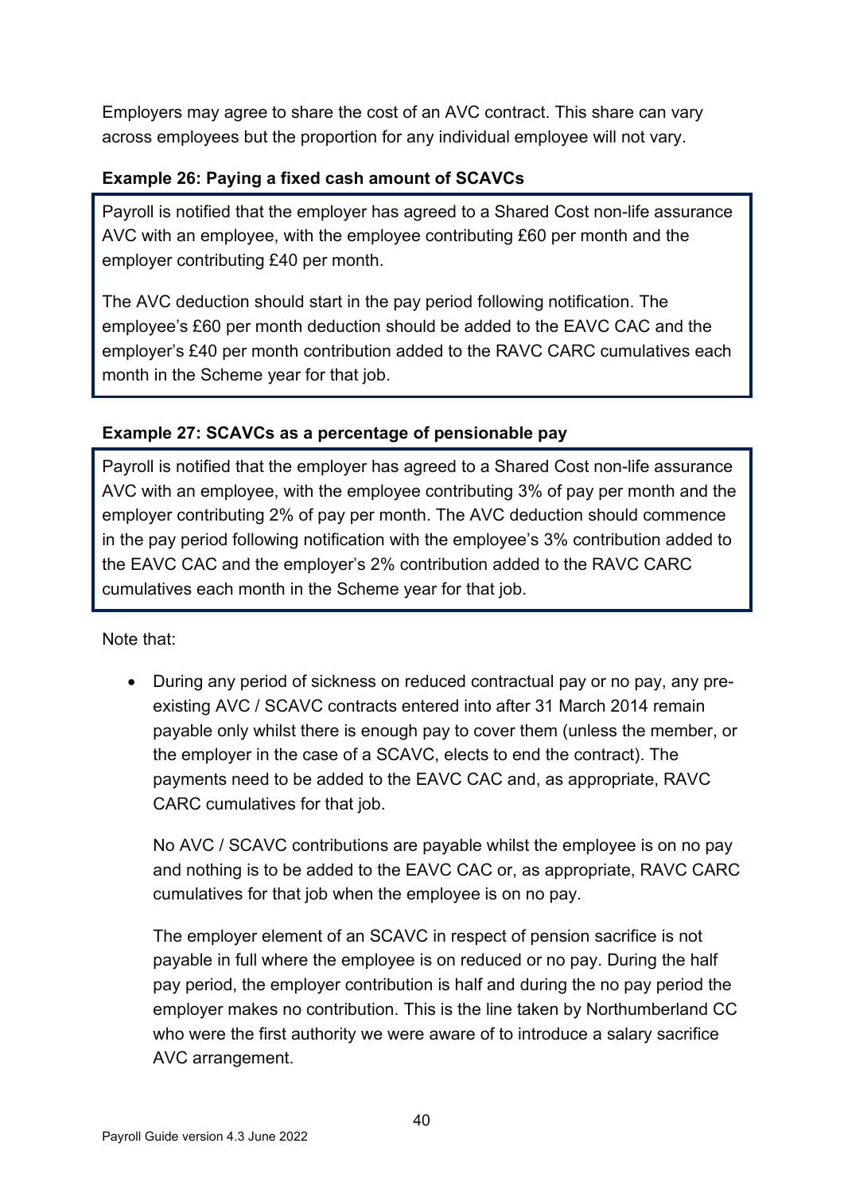Employers may agree to share the cost of an AVC contract. This share can vary across employees but the proportion for any individual employee will not vary.

**Example 26: Paying a fixed cash amount of SCAVCs**

Payroll is notified that the employer has agreed to a Shared Cost non-life assurance AVC with an employee, with the employee contributing £60 per month and the employer contributing £40 per month.

The AVC deduction should start in the pay period following notification. The employee's £60 per month deduction should be added to the EAVC CAC and the employer's £40 per month contribution added to the RAVC CARC cumulatives each month in the Scheme year for that job.

**Example 27: SCAVCs as a percentage of pensionable pay**

Payroll is notified that the employer has agreed to a Shared Cost non-life assurance AVC with an employee, with the employee contributing 3% of pay per month and the employer contributing 2% of pay per month. The AVC deduction should commence in the pay period following notification with the employee's 3% contribution added to the EAVC CAC and the employer's 2% contribution added to the RAVC CARC cumulatives each month in the Scheme year for that job.

Note that:

- During any period of sickness on reduced contractual pay or no pay, any pre-existing AVC / SCAVC contracts entered into after 31 March 2014 remain payable only whilst there is enough pay to cover them (unless the member, or the employer in the case of a SCAVC, elects to end the contract). The payments need to be added to the EAVC CAC and, as appropriate, RAVC CARC cumulatives for that job.

  No AVC / SCAVC contributions are payable whilst the employee is on no pay and nothing is to be added to the EAVC CAC or, as appropriate, RAVC CARC cumulatives for that job when the employee is on no pay.

  The employer element of an SCAVC in respect of pension sacrifice is not payable in full where the employee is on reduced or no pay. During the half pay period, the employer contribution is half and during the no pay period the employer makes no contribution. This is the line taken by Northumberland CC who were the first authority we were aware of to introduce a salary sacrifice AVC arrangement.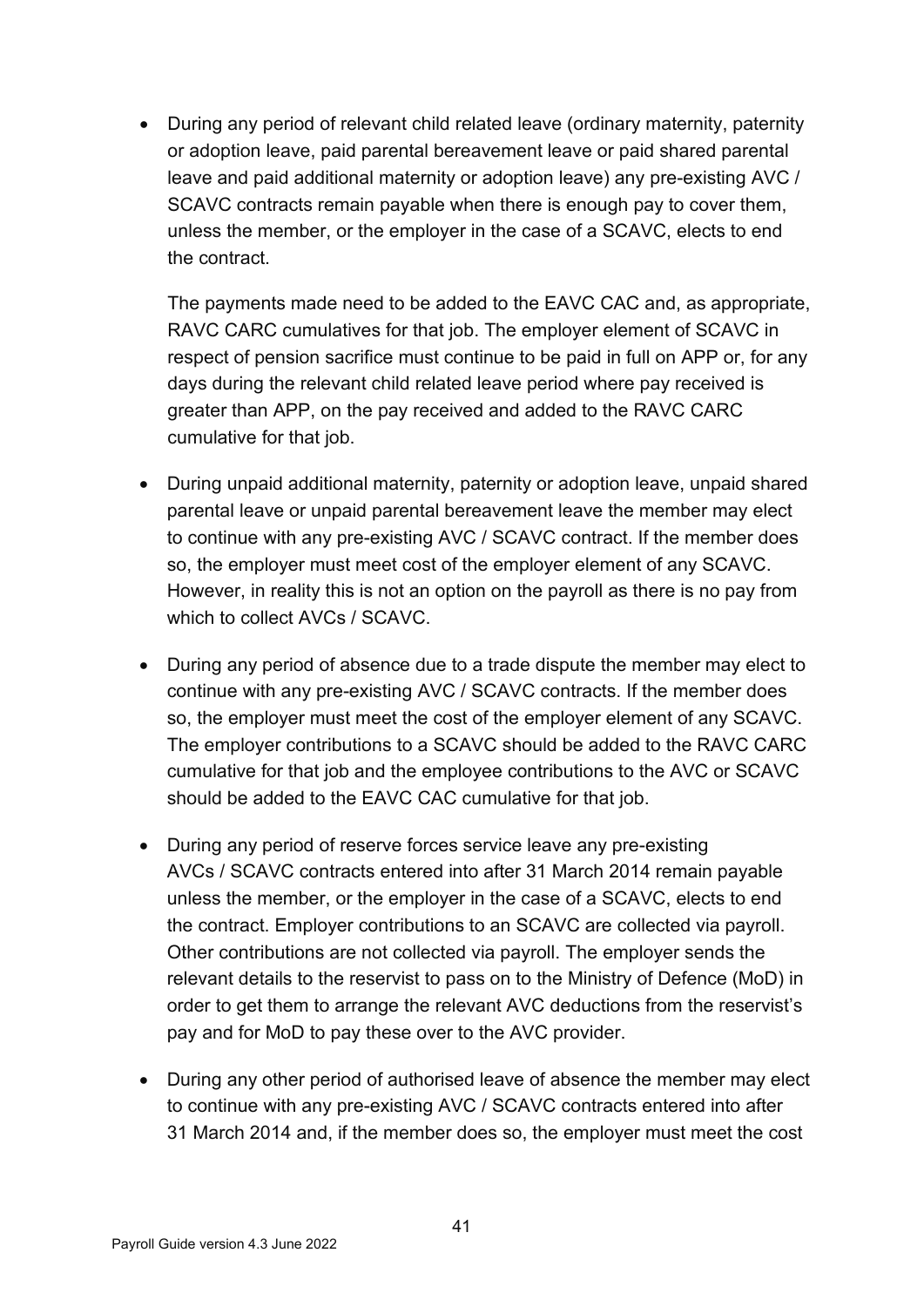- During any period of relevant child related leave (ordinary maternity, paternity or adoption leave, paid parental bereavement leave or paid shared parental leave and paid additional maternity or adoption leave) any pre-existing AVC / SCAVC contracts remain payable when there is enough pay to cover them, unless the member, or the employer in the case of a SCAVC, elects to end the contract.

  The payments made need to be added to the EAVC CAC and, as appropriate, RAVC CARC cumulatives for that job. The employer element of SCAVC in respect of pension sacrifice must continue to be paid in full on APP or, for any days during the relevant child related leave period where pay received is greater than APP, on the pay received and added to the RAVC CARC cumulative for that job.

- During unpaid additional maternity, paternity or adoption leave, unpaid shared parental leave or unpaid parental bereavement leave the member may elect to continue with any pre-existing AVC / SCAVC contract. If the member does so, the employer must meet cost of the employer element of any SCAVC. However, in reality this is not an option on the payroll as there is no pay from which to collect AVCs / SCAVC.

- During any period of absence due to a trade dispute the member may elect to continue with any pre-existing AVC / SCAVC contracts. If the member does so, the employer must meet the cost of the employer element of any SCAVC. The employer contributions to a SCAVC should be added to the RAVC CARC cumulative for that job and the employee contributions to the AVC or SCAVC should be added to the EAVC CAC cumulative for that job.

- During any period of reserve forces service leave any pre-existing AVCs / SCAVC contracts entered into after 31 March 2014 remain payable unless the member, or the employer in the case of a SCAVC, elects to end the contract. Employer contributions to an SCAVC are collected via payroll. Other contributions are not collected via payroll. The employer sends the relevant details to the reservist to pass on to the Ministry of Defence (MoD) in order to get them to arrange the relevant AVC deductions from the reservist's pay and for MoD to pay these over to the AVC provider.

- During any other period of authorised leave of absence the member may elect to continue with any pre-existing AVC / SCAVC contracts entered into after 31 March 2014 and, if the member does so, the employer must meet the cost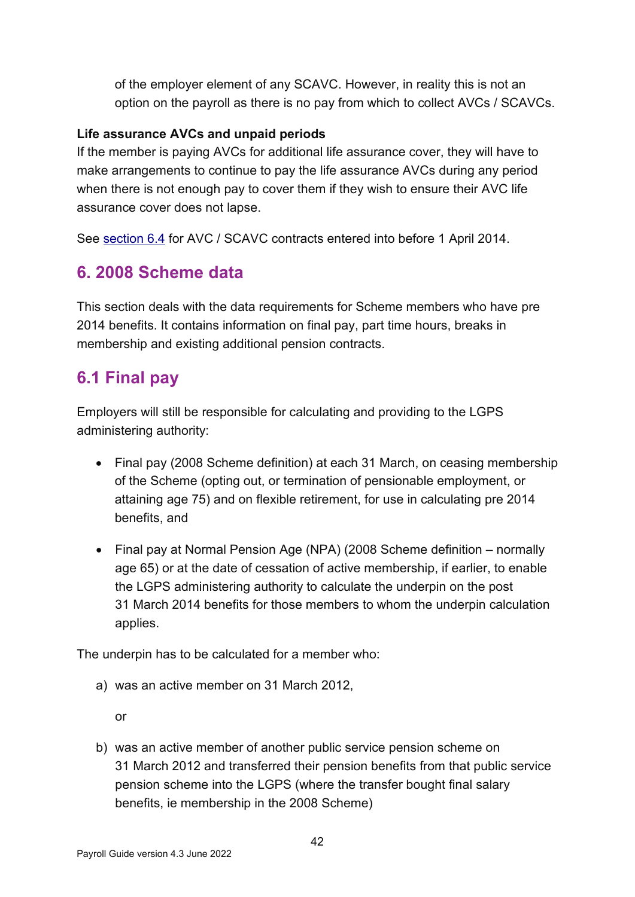of the employer element of any SCAVC. However, in reality this is not an option on the payroll as there is no pay from which to collect AVCs / SCAVCs.

**Life assurance AVCs and unpaid periods**

If the member is paying AVCs for additional life assurance cover, they will have to make arrangements to continue to pay the life assurance AVCs during any period when there is not enough pay to cover them if they wish to ensure their AVC life assurance cover does not lapse.

See section 6.4 for AVC / SCAVC contracts entered into before 1 April 2014.

## 6. 2008 Scheme data

This section deals with the data requirements for Scheme members who have pre 2014 benefits. It contains information on final pay, part time hours, breaks in membership and existing additional pension contracts.

## 6.1 Final pay

Employers will still be responsible for calculating and providing to the LGPS administering authority:

- Final pay (2008 Scheme definition) at each 31 March, on ceasing membership of the Scheme (opting out, or termination of pensionable employment, or attaining age 75) and on flexible retirement, for use in calculating pre 2014 benefits, and
- Final pay at Normal Pension Age (NPA) (2008 Scheme definition – normally age 65) or at the date of cessation of active membership, if earlier, to enable the LGPS administering authority to calculate the underpin on the post 31 March 2014 benefits for those members to whom the underpin calculation applies.

The underpin has to be calculated for a member who:

a) was an active member on 31 March 2012,

   or

b) was an active member of another public service pension scheme on 31 March 2012 and transferred their pension benefits from that public service pension scheme into the LGPS (where the transfer bought final salary benefits, ie membership in the 2008 Scheme)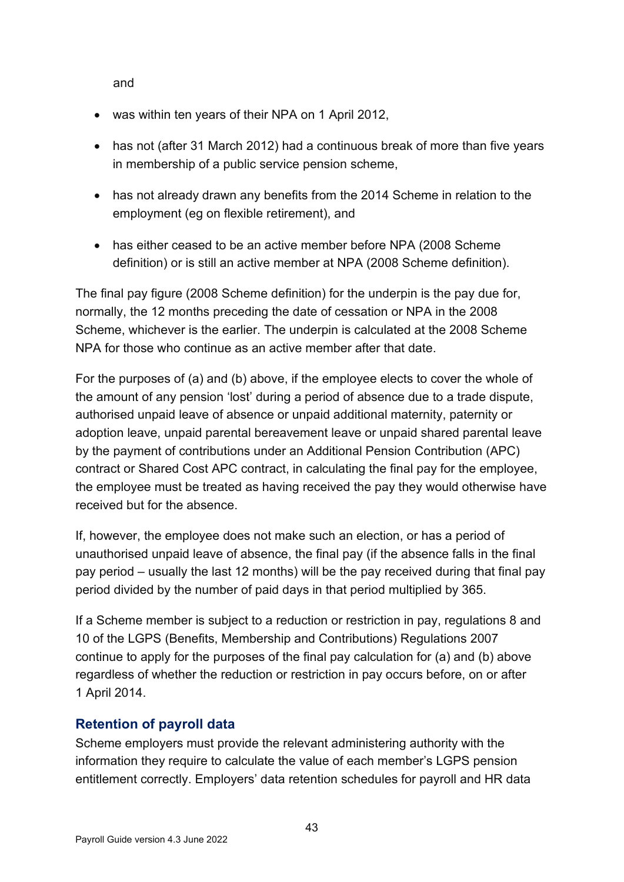and

- was within ten years of their NPA on 1 April 2012,
- has not (after 31 March 2012) had a continuous break of more than five years in membership of a public service pension scheme,
- has not already drawn any benefits from the 2014 Scheme in relation to the employment (eg on flexible retirement), and
- has either ceased to be an active member before NPA (2008 Scheme definition) or is still an active member at NPA (2008 Scheme definition).

The final pay figure (2008 Scheme definition) for the underpin is the pay due for, normally, the 12 months preceding the date of cessation or NPA in the 2008 Scheme, whichever is the earlier. The underpin is calculated at the 2008 Scheme NPA for those who continue as an active member after that date.

For the purposes of (a) and (b) above, if the employee elects to cover the whole of the amount of any pension 'lost' during a period of absence due to a trade dispute, authorised unpaid leave of absence or unpaid additional maternity, paternity or adoption leave, unpaid parental bereavement leave or unpaid shared parental leave by the payment of contributions under an Additional Pension Contribution (APC) contract or Shared Cost APC contract, in calculating the final pay for the employee, the employee must be treated as having received the pay they would otherwise have received but for the absence.

If, however, the employee does not make such an election, or has a period of unauthorised unpaid leave of absence, the final pay (if the absence falls in the final pay period – usually the last 12 months) will be the pay received during that final pay period divided by the number of paid days in that period multiplied by 365.

If a Scheme member is subject to a reduction or restriction in pay, regulations 8 and 10 of the LGPS (Benefits, Membership and Contributions) Regulations 2007 continue to apply for the purposes of the final pay calculation for (a) and (b) above regardless of whether the reduction or restriction in pay occurs before, on or after 1 April 2014.

### Retention of payroll data

Scheme employers must provide the relevant administering authority with the information they require to calculate the value of each member's LGPS pension entitlement correctly. Employers' data retention schedules for payroll and HR data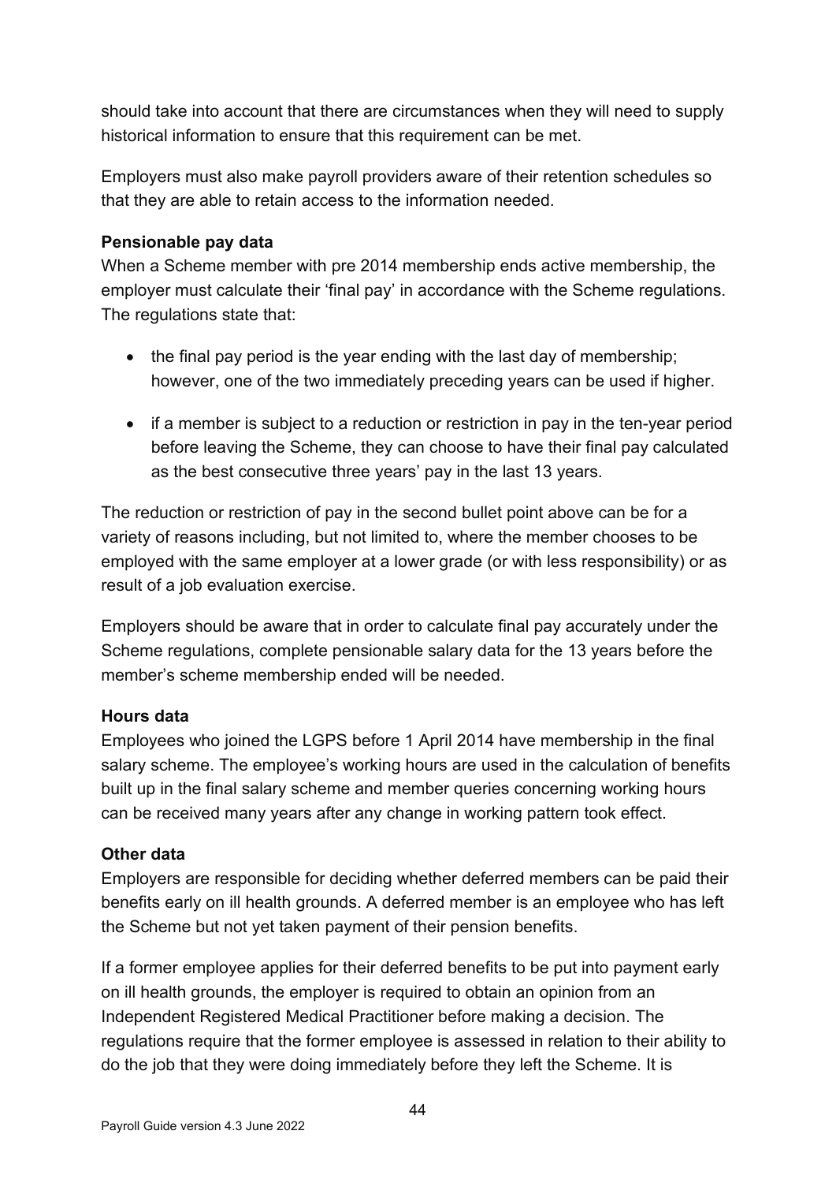should take into account that there are circumstances when they will need to supply historical information to ensure that this requirement can be met.

Employers must also make payroll providers aware of their retention schedules so that they are able to retain access to the information needed.

**Pensionable pay data**
When a Scheme member with pre 2014 membership ends active membership, the employer must calculate their 'final pay' in accordance with the Scheme regulations. The regulations state that:

- the final pay period is the year ending with the last day of membership; however, one of the two immediately preceding years can be used if higher.
- if a member is subject to a reduction or restriction in pay in the ten-year period before leaving the Scheme, they can choose to have their final pay calculated as the best consecutive three years' pay in the last 13 years.

The reduction or restriction of pay in the second bullet point above can be for a variety of reasons including, but not limited to, where the member chooses to be employed with the same employer at a lower grade (or with less responsibility) or as result of a job evaluation exercise.

Employers should be aware that in order to calculate final pay accurately under the Scheme regulations, complete pensionable salary data for the 13 years before the member's scheme membership ended will be needed.

**Hours data**
Employees who joined the LGPS before 1 April 2014 have membership in the final salary scheme. The employee's working hours are used in the calculation of benefits built up in the final salary scheme and member queries concerning working hours can be received many years after any change in working pattern took effect.

**Other data**
Employers are responsible for deciding whether deferred members can be paid their benefits early on ill health grounds. A deferred member is an employee who has left the Scheme but not yet taken payment of their pension benefits.

If a former employee applies for their deferred benefits to be put into payment early on ill health grounds, the employer is required to obtain an opinion from an Independent Registered Medical Practitioner before making a decision. The regulations require that the former employee is assessed in relation to their ability to do the job that they were doing immediately before they left the Scheme. It is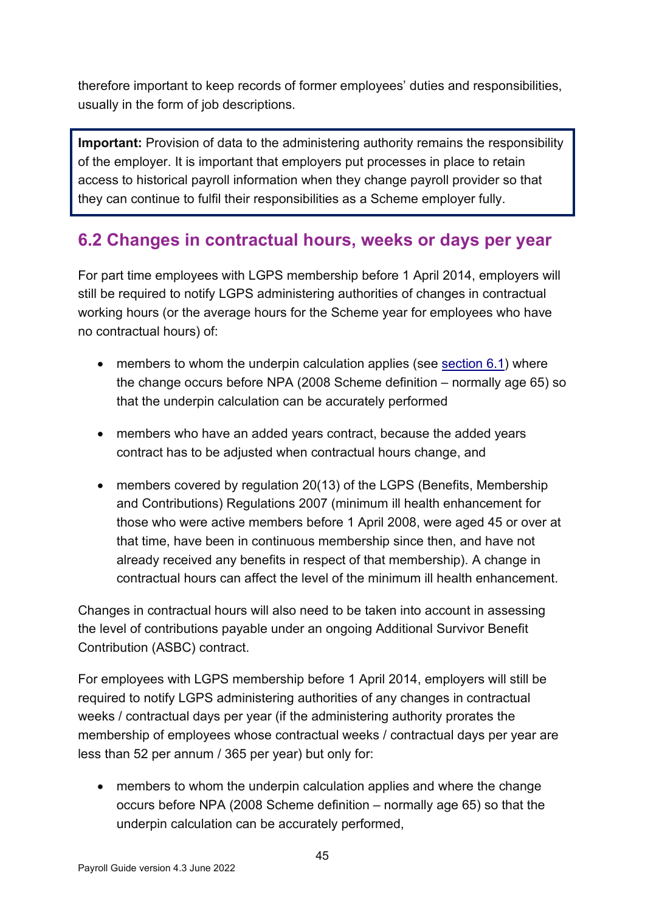therefore important to keep records of former employees' duties and responsibilities, usually in the form of job descriptions.

> **Important:** Provision of data to the administering authority remains the responsibility of the employer. It is important that employers put processes in place to retain access to historical payroll information when they change payroll provider so that they can continue to fulfil their responsibilities as a Scheme employer fully.

## 6.2 Changes in contractual hours, weeks or days per year

For part time employees with LGPS membership before 1 April 2014, employers will still be required to notify LGPS administering authorities of changes in contractual working hours (or the average hours for the Scheme year for employees who have no contractual hours) of:

- members to whom the underpin calculation applies (see section 6.1) where the change occurs before NPA (2008 Scheme definition – normally age 65) so that the underpin calculation can be accurately performed
- members who have an added years contract, because the added years contract has to be adjusted when contractual hours change, and
- members covered by regulation 20(13) of the LGPS (Benefits, Membership and Contributions) Regulations 2007 (minimum ill health enhancement for those who were active members before 1 April 2008, were aged 45 or over at that time, have been in continuous membership since then, and have not already received any benefits in respect of that membership). A change in contractual hours can affect the level of the minimum ill health enhancement.

Changes in contractual hours will also need to be taken into account in assessing the level of contributions payable under an ongoing Additional Survivor Benefit Contribution (ASBC) contract.

For employees with LGPS membership before 1 April 2014, employers will still be required to notify LGPS administering authorities of any changes in contractual weeks / contractual days per year (if the administering authority prorates the membership of employees whose contractual weeks / contractual days per year are less than 52 per annum / 365 per year) but only for:

- members to whom the underpin calculation applies and where the change occurs before NPA (2008 Scheme definition – normally age 65) so that the underpin calculation can be accurately performed,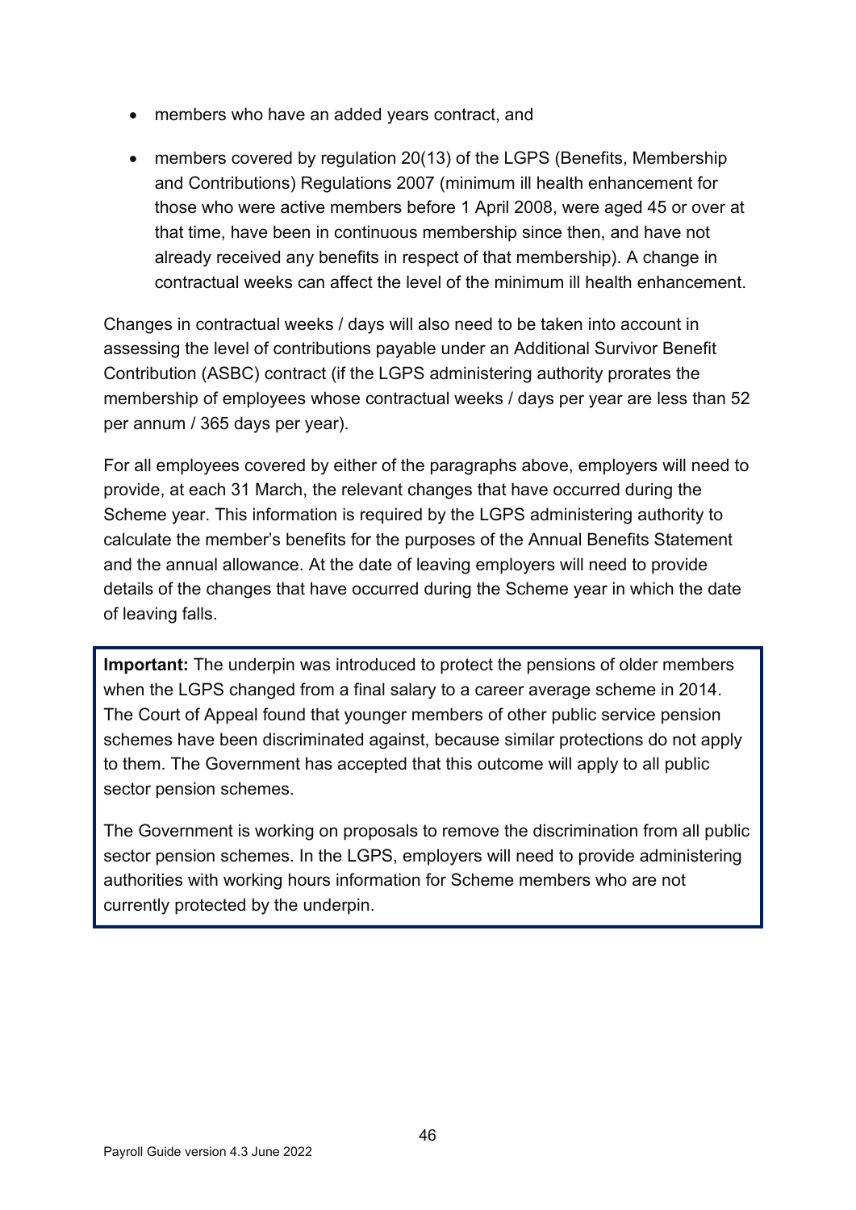- members who have an added years contract, and
- members covered by regulation 20(13) of the LGPS (Benefits, Membership and Contributions) Regulations 2007 (minimum ill health enhancement for those who were active members before 1 April 2008, were aged 45 or over at that time, have been in continuous membership since then, and have not already received any benefits in respect of that membership). A change in contractual weeks can affect the level of the minimum ill health enhancement.

Changes in contractual weeks / days will also need to be taken into account in assessing the level of contributions payable under an Additional Survivor Benefit Contribution (ASBC) contract (if the LGPS administering authority prorates the membership of employees whose contractual weeks / days per year are less than 52 per annum / 365 days per year).

For all employees covered by either of the paragraphs above, employers will need to provide, at each 31 March, the relevant changes that have occurred during the Scheme year. This information is required by the LGPS administering authority to calculate the member's benefits for the purposes of the Annual Benefits Statement and the annual allowance. At the date of leaving employers will need to provide details of the changes that have occurred during the Scheme year in which the date of leaving falls.

> **Important:** The underpin was introduced to protect the pensions of older members when the LGPS changed from a final salary to a career average scheme in 2014. The Court of Appeal found that younger members of other public service pension schemes have been discriminated against, because similar protections do not apply to them. The Government has accepted that this outcome will apply to all public sector pension schemes.
>
> The Government is working on proposals to remove the discrimination from all public sector pension schemes. In the LGPS, employers will need to provide administering authorities with working hours information for Scheme members who are not currently protected by the underpin.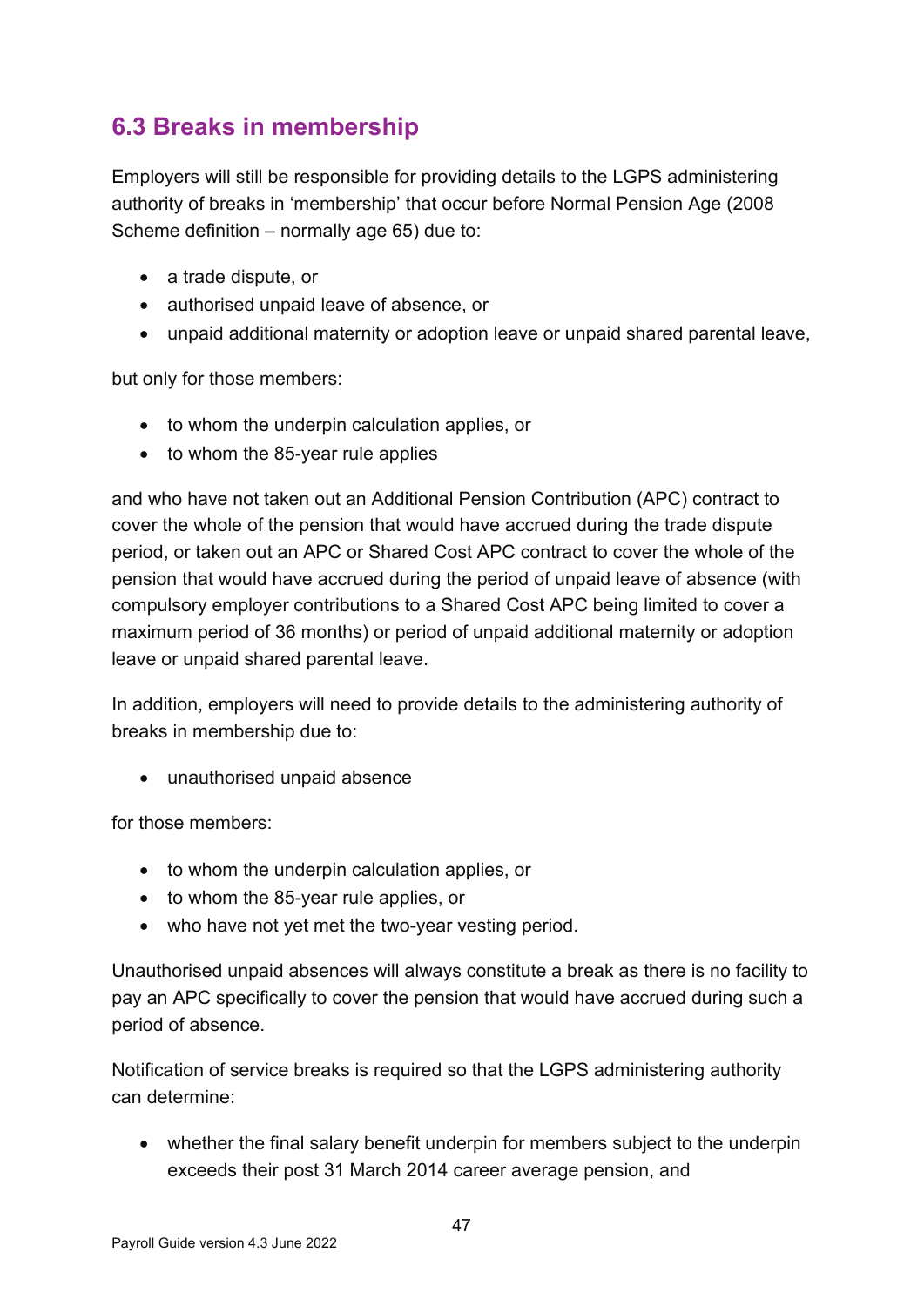## 6.3 Breaks in membership

Employers will still be responsible for providing details to the LGPS administering authority of breaks in 'membership' that occur before Normal Pension Age (2008 Scheme definition – normally age 65) due to:

- a trade dispute, or
- authorised unpaid leave of absence, or
- unpaid additional maternity or adoption leave or unpaid shared parental leave,

but only for those members:

- to whom the underpin calculation applies, or
- to whom the 85-year rule applies

and who have not taken out an Additional Pension Contribution (APC) contract to cover the whole of the pension that would have accrued during the trade dispute period, or taken out an APC or Shared Cost APC contract to cover the whole of the pension that would have accrued during the period of unpaid leave of absence (with compulsory employer contributions to a Shared Cost APC being limited to cover a maximum period of 36 months) or period of unpaid additional maternity or adoption leave or unpaid shared parental leave.

In addition, employers will need to provide details to the administering authority of breaks in membership due to:

- unauthorised unpaid absence

for those members:

- to whom the underpin calculation applies, or
- to whom the 85-year rule applies, or
- who have not yet met the two-year vesting period.

Unauthorised unpaid absences will always constitute a break as there is no facility to pay an APC specifically to cover the pension that would have accrued during such a period of absence.

Notification of service breaks is required so that the LGPS administering authority can determine:

- whether the final salary benefit underpin for members subject to the underpin exceeds their post 31 March 2014 career average pension, and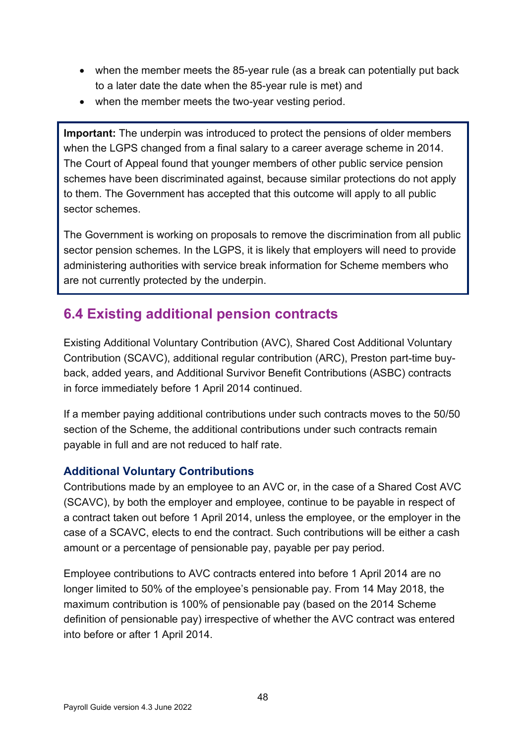- when the member meets the 85-year rule (as a break can potentially put back to a later date the date when the 85-year rule is met) and
- when the member meets the two-year vesting period.

> **Important:** The underpin was introduced to protect the pensions of older members when the LGPS changed from a final salary to a career average scheme in 2014. The Court of Appeal found that younger members of other public service pension schemes have been discriminated against, because similar protections do not apply to them. The Government has accepted that this outcome will apply to all public sector schemes.
>
> The Government is working on proposals to remove the discrimination from all public sector pension schemes. In the LGPS, it is likely that employers will need to provide administering authorities with service break information for Scheme members who are not currently protected by the underpin.

## 6.4 Existing additional pension contracts

Existing Additional Voluntary Contribution (AVC), Shared Cost Additional Voluntary Contribution (SCAVC), additional regular contribution (ARC), Preston part-time buy-back, added years, and Additional Survivor Benefit Contributions (ASBC) contracts in force immediately before 1 April 2014 continued.

If a member paying additional contributions under such contracts moves to the 50/50 section of the Scheme, the additional contributions under such contracts remain payable in full and are not reduced to half rate.

### Additional Voluntary Contributions

Contributions made by an employee to an AVC or, in the case of a Shared Cost AVC (SCAVC), by both the employer and employee, continue to be payable in respect of a contract taken out before 1 April 2014, unless the employee, or the employer in the case of a SCAVC, elects to end the contract. Such contributions will be either a cash amount or a percentage of pensionable pay, payable per pay period.

Employee contributions to AVC contracts entered into before 1 April 2014 are no longer limited to 50% of the employee's pensionable pay. From 14 May 2018, the maximum contribution is 100% of pensionable pay (based on the 2014 Scheme definition of pensionable pay) irrespective of whether the AVC contract was entered into before or after 1 April 2014.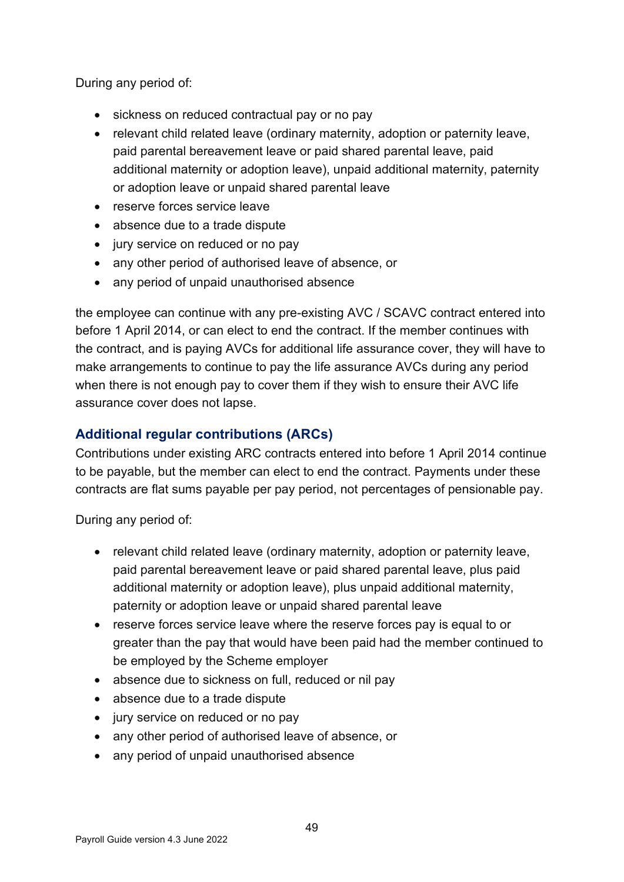During any period of:

- sickness on reduced contractual pay or no pay
- relevant child related leave (ordinary maternity, adoption or paternity leave, paid parental bereavement leave or paid shared parental leave, paid additional maternity or adoption leave), unpaid additional maternity, paternity or adoption leave or unpaid shared parental leave
- reserve forces service leave
- absence due to a trade dispute
- jury service on reduced or no pay
- any other period of authorised leave of absence, or
- any period of unpaid unauthorised absence

the employee can continue with any pre-existing AVC / SCAVC contract entered into before 1 April 2014, or can elect to end the contract. If the member continues with the contract, and is paying AVCs for additional life assurance cover, they will have to make arrangements to continue to pay the life assurance AVCs during any period when there is not enough pay to cover them if they wish to ensure their AVC life assurance cover does not lapse.

### Additional regular contributions (ARCs)

Contributions under existing ARC contracts entered into before 1 April 2014 continue to be payable, but the member can elect to end the contract. Payments under these contracts are flat sums payable per pay period, not percentages of pensionable pay.

During any period of:

- relevant child related leave (ordinary maternity, adoption or paternity leave, paid parental bereavement leave or paid shared parental leave, plus paid additional maternity or adoption leave), plus unpaid additional maternity, paternity or adoption leave or unpaid shared parental leave
- reserve forces service leave where the reserve forces pay is equal to or greater than the pay that would have been paid had the member continued to be employed by the Scheme employer
- absence due to sickness on full, reduced or nil pay
- absence due to a trade dispute
- jury service on reduced or no pay
- any other period of authorised leave of absence, or
- any period of unpaid unauthorised absence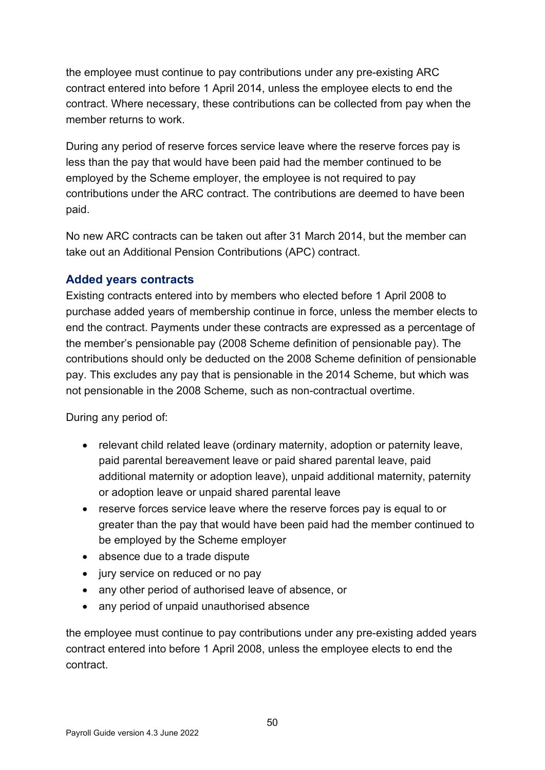the employee must continue to pay contributions under any pre-existing ARC contract entered into before 1 April 2014, unless the employee elects to end the contract. Where necessary, these contributions can be collected from pay when the member returns to work.

During any period of reserve forces service leave where the reserve forces pay is less than the pay that would have been paid had the member continued to be employed by the Scheme employer, the employee is not required to pay contributions under the ARC contract. The contributions are deemed to have been paid.

No new ARC contracts can be taken out after 31 March 2014, but the member can take out an Additional Pension Contributions (APC) contract.

### Added years contracts

Existing contracts entered into by members who elected before 1 April 2008 to purchase added years of membership continue in force, unless the member elects to end the contract. Payments under these contracts are expressed as a percentage of the member's pensionable pay (2008 Scheme definition of pensionable pay). The contributions should only be deducted on the 2008 Scheme definition of pensionable pay. This excludes any pay that is pensionable in the 2014 Scheme, but which was not pensionable in the 2008 Scheme, such as non-contractual overtime.

During any period of:

- relevant child related leave (ordinary maternity, adoption or paternity leave, paid parental bereavement leave or paid shared parental leave, paid additional maternity or adoption leave), unpaid additional maternity, paternity or adoption leave or unpaid shared parental leave
- reserve forces service leave where the reserve forces pay is equal to or greater than the pay that would have been paid had the member continued to be employed by the Scheme employer
- absence due to a trade dispute
- jury service on reduced or no pay
- any other period of authorised leave of absence, or
- any period of unpaid unauthorised absence

the employee must continue to pay contributions under any pre-existing added years contract entered into before 1 April 2008, unless the employee elects to end the contract.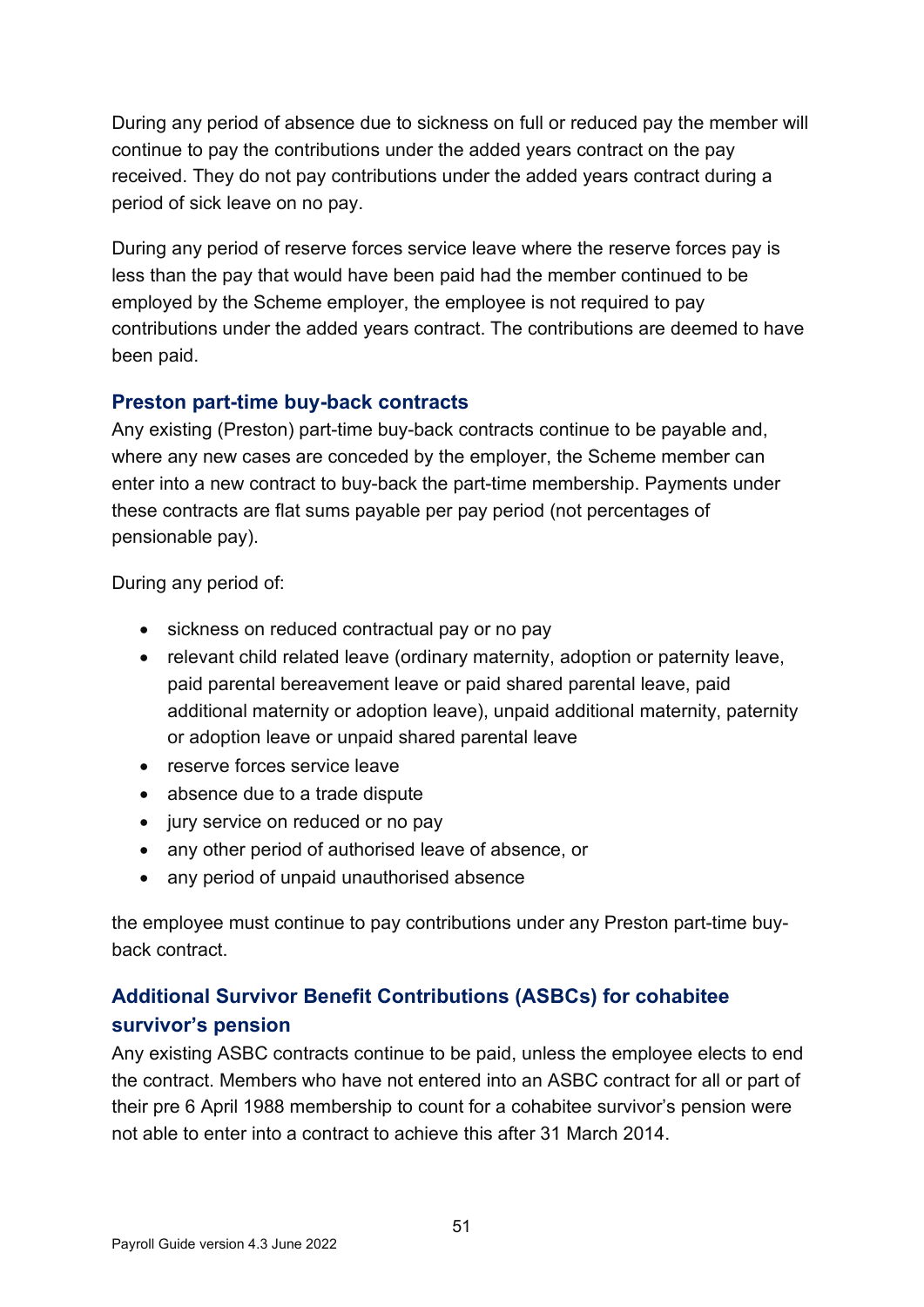During any period of absence due to sickness on full or reduced pay the member will continue to pay the contributions under the added years contract on the pay received. They do not pay contributions under the added years contract during a period of sick leave on no pay.

During any period of reserve forces service leave where the reserve forces pay is less than the pay that would have been paid had the member continued to be employed by the Scheme employer, the employee is not required to pay contributions under the added years contract. The contributions are deemed to have been paid.

### Preston part-time buy-back contracts

Any existing (Preston) part-time buy-back contracts continue to be payable and, where any new cases are conceded by the employer, the Scheme member can enter into a new contract to buy-back the part-time membership. Payments under these contracts are flat sums payable per pay period (not percentages of pensionable pay).

During any period of:

- sickness on reduced contractual pay or no pay
- relevant child related leave (ordinary maternity, adoption or paternity leave, paid parental bereavement leave or paid shared parental leave, paid additional maternity or adoption leave), unpaid additional maternity, paternity or adoption leave or unpaid shared parental leave
- reserve forces service leave
- absence due to a trade dispute
- jury service on reduced or no pay
- any other period of authorised leave of absence, or
- any period of unpaid unauthorised absence

the employee must continue to pay contributions under any Preston part-time buy-back contract.

### Additional Survivor Benefit Contributions (ASBCs) for cohabitee survivor’s pension

Any existing ASBC contracts continue to be paid, unless the employee elects to end the contract. Members who have not entered into an ASBC contract for all or part of their pre 6 April 1988 membership to count for a cohabitee survivor’s pension were not able to enter into a contract to achieve this after 31 March 2014.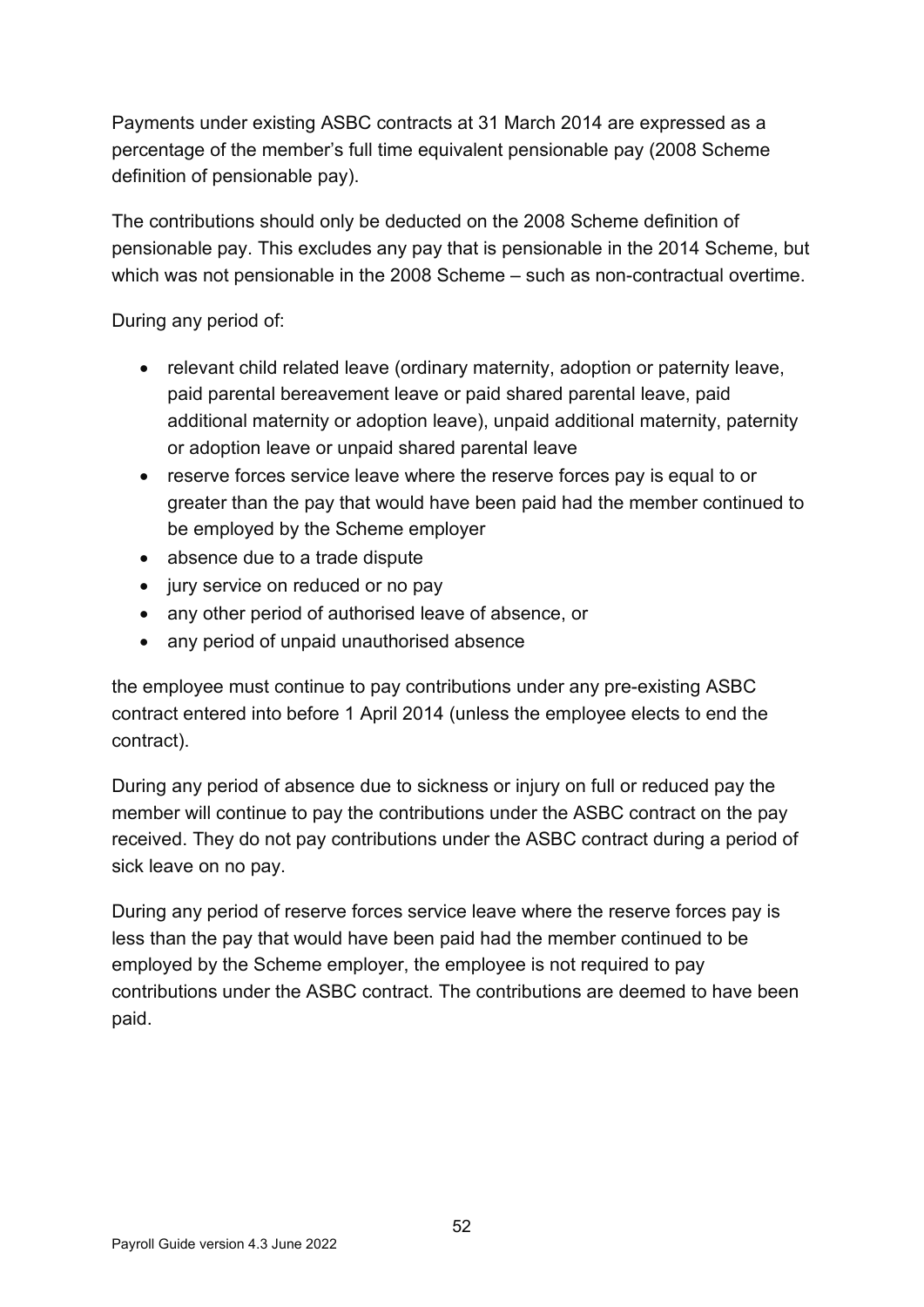Payments under existing ASBC contracts at 31 March 2014 are expressed as a percentage of the member's full time equivalent pensionable pay (2008 Scheme definition of pensionable pay).

The contributions should only be deducted on the 2008 Scheme definition of pensionable pay. This excludes any pay that is pensionable in the 2014 Scheme, but which was not pensionable in the 2008 Scheme – such as non-contractual overtime.

During any period of:

- relevant child related leave (ordinary maternity, adoption or paternity leave, paid parental bereavement leave or paid shared parental leave, paid additional maternity or adoption leave), unpaid additional maternity, paternity or adoption leave or unpaid shared parental leave
- reserve forces service leave where the reserve forces pay is equal to or greater than the pay that would have been paid had the member continued to be employed by the Scheme employer
- absence due to a trade dispute
- jury service on reduced or no pay
- any other period of authorised leave of absence, or
- any period of unpaid unauthorised absence

the employee must continue to pay contributions under any pre-existing ASBC contract entered into before 1 April 2014 (unless the employee elects to end the contract).

During any period of absence due to sickness or injury on full or reduced pay the member will continue to pay the contributions under the ASBC contract on the pay received. They do not pay contributions under the ASBC contract during a period of sick leave on no pay.

During any period of reserve forces service leave where the reserve forces pay is less than the pay that would have been paid had the member continued to be employed by the Scheme employer, the employee is not required to pay contributions under the ASBC contract. The contributions are deemed to have been paid.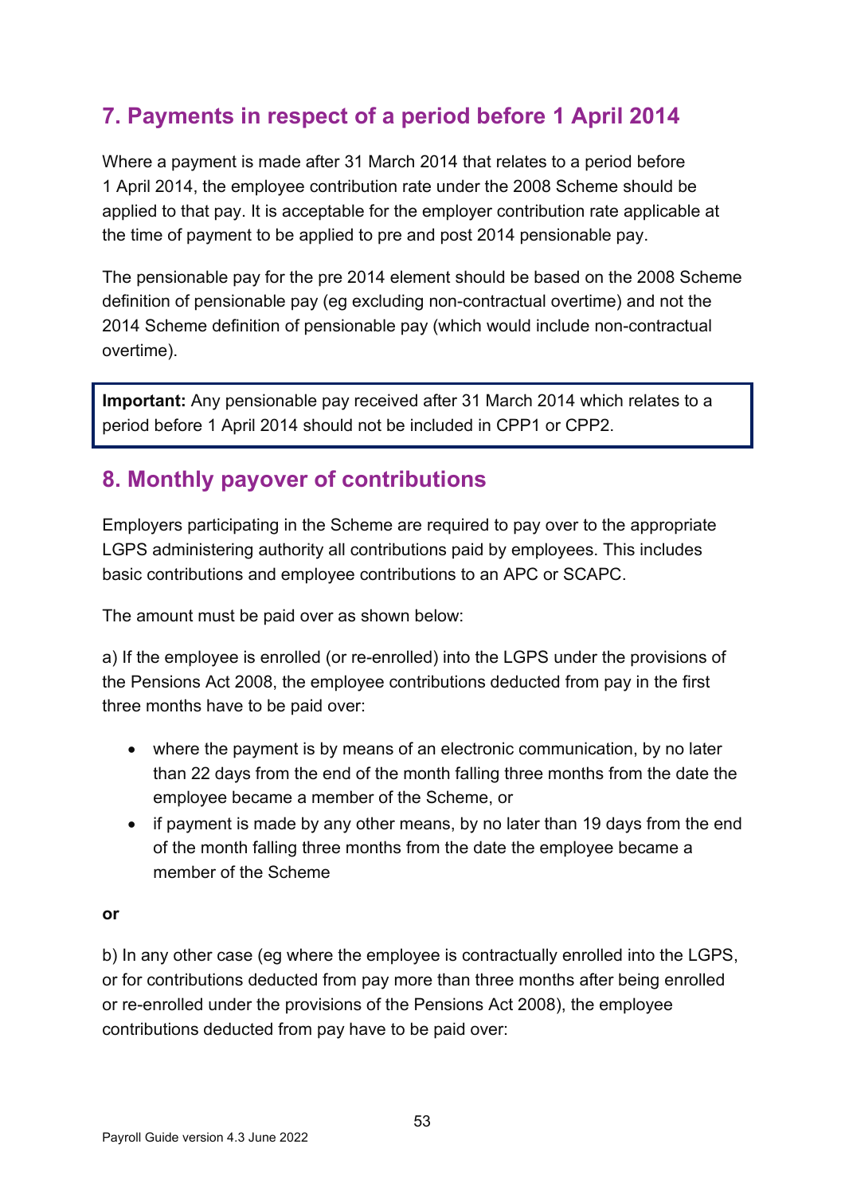## 7. Payments in respect of a period before 1 April 2014

Where a payment is made after 31 March 2014 that relates to a period before 1 April 2014, the employee contribution rate under the 2008 Scheme should be applied to that pay. It is acceptable for the employer contribution rate applicable at the time of payment to be applied to pre and post 2014 pensionable pay.

The pensionable pay for the pre 2014 element should be based on the 2008 Scheme definition of pensionable pay (eg excluding non-contractual overtime) and not the 2014 Scheme definition of pensionable pay (which would include non-contractual overtime).

**Important:** Any pensionable pay received after 31 March 2014 which relates to a period before 1 April 2014 should not be included in CPP1 or CPP2.

## 8. Monthly payover of contributions

Employers participating in the Scheme are required to pay over to the appropriate LGPS administering authority all contributions paid by employees. This includes basic contributions and employee contributions to an APC or SCAPC.

The amount must be paid over as shown below:

a) If the employee is enrolled (or re-enrolled) into the LGPS under the provisions of the Pensions Act 2008, the employee contributions deducted from pay in the first three months have to be paid over:

- where the payment is by means of an electronic communication, by no later than 22 days from the end of the month falling three months from the date the employee became a member of the Scheme, or
- if payment is made by any other means, by no later than 19 days from the end of the month falling three months from the date the employee became a member of the Scheme

**or**

b) In any other case (eg where the employee is contractually enrolled into the LGPS, or for contributions deducted from pay more than three months after being enrolled or re-enrolled under the provisions of the Pensions Act 2008), the employee contributions deducted from pay have to be paid over: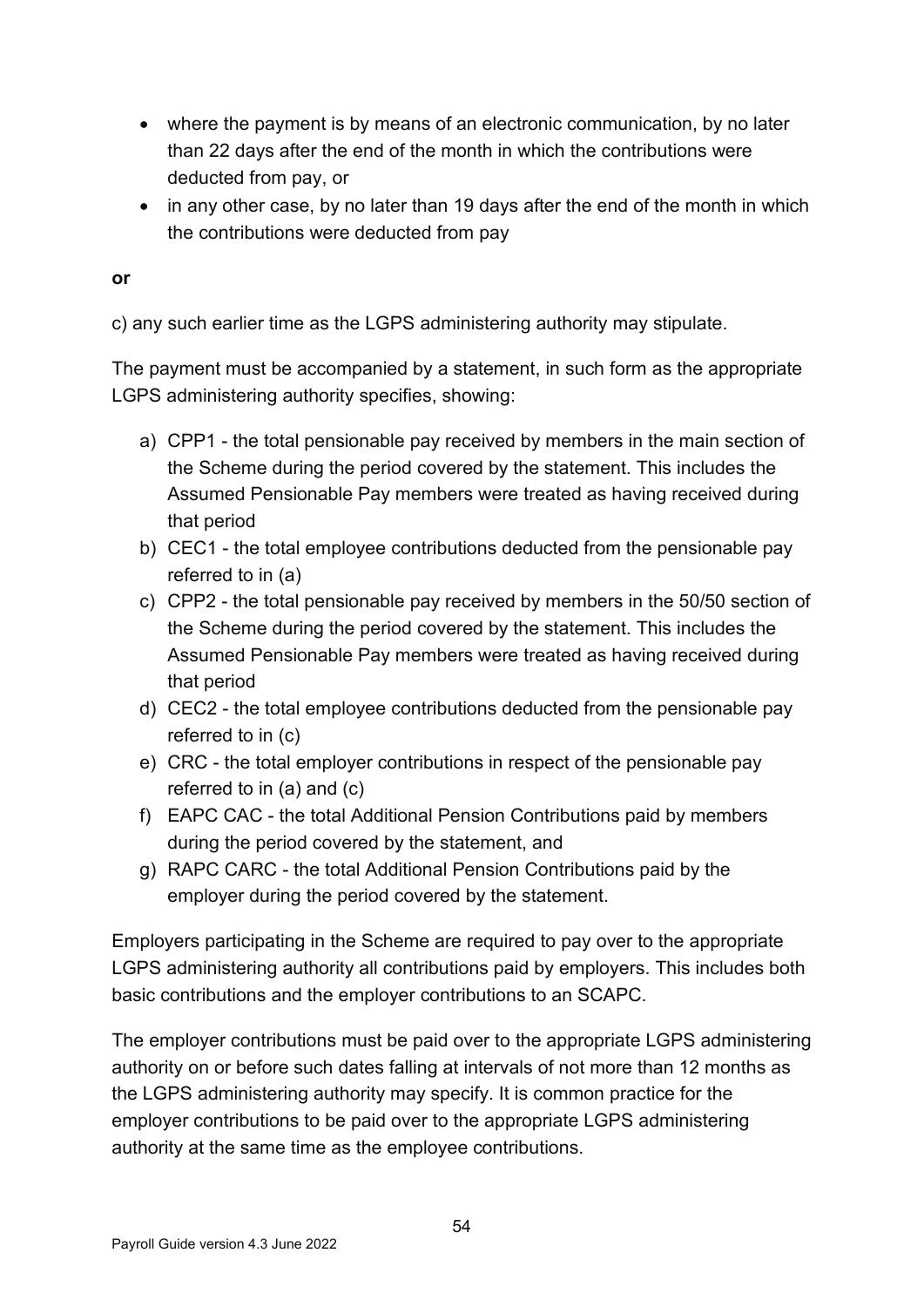- where the payment is by means of an electronic communication, by no later than 22 days after the end of the month in which the contributions were deducted from pay, or
- in any other case, by no later than 19 days after the end of the month in which the contributions were deducted from pay

**or**

c) any such earlier time as the LGPS administering authority may stipulate.

The payment must be accompanied by a statement, in such form as the appropriate LGPS administering authority specifies, showing:

a) CPP1 - the total pensionable pay received by members in the main section of the Scheme during the period covered by the statement. This includes the Assumed Pensionable Pay members were treated as having received during that period
b) CEC1 - the total employee contributions deducted from the pensionable pay referred to in (a)
c) CPP2 - the total pensionable pay received by members in the 50/50 section of the Scheme during the period covered by the statement. This includes the Assumed Pensionable Pay members were treated as having received during that period
d) CEC2 - the total employee contributions deducted from the pensionable pay referred to in (c)
e) CRC - the total employer contributions in respect of the pensionable pay referred to in (a) and (c)
f) EAPC CAC - the total Additional Pension Contributions paid by members during the period covered by the statement, and
g) RAPC CARC - the total Additional Pension Contributions paid by the employer during the period covered by the statement.

Employers participating in the Scheme are required to pay over to the appropriate LGPS administering authority all contributions paid by employers. This includes both basic contributions and the employer contributions to an SCAPC.

The employer contributions must be paid over to the appropriate LGPS administering authority on or before such dates falling at intervals of not more than 12 months as the LGPS administering authority may specify. It is common practice for the employer contributions to be paid over to the appropriate LGPS administering authority at the same time as the employee contributions.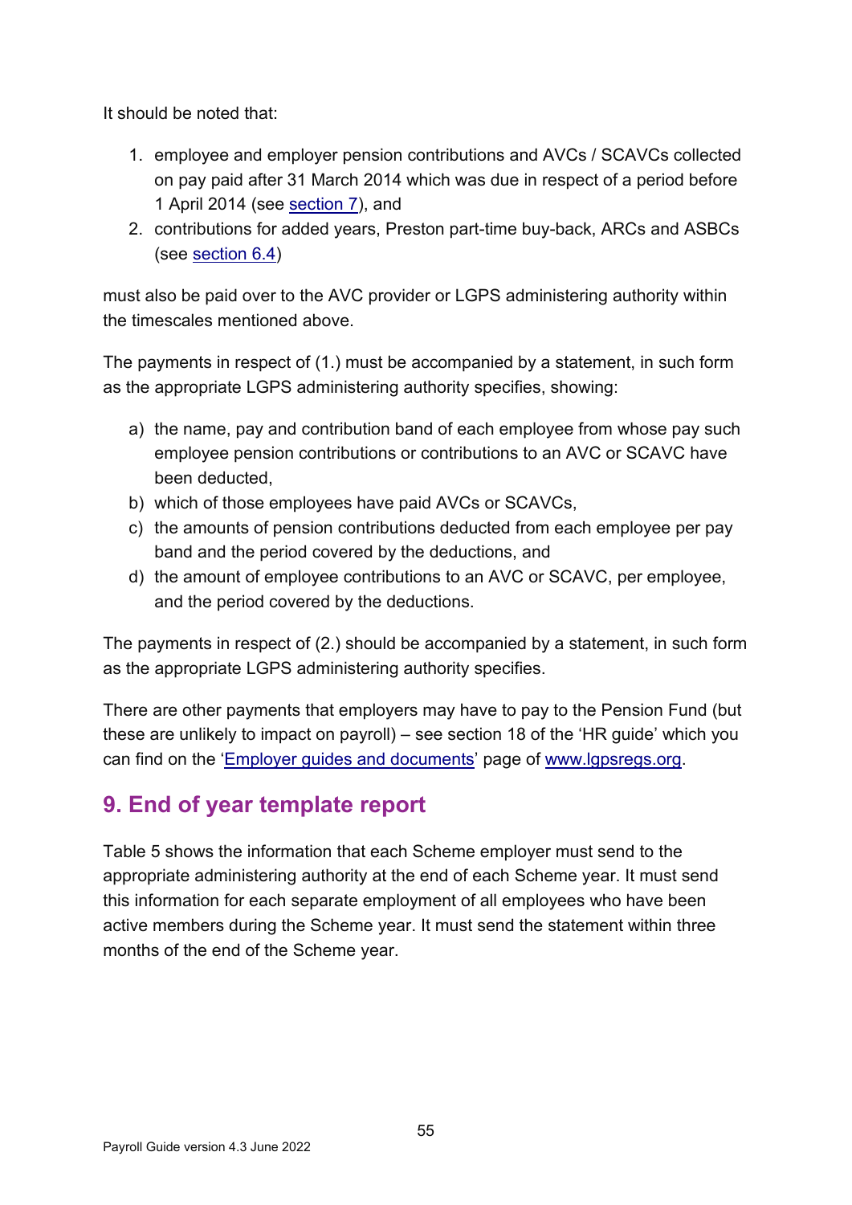It should be noted that:

1. employee and employer pension contributions and AVCs / SCAVCs collected on pay paid after 31 March 2014 which was due in respect of a period before 1 April 2014 (see section 7), and
2. contributions for added years, Preston part-time buy-back, ARCs and ASBCs (see section 6.4)

must also be paid over to the AVC provider or LGPS administering authority within the timescales mentioned above.

The payments in respect of (1.) must be accompanied by a statement, in such form as the appropriate LGPS administering authority specifies, showing:

a) the name, pay and contribution band of each employee from whose pay such employee pension contributions or contributions to an AVC or SCAVC have been deducted,
b) which of those employees have paid AVCs or SCAVCs,
c) the amounts of pension contributions deducted from each employee per pay band and the period covered by the deductions, and
d) the amount of employee contributions to an AVC or SCAVC, per employee, and the period covered by the deductions.

The payments in respect of (2.) should be accompanied by a statement, in such form as the appropriate LGPS administering authority specifies.

There are other payments that employers may have to pay to the Pension Fund (but these are unlikely to impact on payroll) – see section 18 of the 'HR guide' which you can find on the 'Employer guides and documents' page of www.lgpsregs.org.

## 9. End of year template report

Table 5 shows the information that each Scheme employer must send to the appropriate administering authority at the end of each Scheme year. It must send this information for each separate employment of all employees who have been active members during the Scheme year. It must send the statement within three months of the end of the Scheme year.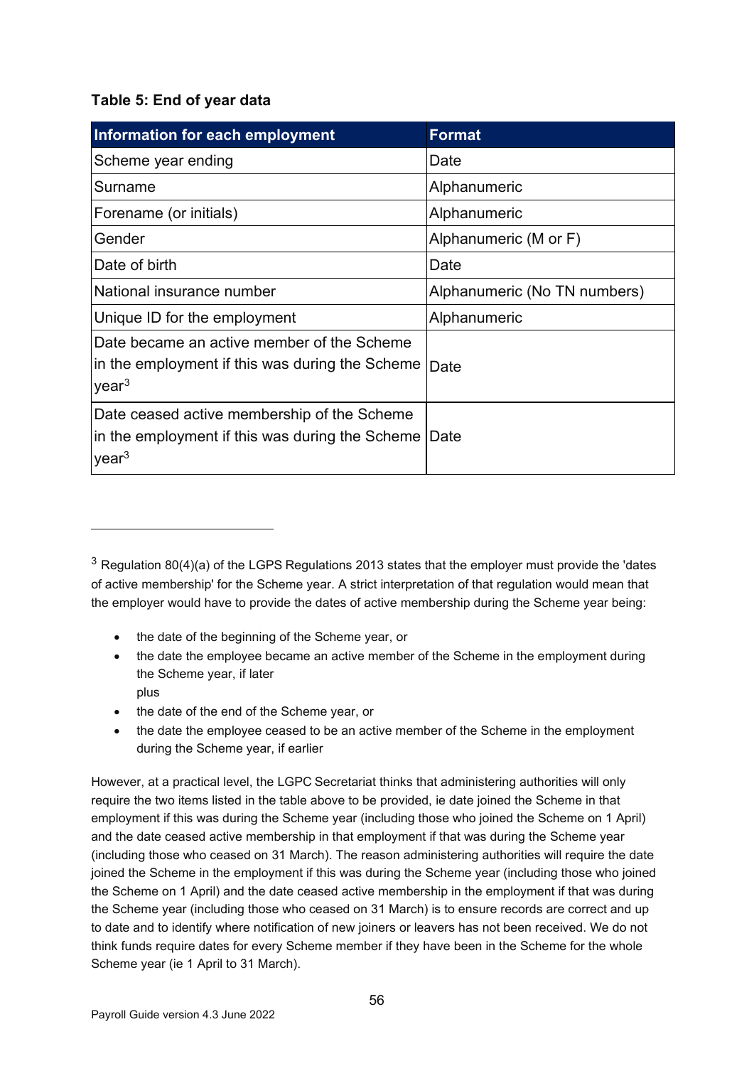**Table 5: End of year data**

| Information for each employment | Format |
| --- | --- |
| Scheme year ending | Date |
| Surname | Alphanumeric |
| Forename (or initials) | Alphanumeric |
| Gender | Alphanumeric (M or F) |
| Date of birth | Date |
| National insurance number | Alphanumeric (No TN numbers) |
| Unique ID for the employment | Alphanumeric |
| Date became an active member of the Scheme in the employment if this was during the Scheme year[3] | Date |
| Date ceased active membership of the Scheme in the employment if this was during the Scheme year[3] | Date |

[3] Regulation 80(4)(a) of the LGPS Regulations 2013 states that the employer must provide the 'dates of active membership' for the Scheme year. A strict interpretation of that regulation would mean that the employer would have to provide the dates of active membership during the Scheme year being:

- the date of the beginning of the Scheme year, or
- the date the employee became an active member of the Scheme in the employment during the Scheme year, if later
  plus
- the date of the end of the Scheme year, or
- the date the employee ceased to be an active member of the Scheme in the employment during the Scheme year, if earlier

However, at a practical level, the LGPC Secretariat thinks that administering authorities will only require the two items listed in the table above to be provided, ie date joined the Scheme in that employment if this was during the Scheme year (including those who joined the Scheme on 1 April) and the date ceased active membership in that employment if that was during the Scheme year (including those who ceased on 31 March). The reason administering authorities will require the date joined the Scheme in the employment if this was during the Scheme year (including those who joined the Scheme on 1 April) and the date ceased active membership in the employment if that was during the Scheme year (including those who ceased on 31 March) is to ensure records are correct and up to date and to identify where notification of new joiners or leavers has not been received. We do not think funds require dates for every Scheme member if they have been in the Scheme for the whole Scheme year (ie 1 April to 31 March).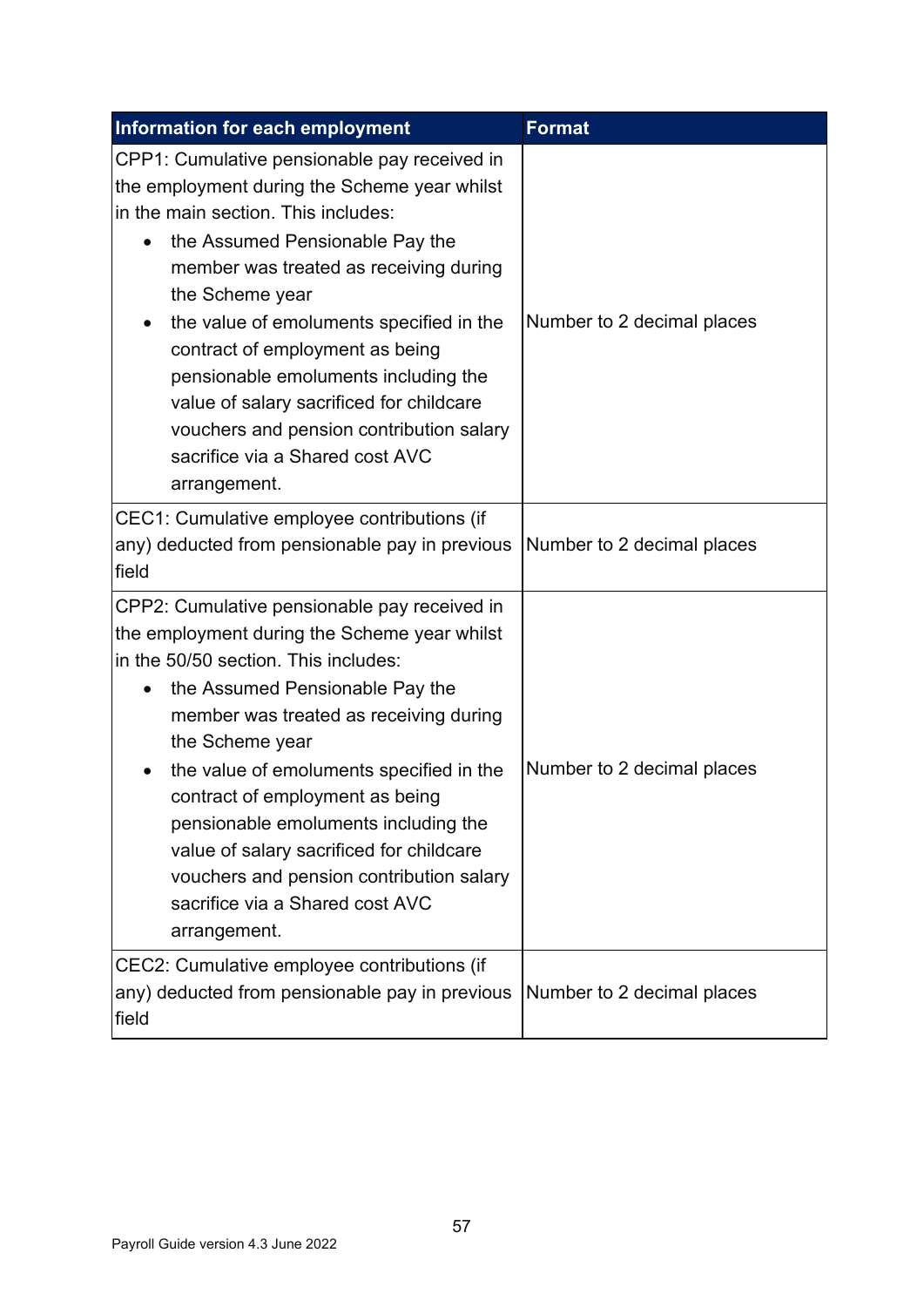| Information for each employment | Format |
| --- | --- |
| CPP1: Cumulative pensionable pay received in the employment during the Scheme year whilst in the main section. This includes:<br>• the Assumed Pensionable Pay the member was treated as receiving during the Scheme year<br>• the value of emoluments specified in the contract of employment as being pensionable emoluments including the value of salary sacrificed for childcare vouchers and pension contribution salary sacrifice via a Shared cost AVC arrangement. | Number to 2 decimal places |
| CEC1: Cumulative employee contributions (if any) deducted from pensionable pay in previous field | Number to 2 decimal places |
| CPP2: Cumulative pensionable pay received in the employment during the Scheme year whilst in the 50/50 section. This includes:<br>• the Assumed Pensionable Pay the member was treated as receiving during the Scheme year<br>• the value of emoluments specified in the contract of employment as being pensionable emoluments including the value of salary sacrificed for childcare vouchers and pension contribution salary sacrifice via a Shared cost AVC arrangement. | Number to 2 decimal places |
| CEC2: Cumulative employee contributions (if any) deducted from pensionable pay in previous field | Number to 2 decimal places |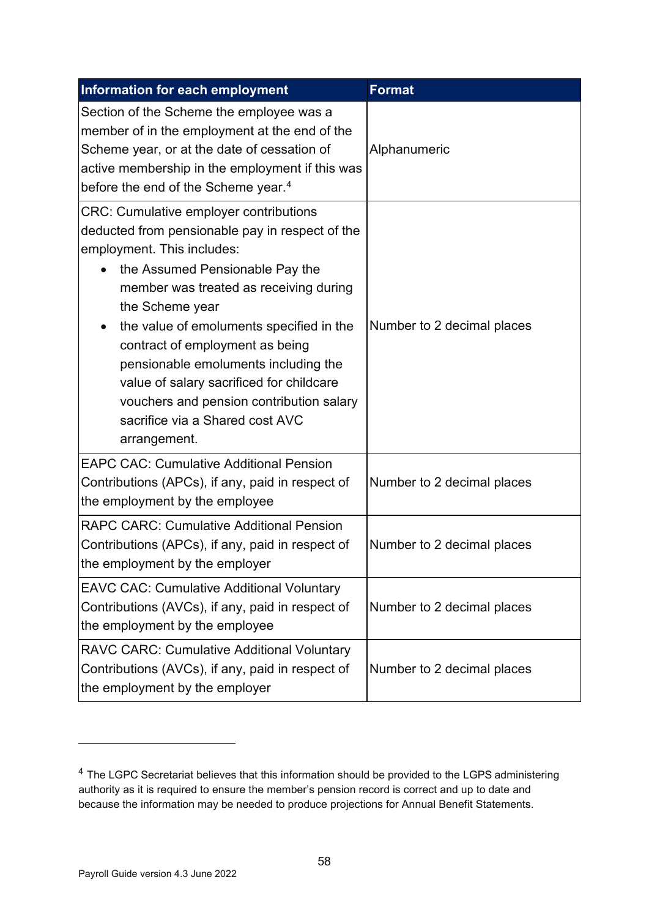| Information for each employment | Format |
| --- | --- |
| Section of the Scheme the employee was a member of in the employment at the end of the Scheme year, or at the date of cessation of active membership in the employment if this was before the end of the Scheme year.[4] | Alphanumeric |
| CRC: Cumulative employer contributions deducted from pensionable pay in respect of the employment. This includes:<br>• the Assumed Pensionable Pay the member was treated as receiving during the Scheme year<br>• the value of emoluments specified in the contract of employment as being pensionable emoluments including the value of salary sacrificed for childcare vouchers and pension contribution salary sacrifice via a Shared cost AVC arrangement. | Number to 2 decimal places |
| EAPC CAC: Cumulative Additional Pension Contributions (APCs), if any, paid in respect of the employment by the employee | Number to 2 decimal places |
| RAPC CARC: Cumulative Additional Pension Contributions (APCs), if any, paid in respect of the employment by the employer | Number to 2 decimal places |
| EAVC CAC: Cumulative Additional Voluntary Contributions (AVCs), if any, paid in respect of the employment by the employee | Number to 2 decimal places |
| RAVC CARC: Cumulative Additional Voluntary Contributions (AVCs), if any, paid in respect of the employment by the employer | Number to 2 decimal places |

[4] The LGPC Secretariat believes that this information should be provided to the LGPS administering authority as it is required to ensure the member's pension record is correct and up to date and because the information may be needed to produce projections for Annual Benefit Statements.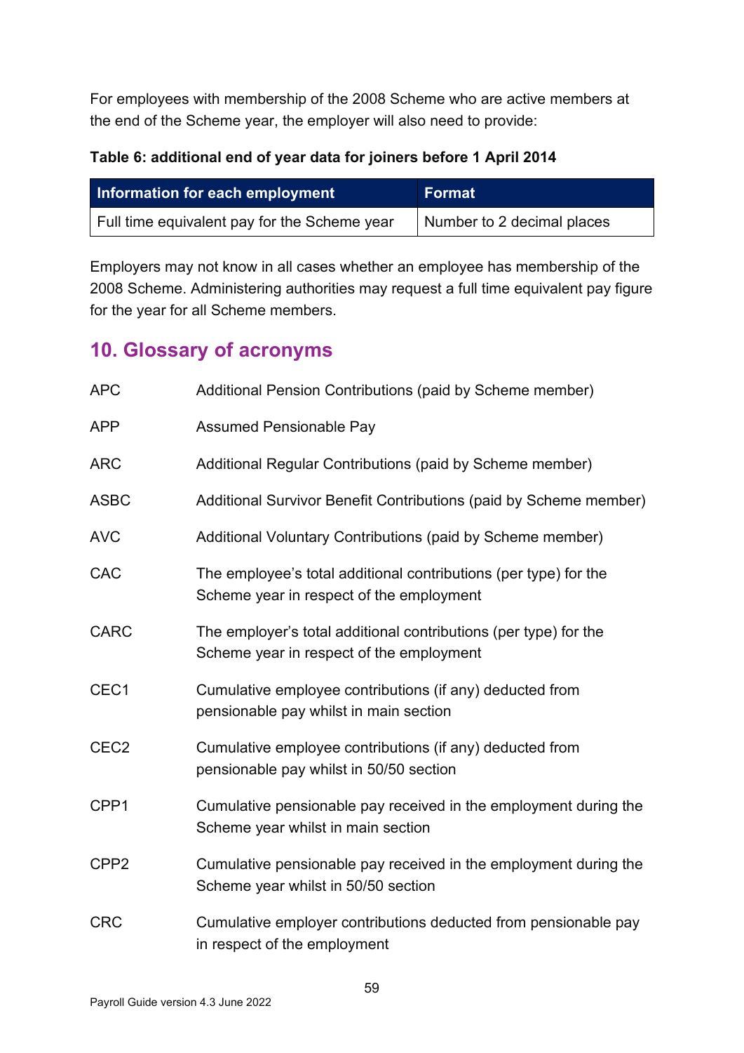For employees with membership of the 2008 Scheme who are active members at the end of the Scheme year, the employer will also need to provide:

**Table 6: additional end of year data for joiners before 1 April 2014**

| Information for each employment | Format |
| --- | --- |
| Full time equivalent pay for the Scheme year | Number to 2 decimal places |

Employers may not know in all cases whether an employee has membership of the 2008 Scheme. Administering authorities may request a full time equivalent pay figure for the year for all Scheme members.

## 10. Glossary of acronyms

| | |
| --- | --- |
| APC | Additional Pension Contributions (paid by Scheme member) |
| APP | Assumed Pensionable Pay |
| ARC | Additional Regular Contributions (paid by Scheme member) |
| ASBC | Additional Survivor Benefit Contributions (paid by Scheme member) |
| AVC | Additional Voluntary Contributions (paid by Scheme member) |
| CAC | The employee's total additional contributions (per type) for the Scheme year in respect of the employment |
| CARC | The employer's total additional contributions (per type) for the Scheme year in respect of the employment |
| CEC1 | Cumulative employee contributions (if any) deducted from pensionable pay whilst in main section |
| CEC2 | Cumulative employee contributions (if any) deducted from pensionable pay whilst in 50/50 section |
| CPP1 | Cumulative pensionable pay received in the employment during the Scheme year whilst in main section |
| CPP2 | Cumulative pensionable pay received in the employment during the Scheme year whilst in 50/50 section |
| CRC | Cumulative employer contributions deducted from pensionable pay in respect of the employment |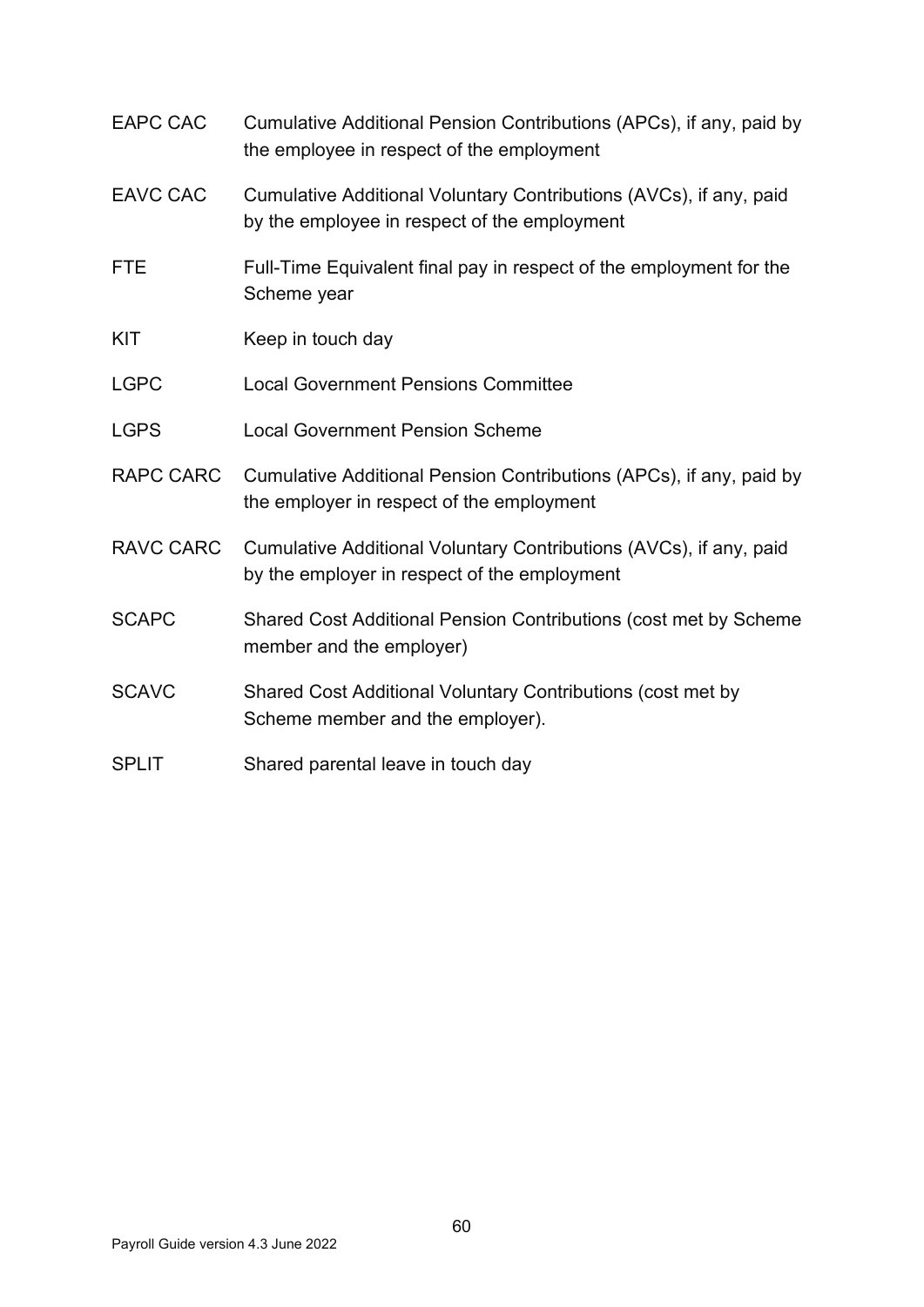| | |
|---|---|
| EAPC CAC | Cumulative Additional Pension Contributions (APCs), if any, paid by the employee in respect of the employment |
| EAVC CAC | Cumulative Additional Voluntary Contributions (AVCs), if any, paid by the employee in respect of the employment |
| FTE | Full-Time Equivalent final pay in respect of the employment for the Scheme year |
| KIT | Keep in touch day |
| LGPC | Local Government Pensions Committee |
| LGPS | Local Government Pension Scheme |
| RAPC CARC | Cumulative Additional Pension Contributions (APCs), if any, paid by the employer in respect of the employment |
| RAVC CARC | Cumulative Additional Voluntary Contributions (AVCs), if any, paid by the employer in respect of the employment |
| SCAPC | Shared Cost Additional Pension Contributions (cost met by Scheme member and the employer) |
| SCAVC | Shared Cost Additional Voluntary Contributions (cost met by Scheme member and the employer). |
| SPLIT | Shared parental leave in touch day |